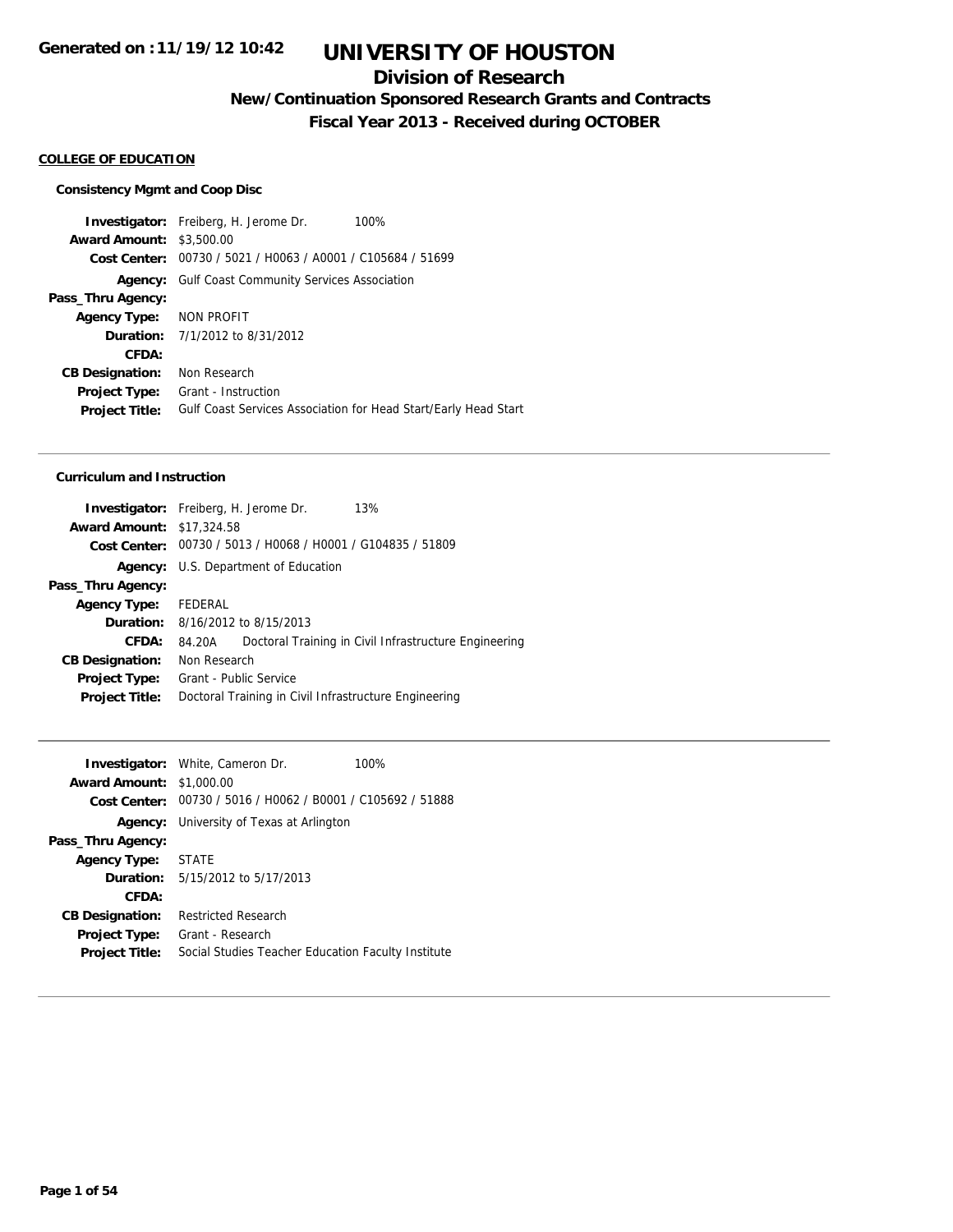**Generated on :11/19/12 10:42**

# UNIVERSITY OF HOUSTON

## Division of Research

### New/Continuation Sponsored Research Grants and Contracts

### Fiscal Year 2013 - Received during OCTOBER

**COLLEGE OF EDUCATION**

**Consistency Mgmt and Coop Disc**

| | |
|---|---|
| **Investigator:** | Freiberg, H. Jerome Dr. 100% |
| **Award Amount:** | $3,500.00 |
| **Cost Center:** | 00730 / 5021 / H0063 / A0001 / C105684 / 51699 |
| **Agency:** | Gulf Coast Community Services Association |
| **Pass_Thru Agency:** | |
| **Agency Type:** | NON PROFIT |
| **Duration:** | 7/1/2012 to 8/31/2012 |
| **CFDA:** | |
| **CB Designation:** | Non Research |
| **Project Type:** | Grant - Instruction |
| **Project Title:** | Gulf Coast Services Association for Head Start/Early Head Start |

---

**Curriculum and Instruction**

| | |
|---|---|
| **Investigator:** | Freiberg, H. Jerome Dr. 13% |
| **Award Amount:** | $17,324.58 |
| **Cost Center:** | 00730 / 5013 / H0068 / H0001 / G104835 / 51809 |
| **Agency:** | U.S. Department of Education |
| **Pass_Thru Agency:** | |
| **Agency Type:** | FEDERAL |
| **Duration:** | 8/16/2012 to 8/15/2013 |
| **CFDA:** | 84.20A Doctoral Training in Civil Infrastructure Engineering |
| **CB Designation:** | Non Research |
| **Project Type:** | Grant - Public Service |
| **Project Title:** | Doctoral Training in Civil Infrastructure Engineering |

---

| | |
|---|---|
| **Investigator:** | White, Cameron Dr. 100% |
| **Award Amount:** | $1,000.00 |
| **Cost Center:** | 00730 / 5016 / H0062 / B0001 / C105692 / 51888 |
| **Agency:** | University of Texas at Arlington |
| **Pass_Thru Agency:** | |
| **Agency Type:** | STATE |
| **Duration:** | 5/15/2012 to 5/17/2013 |
| **CFDA:** | |
| **CB Designation:** | Restricted Research |
| **Project Type:** | Grant - Research |
| **Project Title:** | Social Studies Teacher Education Faculty Institute |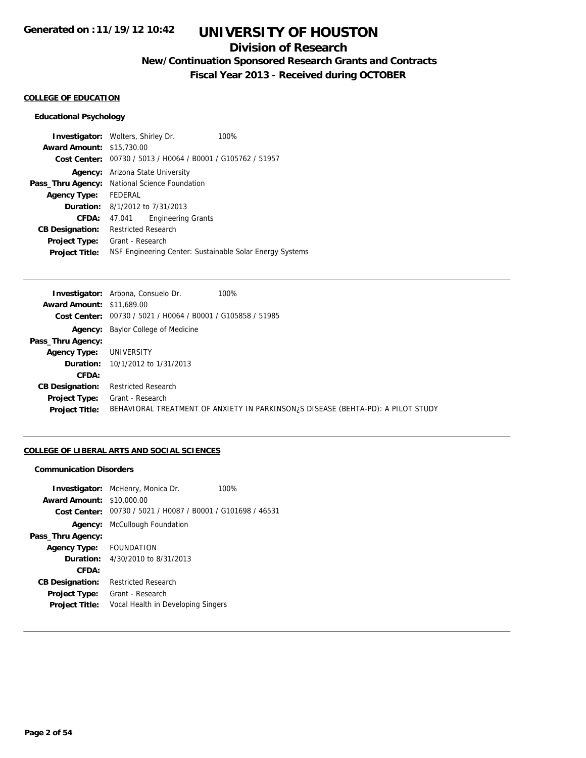# UNIVERSITY OF HOUSTON

## Division of Research

### New/Continuation Sponsored Research Grants and Contracts

### Fiscal Year 2013 - Received during OCTOBER

Generated on :11/19/12 10:42

**COLLEGE OF EDUCATION**

**Educational Psychology**

**Investigator:** Wolters, Shirley Dr. 100%
**Award Amount:** $15,730.00
**Cost Center:** 00730 / 5013 / H0064 / B0001 / G105762 / 51957
**Agency:** Arizona State University
**Pass_Thru Agency:** National Science Foundation
**Agency Type:** FEDERAL
**Duration:** 8/1/2012 to 7/31/2013
**CFDA:** 47.041 Engineering Grants
**CB Designation:** Restricted Research
**Project Type:** Grant - Research
**Project Title:** NSF Engineering Center: Sustainable Solar Energy Systems

---

**Investigator:** Arbona, Consuelo Dr. 100%
**Award Amount:** $11,689.00
**Cost Center:** 00730 / 5021 / H0064 / B0001 / G105858 / 51985
**Agency:** Baylor College of Medicine
**Pass_Thru Agency:**
**Agency Type:** UNIVERSITY
**Duration:** 10/1/2012 to 1/31/2013
**CFDA:**
**CB Designation:** Restricted Research
**Project Type:** Grant - Research
**Project Title:** BEHAVIORAL TREATMENT OF ANXIETY IN PARKINSON¿S DISEASE (BEHTA-PD): A PILOT STUDY

---

**COLLEGE OF LIBERAL ARTS AND SOCIAL SCIENCES**

**Communication Disorders**

**Investigator:** McHenry, Monica Dr. 100%
**Award Amount:** $10,000.00
**Cost Center:** 00730 / 5021 / H0087 / B0001 / G101698 / 46531
**Agency:** McCullough Foundation
**Pass_Thru Agency:**
**Agency Type:** FOUNDATION
**Duration:** 4/30/2010 to 8/31/2013
**CFDA:**
**CB Designation:** Restricted Research
**Project Type:** Grant - Research
**Project Title:** Vocal Health in Developing Singers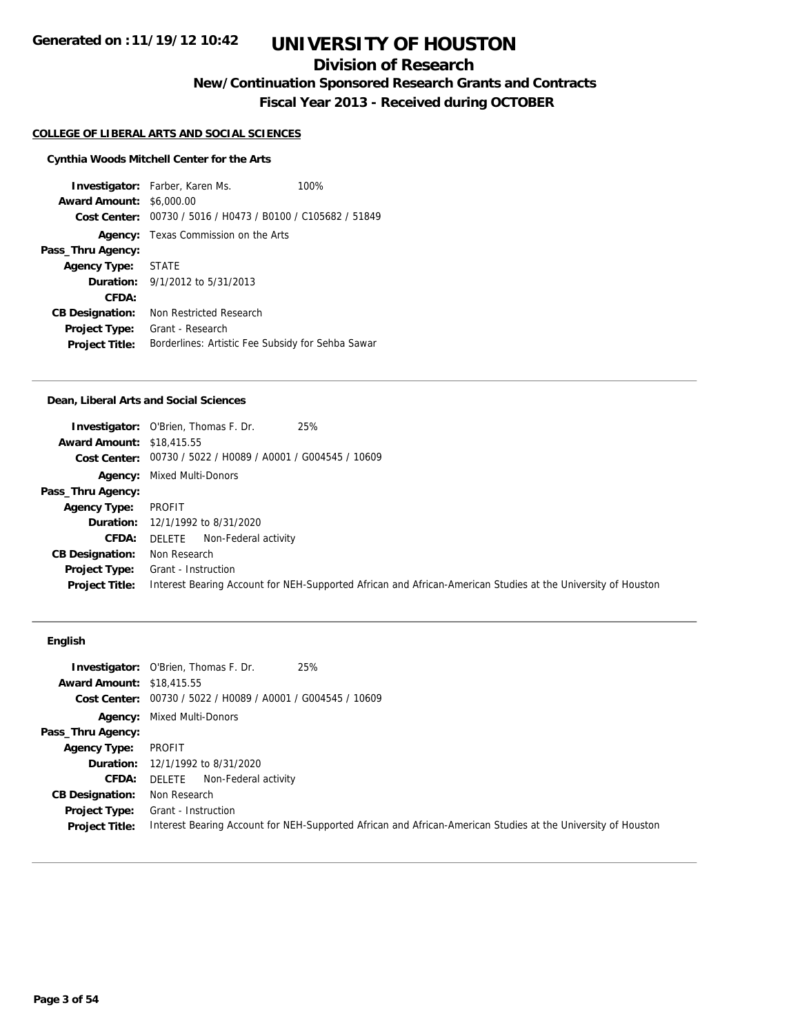# UNIVERSITY OF HOUSTON

## Division of Research

### New/Continuation Sponsored Research Grants and Contracts

### Fiscal Year 2013 - Received during OCTOBER

Generated on :11/19/12 10:42

**COLLEGE OF LIBERAL ARTS AND SOCIAL SCIENCES**

**Cynthia Woods Mitchell Center for the Arts**

**Investigator:** Farber, Karen Ms. 100%
**Award Amount:** $6,000.00
**Cost Center:** 00730 / 5016 / H0473 / B0100 / C105682 / 51849
**Agency:** Texas Commission on the Arts
**Pass_Thru Agency:**
**Agency Type:** STATE
**Duration:** 9/1/2012 to 5/31/2013
**CFDA:**
**CB Designation:** Non Restricted Research
**Project Type:** Grant - Research
**Project Title:** Borderlines: Artistic Fee Subsidy for Sehba Sawar

---

**Dean, Liberal Arts and Social Sciences**

**Investigator:** O'Brien, Thomas F. Dr. 25%
**Award Amount:** $18,415.55
**Cost Center:** 00730 / 5022 / H0089 / A0001 / G004545 / 10609
**Agency:** Mixed Multi-Donors
**Pass_Thru Agency:**
**Agency Type:** PROFIT
**Duration:** 12/1/1992 to 8/31/2020
**CFDA:** DELETE Non-Federal activity
**CB Designation:** Non Research
**Project Type:** Grant - Instruction
**Project Title:** Interest Bearing Account for NEH-Supported African and African-American Studies at the University of Houston

---

**English**

**Investigator:** O'Brien, Thomas F. Dr. 25%
**Award Amount:** $18,415.55
**Cost Center:** 00730 / 5022 / H0089 / A0001 / G004545 / 10609
**Agency:** Mixed Multi-Donors
**Pass_Thru Agency:**
**Agency Type:** PROFIT
**Duration:** 12/1/1992 to 8/31/2020
**CFDA:** DELETE Non-Federal activity
**CB Designation:** Non Research
**Project Type:** Grant - Instruction
**Project Title:** Interest Bearing Account for NEH-Supported African and African-American Studies at the University of Houston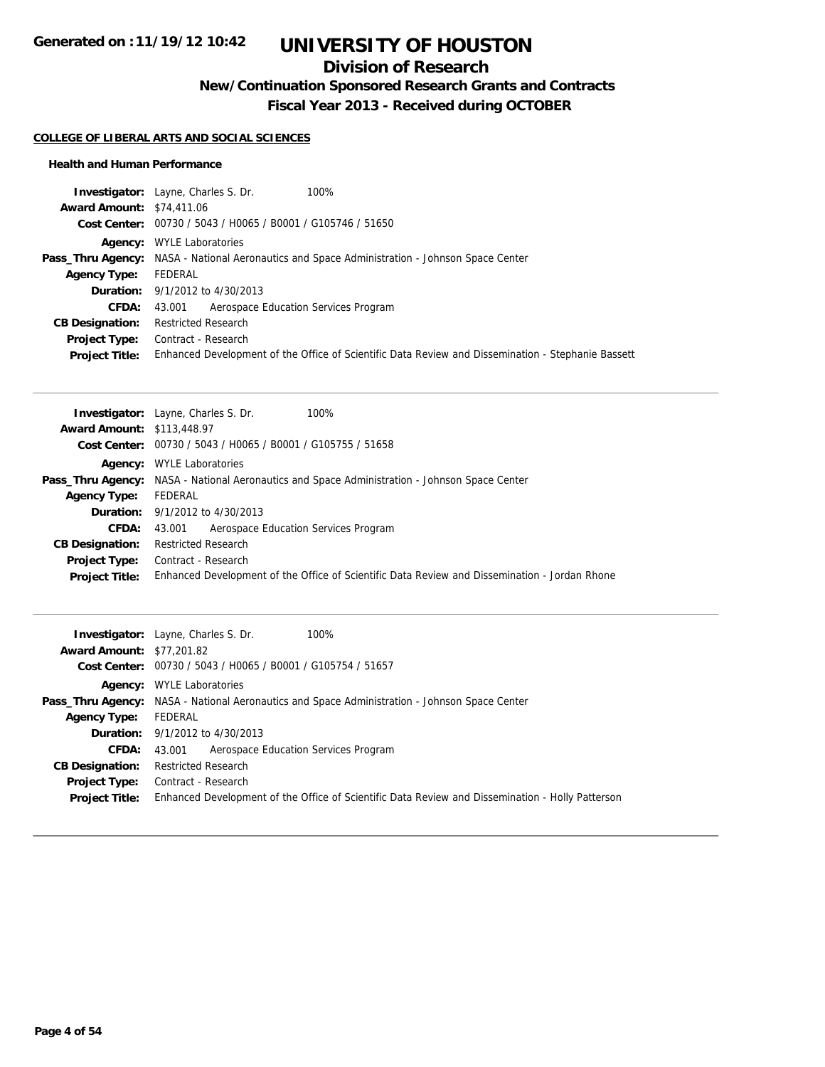# UNIVERSITY OF HOUSTON

## Division of Research

### New/Continuation Sponsored Research Grants and Contracts

### Fiscal Year 2013 - Received during OCTOBER

**COLLEGE OF LIBERAL ARTS AND SOCIAL SCIENCES**

**Health and Human Performance**

**Investigator:** Layne, Charles S. Dr. 100%
**Award Amount:** $74,411.06
**Cost Center:** 00730 / 5043 / H0065 / B0001 / G105746 / 51650
**Agency:** WYLE Laboratories
**Pass_Thru Agency:** NASA - National Aeronautics and Space Administration - Johnson Space Center
**Agency Type:** FEDERAL
**Duration:** 9/1/2012 to 4/30/2013
**CFDA:** 43.001 Aerospace Education Services Program
**CB Designation:** Restricted Research
**Project Type:** Contract - Research
**Project Title:** Enhanced Development of the Office of Scientific Data Review and Dissemination - Stephanie Bassett

---

**Investigator:** Layne, Charles S. Dr. 100%
**Award Amount:** $113,448.97
**Cost Center:** 00730 / 5043 / H0065 / B0001 / G105755 / 51658
**Agency:** WYLE Laboratories
**Pass_Thru Agency:** NASA - National Aeronautics and Space Administration - Johnson Space Center
**Agency Type:** FEDERAL
**Duration:** 9/1/2012 to 4/30/2013
**CFDA:** 43.001 Aerospace Education Services Program
**CB Designation:** Restricted Research
**Project Type:** Contract - Research
**Project Title:** Enhanced Development of the Office of Scientific Data Review and Dissemination - Jordan Rhone

---

**Investigator:** Layne, Charles S. Dr. 100%
**Award Amount:** $77,201.82
**Cost Center:** 00730 / 5043 / H0065 / B0001 / G105754 / 51657
**Agency:** WYLE Laboratories
**Pass_Thru Agency:** NASA - National Aeronautics and Space Administration - Johnson Space Center
**Agency Type:** FEDERAL
**Duration:** 9/1/2012 to 4/30/2013
**CFDA:** 43.001 Aerospace Education Services Program
**CB Designation:** Restricted Research
**Project Type:** Contract - Research
**Project Title:** Enhanced Development of the Office of Scientific Data Review and Dissemination - Holly Patterson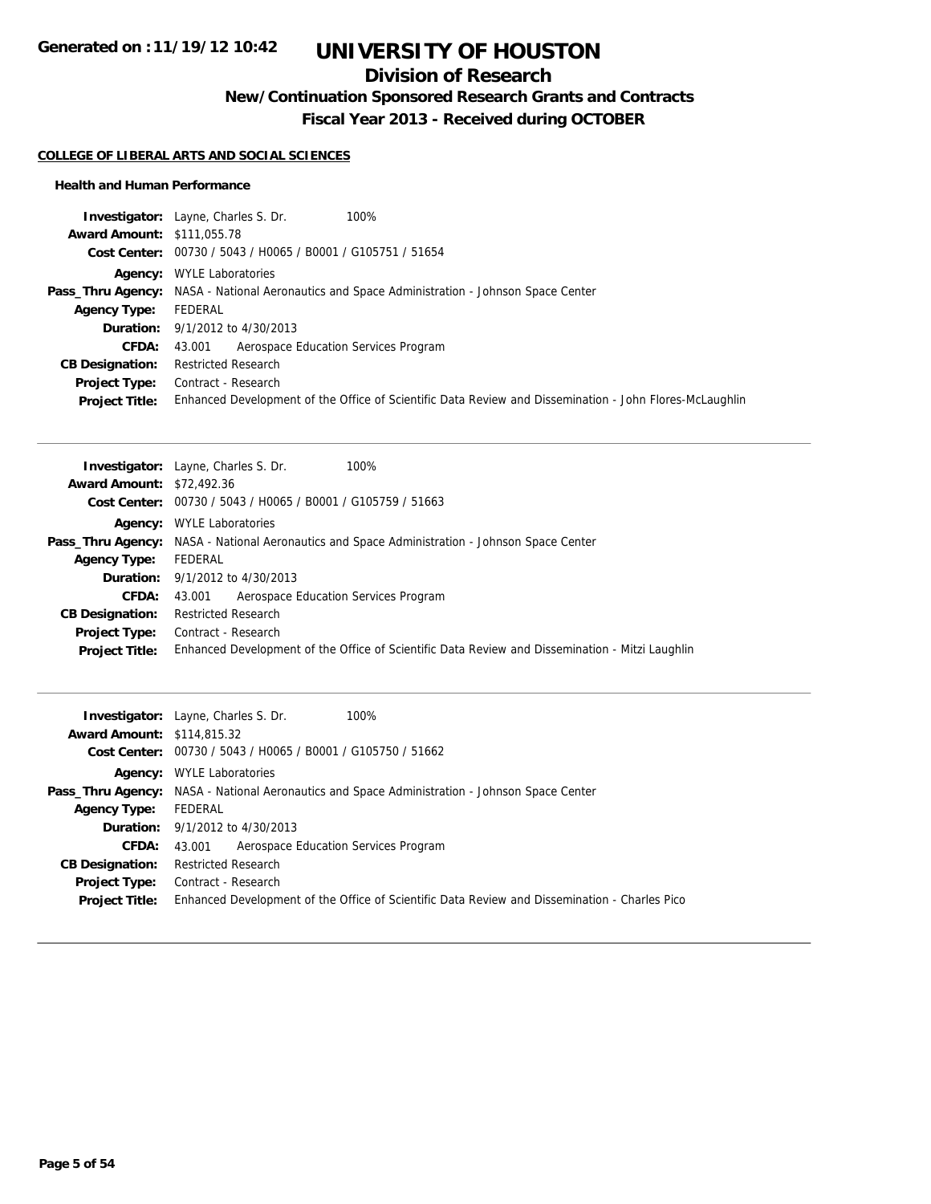# UNIVERSITY OF HOUSTON

## Division of Research

### New/Continuation Sponsored Research Grants and Contracts

### Fiscal Year 2013 - Received during OCTOBER

**COLLEGE OF LIBERAL ARTS AND SOCIAL SCIENCES**

**Health and Human Performance**

| | |
|---|---|
| **Investigator:** | Layne, Charles S. Dr. 100% |
| **Award Amount:** | $111,055.78 |
| **Cost Center:** | 00730 / 5043 / H0065 / B0001 / G105751 / 51654 |
| **Agency:** | WYLE Laboratories |
| **Pass_Thru Agency:** | NASA - National Aeronautics and Space Administration - Johnson Space Center |
| **Agency Type:** | FEDERAL |
| **Duration:** | 9/1/2012 to 4/30/2013 |
| **CFDA:** | 43.001 Aerospace Education Services Program |
| **CB Designation:** | Restricted Research |
| **Project Type:** | Contract - Research |
| **Project Title:** | Enhanced Development of the Office of Scientific Data Review and Dissemination - John Flores-McLaughlin |

---

| | |
|---|---|
| **Investigator:** | Layne, Charles S. Dr. 100% |
| **Award Amount:** | $72,492.36 |
| **Cost Center:** | 00730 / 5043 / H0065 / B0001 / G105759 / 51663 |
| **Agency:** | WYLE Laboratories |
| **Pass_Thru Agency:** | NASA - National Aeronautics and Space Administration - Johnson Space Center |
| **Agency Type:** | FEDERAL |
| **Duration:** | 9/1/2012 to 4/30/2013 |
| **CFDA:** | 43.001 Aerospace Education Services Program |
| **CB Designation:** | Restricted Research |
| **Project Type:** | Contract - Research |
| **Project Title:** | Enhanced Development of the Office of Scientific Data Review and Dissemination - Mitzi Laughlin |

---

| | |
|---|---|
| **Investigator:** | Layne, Charles S. Dr. 100% |
| **Award Amount:** | $114,815.32 |
| **Cost Center:** | 00730 / 5043 / H0065 / B0001 / G105750 / 51662 |
| **Agency:** | WYLE Laboratories |
| **Pass_Thru Agency:** | NASA - National Aeronautics and Space Administration - Johnson Space Center |
| **Agency Type:** | FEDERAL |
| **Duration:** | 9/1/2012 to 4/30/2013 |
| **CFDA:** | 43.001 Aerospace Education Services Program |
| **CB Designation:** | Restricted Research |
| **Project Type:** | Contract - Research |
| **Project Title:** | Enhanced Development of the Office of Scientific Data Review and Dissemination - Charles Pico |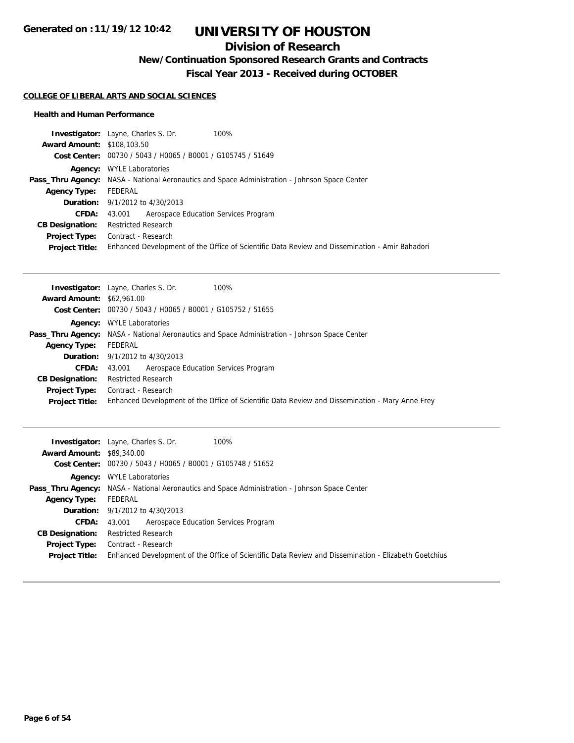# UNIVERSITY OF HOUSTON

## Division of Research

### New/Continuation Sponsored Research Grants and Contracts

### Fiscal Year 2013 - Received during OCTOBER

**COLLEGE OF LIBERAL ARTS AND SOCIAL SCIENCES**

**Health and Human Performance**

**Investigator:** Layne, Charles S. Dr. 100%
**Award Amount:** $108,103.50
**Cost Center:** 00730 / 5043 / H0065 / B0001 / G105745 / 51649
**Agency:** WYLE Laboratories
**Pass_Thru Agency:** NASA - National Aeronautics and Space Administration - Johnson Space Center
**Agency Type:** FEDERAL
**Duration:** 9/1/2012 to 4/30/2013
**CFDA:** 43.001 Aerospace Education Services Program
**CB Designation:** Restricted Research
**Project Type:** Contract - Research
**Project Title:** Enhanced Development of the Office of Scientific Data Review and Dissemination - Amir Bahadori

---

**Investigator:** Layne, Charles S. Dr. 100%
**Award Amount:** $62,961.00
**Cost Center:** 00730 / 5043 / H0065 / B0001 / G105752 / 51655
**Agency:** WYLE Laboratories
**Pass_Thru Agency:** NASA - National Aeronautics and Space Administration - Johnson Space Center
**Agency Type:** FEDERAL
**Duration:** 9/1/2012 to 4/30/2013
**CFDA:** 43.001 Aerospace Education Services Program
**CB Designation:** Restricted Research
**Project Type:** Contract - Research
**Project Title:** Enhanced Development of the Office of Scientific Data Review and Dissemination - Mary Anne Frey

---

**Investigator:** Layne, Charles S. Dr. 100%
**Award Amount:** $89,340.00
**Cost Center:** 00730 / 5043 / H0065 / B0001 / G105748 / 51652
**Agency:** WYLE Laboratories
**Pass_Thru Agency:** NASA - National Aeronautics and Space Administration - Johnson Space Center
**Agency Type:** FEDERAL
**Duration:** 9/1/2012 to 4/30/2013
**CFDA:** 43.001 Aerospace Education Services Program
**CB Designation:** Restricted Research
**Project Type:** Contract - Research
**Project Title:** Enhanced Development of the Office of Scientific Data Review and Dissemination - Elizabeth Goetchius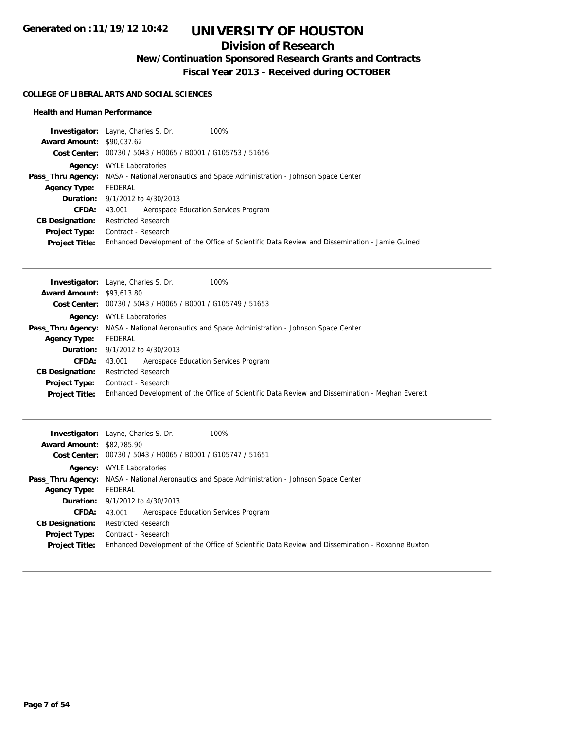# UNIVERSITY OF HOUSTON

## Division of Research

### New/Continuation Sponsored Research Grants and Contracts

### Fiscal Year 2013 - Received during OCTOBER

Generated on :11/19/12 10:42

**COLLEGE OF LIBERAL ARTS AND SOCIAL SCIENCES**

**Health and Human Performance**

**Investigator:** Layne, Charles S. Dr. 100%
**Award Amount:** $90,037.62
**Cost Center:** 00730 / 5043 / H0065 / B0001 / G105753 / 51656
**Agency:** WYLE Laboratories
**Pass_Thru Agency:** NASA - National Aeronautics and Space Administration - Johnson Space Center
**Agency Type:** FEDERAL
**Duration:** 9/1/2012 to 4/30/2013
**CFDA:** 43.001 Aerospace Education Services Program
**CB Designation:** Restricted Research
**Project Type:** Contract - Research
**Project Title:** Enhanced Development of the Office of Scientific Data Review and Dissemination - Jamie Guined

---

**Investigator:** Layne, Charles S. Dr. 100%
**Award Amount:** $93,613.80
**Cost Center:** 00730 / 5043 / H0065 / B0001 / G105749 / 51653
**Agency:** WYLE Laboratories
**Pass_Thru Agency:** NASA - National Aeronautics and Space Administration - Johnson Space Center
**Agency Type:** FEDERAL
**Duration:** 9/1/2012 to 4/30/2013
**CFDA:** 43.001 Aerospace Education Services Program
**CB Designation:** Restricted Research
**Project Type:** Contract - Research
**Project Title:** Enhanced Development of the Office of Scientific Data Review and Dissemination - Meghan Everett

---

**Investigator:** Layne, Charles S. Dr. 100%
**Award Amount:** $82,785.90
**Cost Center:** 00730 / 5043 / H0065 / B0001 / G105747 / 51651
**Agency:** WYLE Laboratories
**Pass_Thru Agency:** NASA - National Aeronautics and Space Administration - Johnson Space Center
**Agency Type:** FEDERAL
**Duration:** 9/1/2012 to 4/30/2013
**CFDA:** 43.001 Aerospace Education Services Program
**CB Designation:** Restricted Research
**Project Type:** Contract - Research
**Project Title:** Enhanced Development of the Office of Scientific Data Review and Dissemination - Roxanne Buxton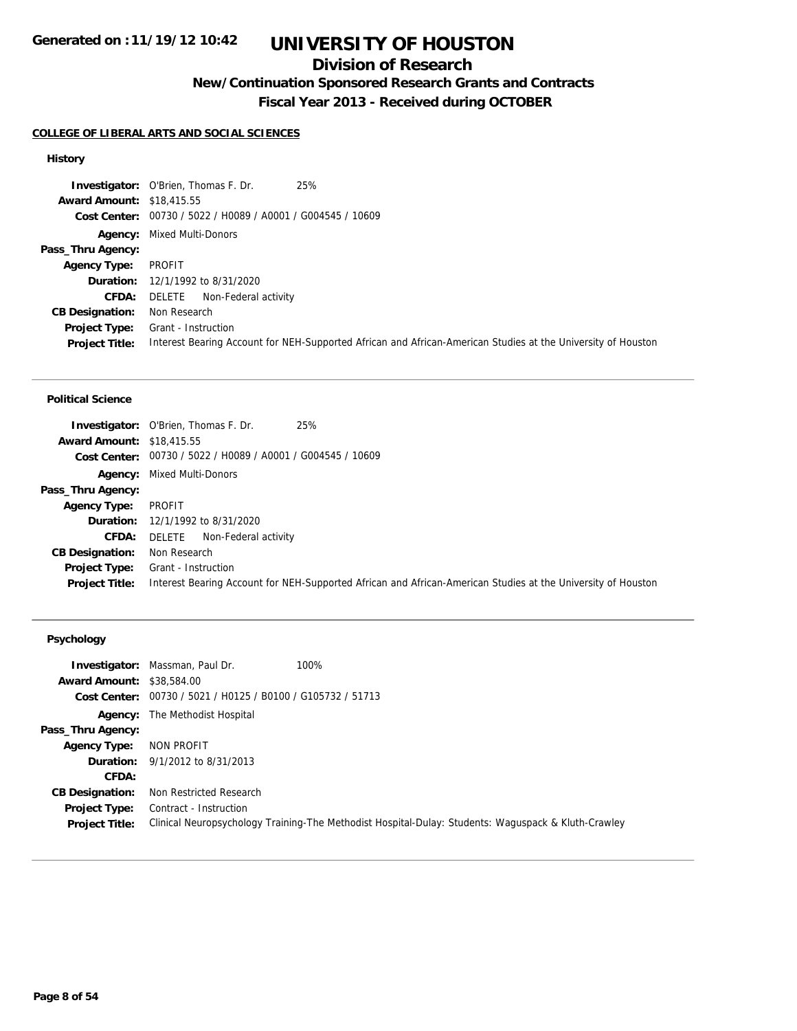# UNIVERSITY OF HOUSTON

## Division of Research

### New/Continuation Sponsored Research Grants and Contracts

### Fiscal Year 2013 - Received during OCTOBER

Generated on :11/19/12 10:42

**COLLEGE OF LIBERAL ARTS AND SOCIAL SCIENCES**

#### History

| | |
|---|---|
| **Investigator:** | O'Brien, Thomas F. Dr. 25% |
| **Award Amount:** | $18,415.55 |
| **Cost Center:** | 00730 / 5022 / H0089 / A0001 / G004545 / 10609 |
| **Agency:** | Mixed Multi-Donors |
| **Pass_Thru Agency:** | |
| **Agency Type:** | PROFIT |
| **Duration:** | 12/1/1992 to 8/31/2020 |
| **CFDA:** | DELETE Non-Federal activity |
| **CB Designation:** | Non Research |
| **Project Type:** | Grant - Instruction |
| **Project Title:** | Interest Bearing Account for NEH-Supported African and African-American Studies at the University of Houston |

#### Political Science

| | |
|---|---|
| **Investigator:** | O'Brien, Thomas F. Dr. 25% |
| **Award Amount:** | $18,415.55 |
| **Cost Center:** | 00730 / 5022 / H0089 / A0001 / G004545 / 10609 |
| **Agency:** | Mixed Multi-Donors |
| **Pass_Thru Agency:** | |
| **Agency Type:** | PROFIT |
| **Duration:** | 12/1/1992 to 8/31/2020 |
| **CFDA:** | DELETE Non-Federal activity |
| **CB Designation:** | Non Research |
| **Project Type:** | Grant - Instruction |
| **Project Title:** | Interest Bearing Account for NEH-Supported African and African-American Studies at the University of Houston |

#### Psychology

| | |
|---|---|
| **Investigator:** | Massman, Paul Dr. 100% |
| **Award Amount:** | $38,584.00 |
| **Cost Center:** | 00730 / 5021 / H0125 / B0100 / G105732 / 51713 |
| **Agency:** | The Methodist Hospital |
| **Pass_Thru Agency:** | |
| **Agency Type:** | NON PROFIT |
| **Duration:** | 9/1/2012 to 8/31/2013 |
| **CFDA:** | |
| **CB Designation:** | Non Restricted Research |
| **Project Type:** | Contract - Instruction |
| **Project Title:** | Clinical Neuropsychology Training-The Methodist Hospital-Dulay: Students: Waguspack & Kluth-Crawley |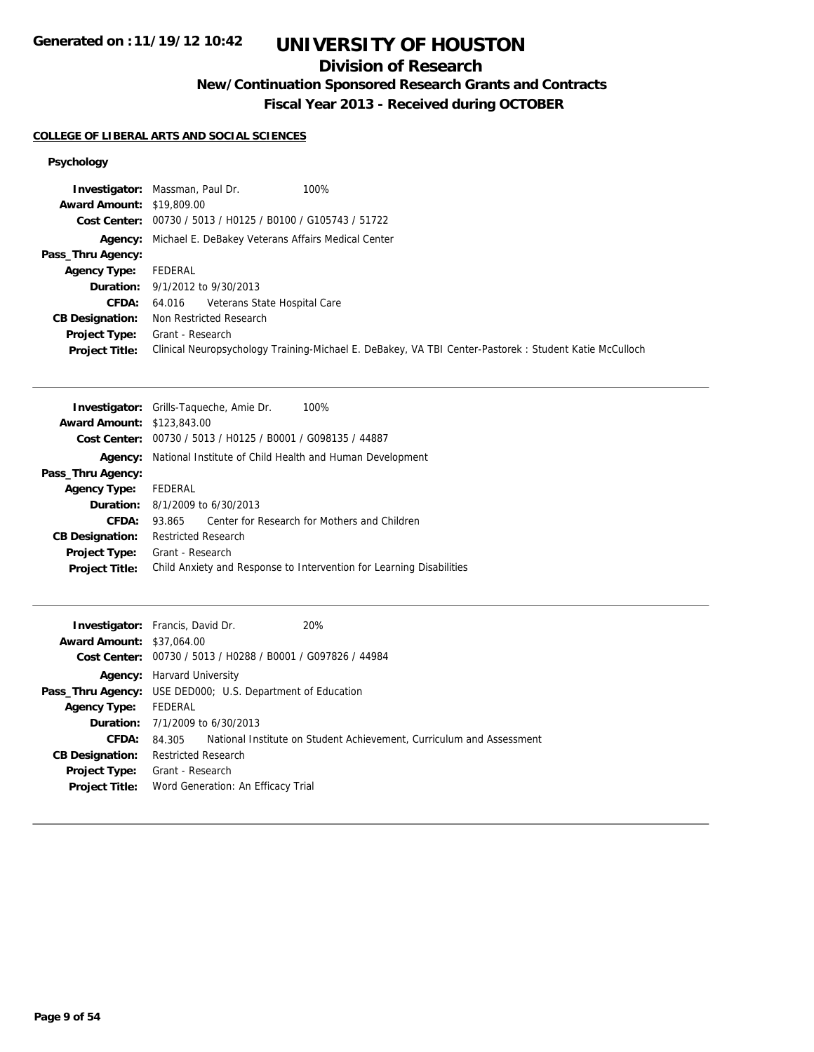Generated on :11/19/12 10:42

# UNIVERSITY OF HOUSTON

## Division of Research

### New/Continuation Sponsored Research Grants and Contracts

### Fiscal Year 2013 - Received during OCTOBER

**COLLEGE OF LIBERAL ARTS AND SOCIAL SCIENCES**

**Psychology**

**Investigator:** Massman, Paul Dr. 100%
**Award Amount:** $19,809.00
**Cost Center:** 00730 / 5013 / H0125 / B0100 / G105743 / 51722
**Agency:** Michael E. DeBakey Veterans Affairs Medical Center
**Pass_Thru Agency:**
**Agency Type:** FEDERAL
**Duration:** 9/1/2012 to 9/30/2013
**CFDA:** 64.016 Veterans State Hospital Care
**CB Designation:** Non Restricted Research
**Project Type:** Grant - Research
**Project Title:** Clinical Neuropsychology Training-Michael E. DeBakey, VA TBI Center-Pastorek : Student Katie McCulloch

---

**Investigator:** Grills-Taqueche, Amie Dr. 100%
**Award Amount:** $123,843.00
**Cost Center:** 00730 / 5013 / H0125 / B0001 / G098135 / 44887
**Agency:** National Institute of Child Health and Human Development
**Pass_Thru Agency:**
**Agency Type:** FEDERAL
**Duration:** 8/1/2009 to 6/30/2013
**CFDA:** 93.865 Center for Research for Mothers and Children
**CB Designation:** Restricted Research
**Project Type:** Grant - Research
**Project Title:** Child Anxiety and Response to Intervention for Learning Disabilities

---

**Investigator:** Francis, David Dr. 20%
**Award Amount:** $37,064.00
**Cost Center:** 00730 / 5013 / H0288 / B0001 / G097826 / 44984
**Agency:** Harvard University
**Pass_Thru Agency:** USE DED000; U.S. Department of Education
**Agency Type:** FEDERAL
**Duration:** 7/1/2009 to 6/30/2013
**CFDA:** 84.305 National Institute on Student Achievement, Curriculum and Assessment
**CB Designation:** Restricted Research
**Project Type:** Grant - Research
**Project Title:** Word Generation: An Efficacy Trial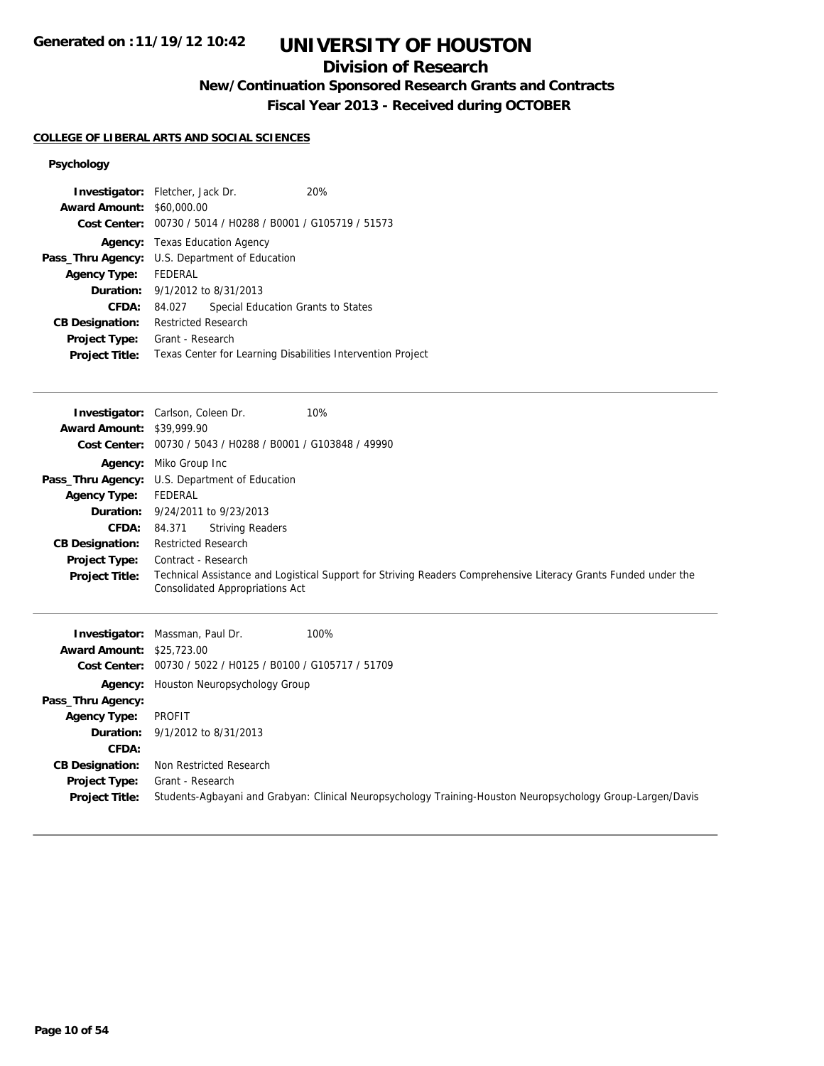# UNIVERSITY OF HOUSTON

## Division of Research

### New/Continuation Sponsored Research Grants and Contracts

### Fiscal Year 2013 - Received during OCTOBER

**COLLEGE OF LIBERAL ARTS AND SOCIAL SCIENCES**

**Psychology**

| | | |
|---|---|---|
| **Investigator:** | Fletcher, Jack Dr. | 20% |
| **Award Amount:** | $60,000.00 | |
| **Cost Center:** | 00730 / 5014 / H0288 / B0001 / G105719 / 51573 | |
| **Agency:** | Texas Education Agency | |
| **Pass_Thru Agency:** | U.S. Department of Education | |
| **Agency Type:** | FEDERAL | |
| **Duration:** | 9/1/2012 to 8/31/2013 | |
| **CFDA:** | 84.027 Special Education Grants to States | |
| **CB Designation:** | Restricted Research | |
| **Project Type:** | Grant - Research | |
| **Project Title:** | Texas Center for Learning Disabilities Intervention Project | |

| | | |
|---|---|---|
| **Investigator:** | Carlson, Coleen Dr. | 10% |
| **Award Amount:** | $39,999.90 | |
| **Cost Center:** | 00730 / 5043 / H0288 / B0001 / G103848 / 49990 | |
| **Agency:** | Miko Group Inc | |
| **Pass_Thru Agency:** | U.S. Department of Education | |
| **Agency Type:** | FEDERAL | |
| **Duration:** | 9/24/2011 to 9/23/2013 | |
| **CFDA:** | 84.371 Striving Readers | |
| **CB Designation:** | Restricted Research | |
| **Project Type:** | Contract - Research | |
| **Project Title:** | Technical Assistance and Logistical Support for Striving Readers Comprehensive Literacy Grants Funded under the Consolidated Appropriations Act | |

| | | |
|---|---|---|
| **Investigator:** | Massman, Paul Dr. | 100% |
| **Award Amount:** | $25,723.00 | |
| **Cost Center:** | 00730 / 5022 / H0125 / B0100 / G105717 / 51709 | |
| **Agency:** | Houston Neuropsychology Group | |
| **Pass_Thru Agency:** | | |
| **Agency Type:** | PROFIT | |
| **Duration:** | 9/1/2012 to 8/31/2013 | |
| **CFDA:** | | |
| **CB Designation:** | Non Restricted Research | |
| **Project Type:** | Grant - Research | |
| **Project Title:** | Students-Agbayani and Grabyan: Clinical Neuropsychology Training-Houston Neuropsychology Group-Largen/Davis | |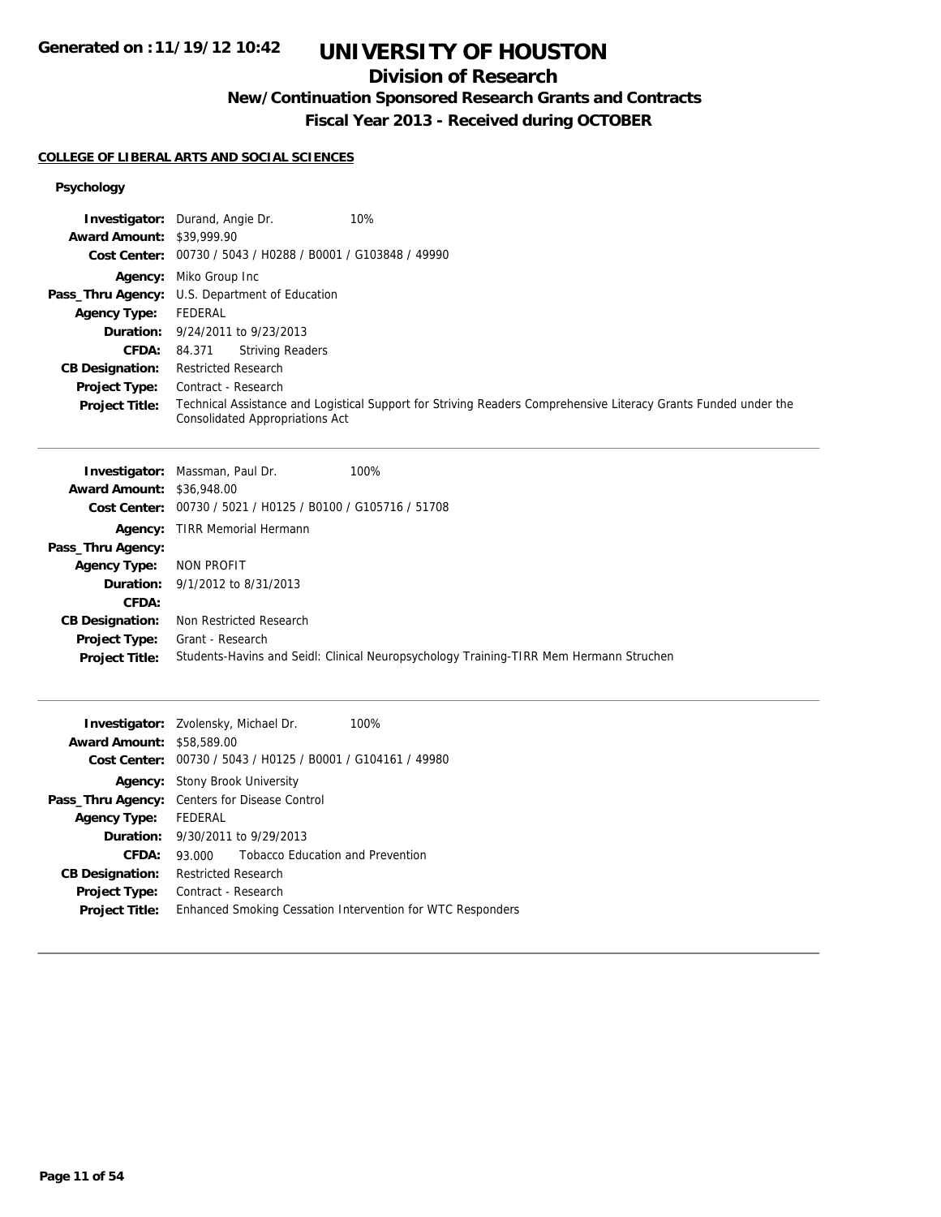# UNIVERSITY OF HOUSTON

## Division of Research

### New/Continuation Sponsored Research Grants and Contracts

### Fiscal Year 2013 - Received during OCTOBER

**COLLEGE OF LIBERAL ARTS AND SOCIAL SCIENCES**

**Psychology**

| | |
|---|---|
| **Investigator:** | Durand, Angie Dr. 10% |
| **Award Amount:** | $39,999.90 |
| **Cost Center:** | 00730 / 5043 / H0288 / B0001 / G103848 / 49990 |
| **Agency:** | Miko Group Inc |
| **Pass_Thru Agency:** | U.S. Department of Education |
| **Agency Type:** | FEDERAL |
| **Duration:** | 9/24/2011 to 9/23/2013 |
| **CFDA:** | 84.371 Striving Readers |
| **CB Designation:** | Restricted Research |
| **Project Type:** | Contract - Research |
| **Project Title:** | Technical Assistance and Logistical Support for Striving Readers Comprehensive Literacy Grants Funded under the Consolidated Appropriations Act |

---

| | |
|---|---|
| **Investigator:** | Massman, Paul Dr. 100% |
| **Award Amount:** | $36,948.00 |
| **Cost Center:** | 00730 / 5021 / H0125 / B0100 / G105716 / 51708 |
| **Agency:** | TIRR Memorial Hermann |
| **Pass_Thru Agency:** | |
| **Agency Type:** | NON PROFIT |
| **Duration:** | 9/1/2012 to 8/31/2013 |
| **CFDA:** | |
| **CB Designation:** | Non Restricted Research |
| **Project Type:** | Grant - Research |
| **Project Title:** | Students-Havins and Seidl: Clinical Neuropsychology Training-TIRR Mem Hermann Struchen |

---

| | |
|---|---|
| **Investigator:** | Zvolensky, Michael Dr. 100% |
| **Award Amount:** | $58,589.00 |
| **Cost Center:** | 00730 / 5043 / H0125 / B0001 / G104161 / 49980 |
| **Agency:** | Stony Brook University |
| **Pass_Thru Agency:** | Centers for Disease Control |
| **Agency Type:** | FEDERAL |
| **Duration:** | 9/30/2011 to 9/29/2013 |
| **CFDA:** | 93.000 Tobacco Education and Prevention |
| **CB Designation:** | Restricted Research |
| **Project Type:** | Contract - Research |
| **Project Title:** | Enhanced Smoking Cessation Intervention for WTC Responders |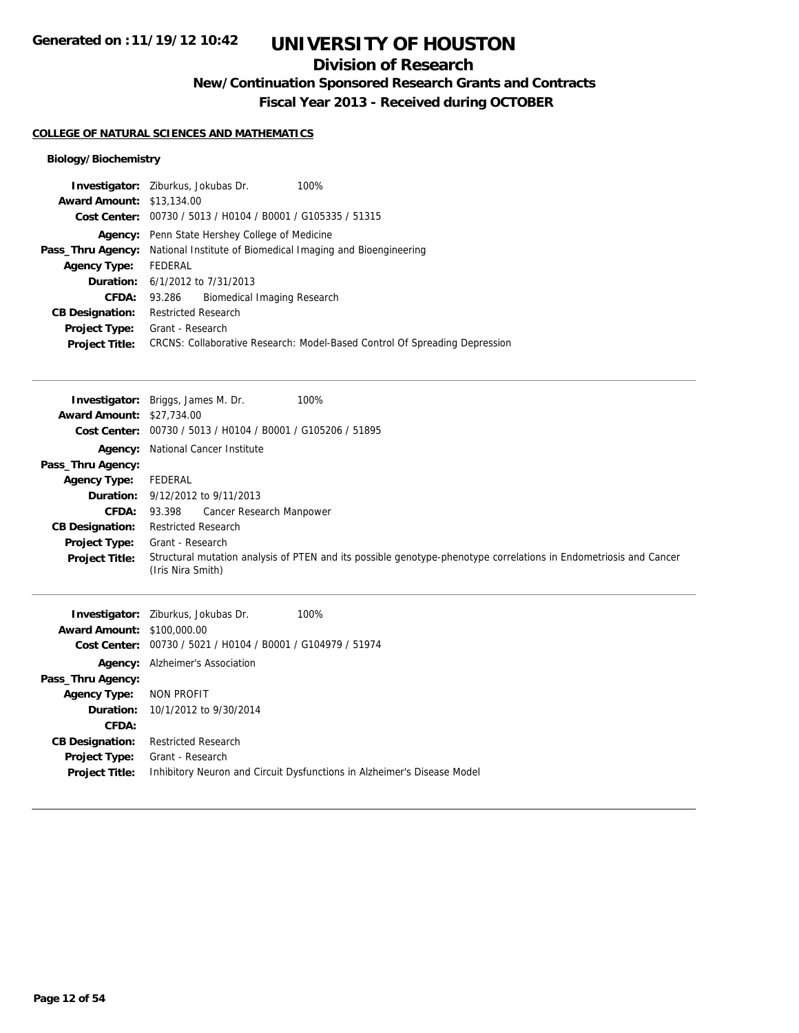# UNIVERSITY OF HOUSTON

## Division of Research

### New/Continuation Sponsored Research Grants and Contracts

### Fiscal Year 2013 - Received during OCTOBER

Generated on :11/19/12 10:42

**COLLEGE OF NATURAL SCIENCES AND MATHEMATICS**

**Biology/Biochemistry**

| | |
|---|---|
| **Investigator:** | Ziburkus, Jokubas Dr. 100% |
| **Award Amount:** | $13,134.00 |
| **Cost Center:** | 00730 / 5013 / H0104 / B0001 / G105335 / 51315 |
| **Agency:** | Penn State Hershey College of Medicine |
| **Pass_Thru Agency:** | National Institute of Biomedical Imaging and Bioengineering |
| **Agency Type:** | FEDERAL |
| **Duration:** | 6/1/2012 to 7/31/2013 |
| **CFDA:** | 93.286 Biomedical Imaging Research |
| **CB Designation:** | Restricted Research |
| **Project Type:** | Grant - Research |
| **Project Title:** | CRCNS: Collaborative Research: Model-Based Control Of Spreading Depression |

---

| | |
|---|---|
| **Investigator:** | Briggs, James M. Dr. 100% |
| **Award Amount:** | $27,734.00 |
| **Cost Center:** | 00730 / 5013 / H0104 / B0001 / G105206 / 51895 |
| **Agency:** | National Cancer Institute |
| **Pass_Thru Agency:** | |
| **Agency Type:** | FEDERAL |
| **Duration:** | 9/12/2012 to 9/11/2013 |
| **CFDA:** | 93.398 Cancer Research Manpower |
| **CB Designation:** | Restricted Research |
| **Project Type:** | Grant - Research |
| **Project Title:** | Structural mutation analysis of PTEN and its possible genotype-phenotype correlations in Endometriosis and Cancer (Iris Nira Smith) |

---

| | |
|---|---|
| **Investigator:** | Ziburkus, Jokubas Dr. 100% |
| **Award Amount:** | $100,000.00 |
| **Cost Center:** | 00730 / 5021 / H0104 / B0001 / G104979 / 51974 |
| **Agency:** | Alzheimer's Association |
| **Pass_Thru Agency:** | |
| **Agency Type:** | NON PROFIT |
| **Duration:** | 10/1/2012 to 9/30/2014 |
| **CFDA:** | |
| **CB Designation:** | Restricted Research |
| **Project Type:** | Grant - Research |
| **Project Title:** | Inhibitory Neuron and Circuit Dysfunctions in Alzheimer's Disease Model |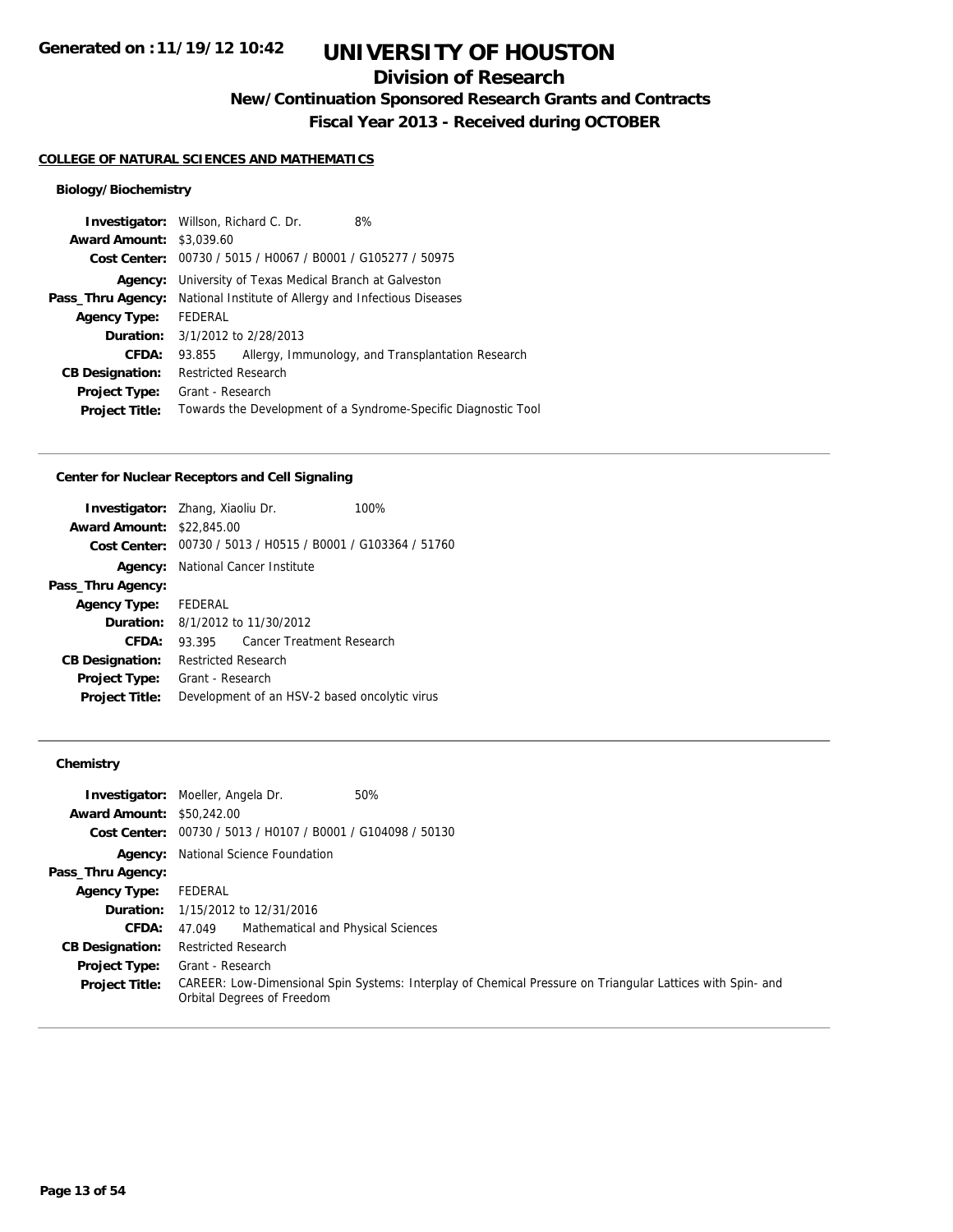# UNIVERSITY OF HOUSTON

## Division of Research

### New/Continuation Sponsored Research Grants and Contracts

### Fiscal Year 2013 - Received during OCTOBER

Generated on : 11/19/12 10:42

**COLLEGE OF NATURAL SCIENCES AND MATHEMATICS**

#### Biology/Biochemistry

| | |
|---|---|
| **Investigator:** | Willson, Richard C. Dr. 8% |
| **Award Amount:** | $3,039.60 |
| **Cost Center:** | 00730 / 5015 / H0067 / B0001 / G105277 / 50975 |
| **Agency:** | University of Texas Medical Branch at Galveston |
| **Pass_Thru Agency:** | National Institute of Allergy and Infectious Diseases |
| **Agency Type:** | FEDERAL |
| **Duration:** | 3/1/2012 to 2/28/2013 |
| **CFDA:** | 93.855 Allergy, Immunology, and Transplantation Research |
| **CB Designation:** | Restricted Research |
| **Project Type:** | Grant - Research |
| **Project Title:** | Towards the Development of a Syndrome-Specific Diagnostic Tool |

#### Center for Nuclear Receptors and Cell Signaling

| | |
|---|---|
| **Investigator:** | Zhang, Xiaoliu Dr. 100% |
| **Award Amount:** | $22,845.00 |
| **Cost Center:** | 00730 / 5013 / H0515 / B0001 / G103364 / 51760 |
| **Agency:** | National Cancer Institute |
| **Pass_Thru Agency:** | |
| **Agency Type:** | FEDERAL |
| **Duration:** | 8/1/2012 to 11/30/2012 |
| **CFDA:** | 93.395 Cancer Treatment Research |
| **CB Designation:** | Restricted Research |
| **Project Type:** | Grant - Research |
| **Project Title:** | Development of an HSV-2 based oncolytic virus |

#### Chemistry

| | |
|---|---|
| **Investigator:** | Moeller, Angela Dr. 50% |
| **Award Amount:** | $50,242.00 |
| **Cost Center:** | 00730 / 5013 / H0107 / B0001 / G104098 / 50130 |
| **Agency:** | National Science Foundation |
| **Pass_Thru Agency:** | |
| **Agency Type:** | FEDERAL |
| **Duration:** | 1/15/2012 to 12/31/2016 |
| **CFDA:** | 47.049 Mathematical and Physical Sciences |
| **CB Designation:** | Restricted Research |
| **Project Type:** | Grant - Research |
| **Project Title:** | CAREER: Low-Dimensional Spin Systems: Interplay of Chemical Pressure on Triangular Lattices with Spin- and Orbital Degrees of Freedom |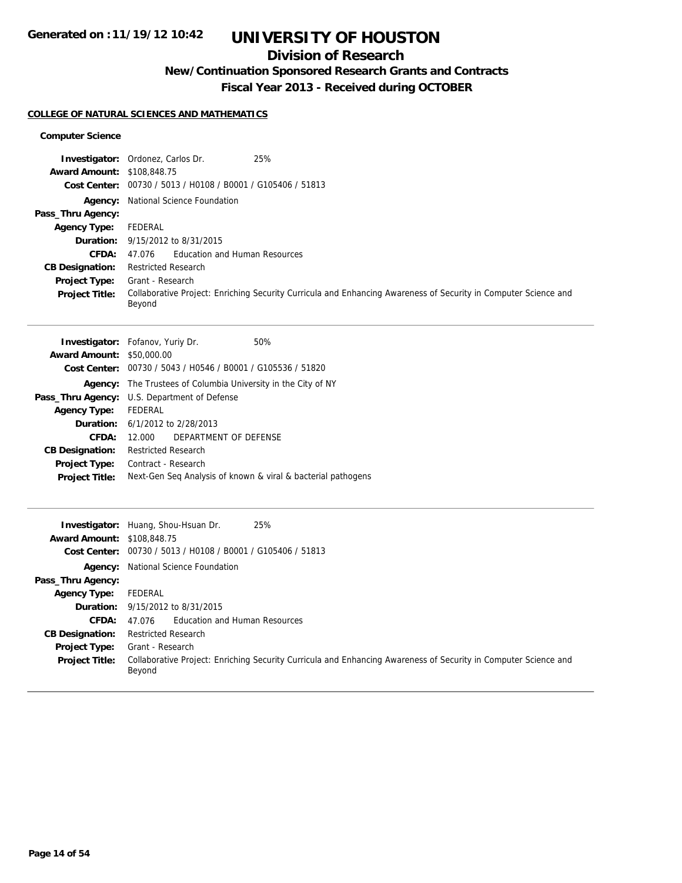## COLLEGE OF NATURAL SCIENCES AND MATHEMATICS

### Computer Science

**Investigator:** Ordonez, Carlos Dr. 25%
**Award Amount:** $108,848.75
**Cost Center:** 00730 / 5013 / H0108 / B0001 / G105406 / 51813
**Agency:** National Science Foundation
**Pass_Thru Agency:**
**Agency Type:** FEDERAL
**Duration:** 9/15/2012 to 8/31/2015
**CFDA:** 47.076 Education and Human Resources
**CB Designation:** Restricted Research
**Project Type:** Grant - Research
**Project Title:** Collaborative Project: Enriching Security Curricula and Enhancing Awareness of Security in Computer Science and Beyond

---

**Investigator:** Fofanov, Yuriy Dr. 50%
**Award Amount:** $50,000.00
**Cost Center:** 00730 / 5043 / H0546 / B0001 / G105536 / 51820
**Agency:** The Trustees of Columbia University in the City of NY
**Pass_Thru Agency:** U.S. Department of Defense
**Agency Type:** FEDERAL
**Duration:** 6/1/2012 to 2/28/2013
**CFDA:** 12.000 DEPARTMENT OF DEFENSE
**CB Designation:** Restricted Research
**Project Type:** Contract - Research
**Project Title:** Next-Gen Seq Analysis of known & viral & bacterial pathogens

---

**Investigator:** Huang, Shou-Hsuan Dr. 25%
**Award Amount:** $108,848.75
**Cost Center:** 00730 / 5013 / H0108 / B0001 / G105406 / 51813
**Agency:** National Science Foundation
**Pass_Thru Agency:**
**Agency Type:** FEDERAL
**Duration:** 9/15/2012 to 8/31/2015
**CFDA:** 47.076 Education and Human Resources
**CB Designation:** Restricted Research
**Project Type:** Grant - Research
**Project Title:** Collaborative Project: Enriching Security Curricula and Enhancing Awareness of Security in Computer Science and Beyond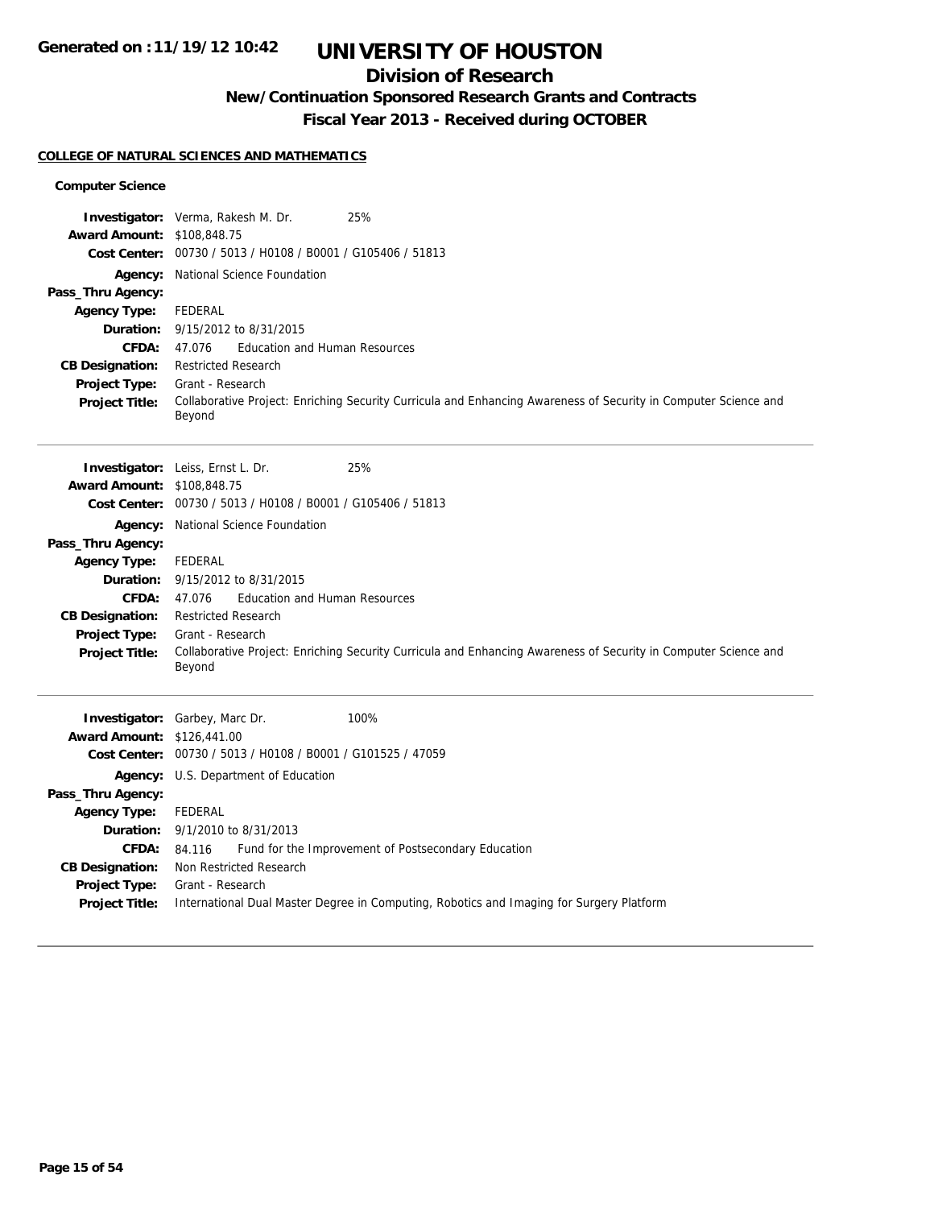# UNIVERSITY OF HOUSTON

## Division of Research

### New/Continuation Sponsored Research Grants and Contracts

### Fiscal Year 2013 - Received during OCTOBER

**COLLEGE OF NATURAL SCIENCES AND MATHEMATICS**

**Computer Science**

| | | |
|---|---|---|
| **Investigator:** | Verma, Rakesh M. Dr. | 25% |
| **Award Amount:** | $108,848.75 | |
| **Cost Center:** | 00730 / 5013 / H0108 / B0001 / G105406 / 51813 | |
| **Agency:** | National Science Foundation | |
| **Pass_Thru Agency:** | | |
| **Agency Type:** | FEDERAL | |
| **Duration:** | 9/15/2012 to 8/31/2015 | |
| **CFDA:** | 47.076 Education and Human Resources | |
| **CB Designation:** | Restricted Research | |
| **Project Type:** | Grant - Research | |
| **Project Title:** | Collaborative Project: Enriching Security Curricula and Enhancing Awareness of Security in Computer Science and Beyond | |

---

| | | |
|---|---|---|
| **Investigator:** | Leiss, Ernst L. Dr. | 25% |
| **Award Amount:** | $108,848.75 | |
| **Cost Center:** | 00730 / 5013 / H0108 / B0001 / G105406 / 51813 | |
| **Agency:** | National Science Foundation | |
| **Pass_Thru Agency:** | | |
| **Agency Type:** | FEDERAL | |
| **Duration:** | 9/15/2012 to 8/31/2015 | |
| **CFDA:** | 47.076 Education and Human Resources | |
| **CB Designation:** | Restricted Research | |
| **Project Type:** | Grant - Research | |
| **Project Title:** | Collaborative Project: Enriching Security Curricula and Enhancing Awareness of Security in Computer Science and Beyond | |

---

| | | |
|---|---|---|
| **Investigator:** | Garbey, Marc Dr. | 100% |
| **Award Amount:** | $126,441.00 | |
| **Cost Center:** | 00730 / 5013 / H0108 / B0001 / G101525 / 47059 | |
| **Agency:** | U.S. Department of Education | |
| **Pass_Thru Agency:** | | |
| **Agency Type:** | FEDERAL | |
| **Duration:** | 9/1/2010 to 8/31/2013 | |
| **CFDA:** | 84.116 Fund for the Improvement of Postsecondary Education | |
| **CB Designation:** | Non Restricted Research | |
| **Project Type:** | Grant - Research | |
| **Project Title:** | International Dual Master Degree in Computing, Robotics and Imaging for Surgery Platform | |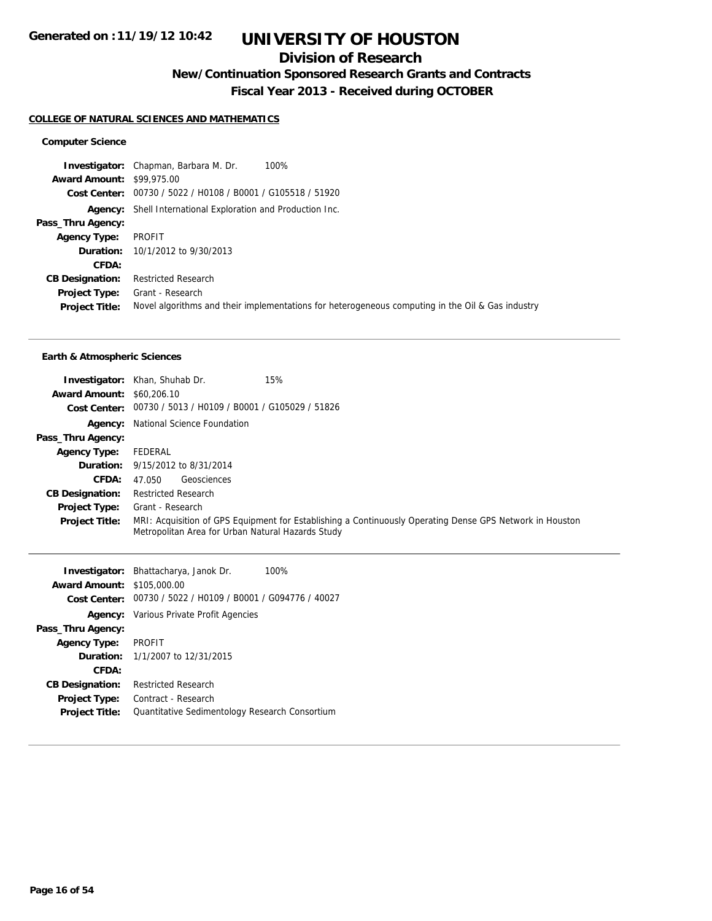# UNIVERSITY OF HOUSTON

## Division of Research

### New/Continuation Sponsored Research Grants and Contracts

### Fiscal Year 2013 - Received during OCTOBER

Generated on :11/19/12 10:42

**COLLEGE OF NATURAL SCIENCES AND MATHEMATICS**

**Computer Science**

**Investigator:** Chapman, Barbara M. Dr. 100%
**Award Amount:** $99,975.00
**Cost Center:** 00730 / 5022 / H0108 / B0001 / G105518 / 51920
**Agency:** Shell International Exploration and Production Inc.
**Pass_Thru Agency:**
**Agency Type:** PROFIT
**Duration:** 10/1/2012 to 9/30/2013
**CFDA:**
**CB Designation:** Restricted Research
**Project Type:** Grant - Research
**Project Title:** Novel algorithms and their implementations for heterogeneous computing in the Oil & Gas industry

---

**Earth & Atmospheric Sciences**

**Investigator:** Khan, Shuhab Dr. 15%
**Award Amount:** $60,206.10
**Cost Center:** 00730 / 5013 / H0109 / B0001 / G105029 / 51826
**Agency:** National Science Foundation
**Pass_Thru Agency:**
**Agency Type:** FEDERAL
**Duration:** 9/15/2012 to 8/31/2014
**CFDA:** 47.050 Geosciences
**CB Designation:** Restricted Research
**Project Type:** Grant - Research
**Project Title:** MRI: Acquisition of GPS Equipment for Establishing a Continuously Operating Dense GPS Network in Houston Metropolitan Area for Urban Natural Hazards Study

---

**Investigator:** Bhattacharya, Janok Dr. 100%
**Award Amount:** $105,000.00
**Cost Center:** 00730 / 5022 / H0109 / B0001 / G094776 / 40027
**Agency:** Various Private Profit Agencies
**Pass_Thru Agency:**
**Agency Type:** PROFIT
**Duration:** 1/1/2007 to 12/31/2015
**CFDA:**
**CB Designation:** Restricted Research
**Project Type:** Contract - Research
**Project Title:** Quantitative Sedimentology Research Consortium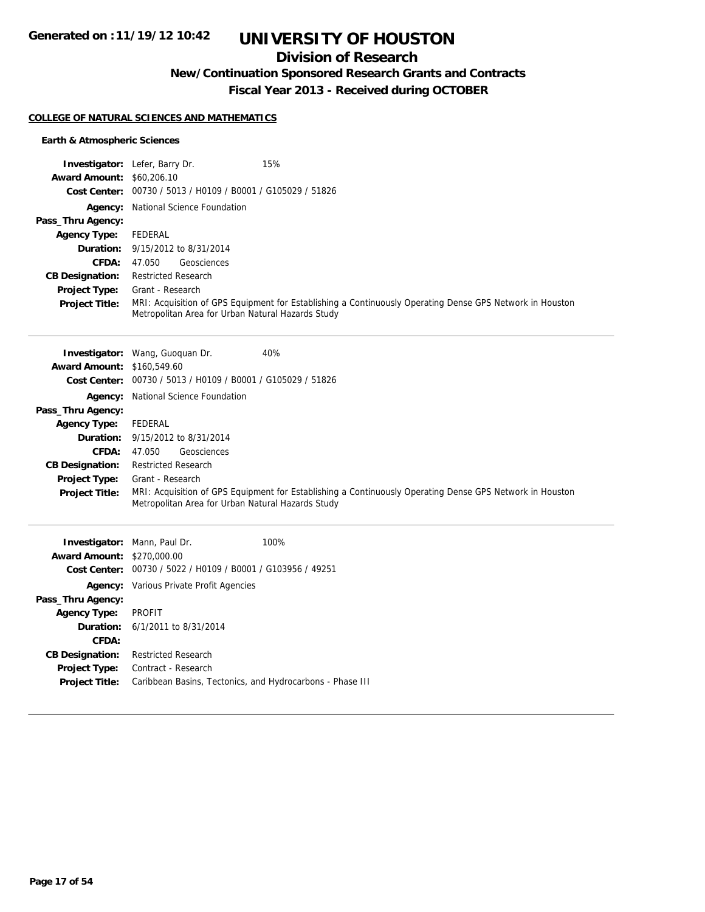# UNIVERSITY OF HOUSTON

## Division of Research

### New/Continuation Sponsored Research Grants and Contracts

### Fiscal Year 2013 - Received during OCTOBER

**COLLEGE OF NATURAL SCIENCES AND MATHEMATICS**

**Earth & Atmospheric Sciences**

**Investigator:** Lefer, Barry Dr. 15%
**Award Amount:** $60,206.10
**Cost Center:** 00730 / 5013 / H0109 / B0001 / G105029 / 51826
**Agency:** National Science Foundation
**Pass_Thru Agency:**
**Agency Type:** FEDERAL
**Duration:** 9/15/2012 to 8/31/2014
**CFDA:** 47.050 Geosciences
**CB Designation:** Restricted Research
**Project Type:** Grant - Research
**Project Title:** MRI: Acquisition of GPS Equipment for Establishing a Continuously Operating Dense GPS Network in Houston Metropolitan Area for Urban Natural Hazards Study

---

**Investigator:** Wang, Guoquan Dr. 40%
**Award Amount:** $160,549.60
**Cost Center:** 00730 / 5013 / H0109 / B0001 / G105029 / 51826
**Agency:** National Science Foundation
**Pass_Thru Agency:**
**Agency Type:** FEDERAL
**Duration:** 9/15/2012 to 8/31/2014
**CFDA:** 47.050 Geosciences
**CB Designation:** Restricted Research
**Project Type:** Grant - Research
**Project Title:** MRI: Acquisition of GPS Equipment for Establishing a Continuously Operating Dense GPS Network in Houston Metropolitan Area for Urban Natural Hazards Study

---

**Investigator:** Mann, Paul Dr. 100%
**Award Amount:** $270,000.00
**Cost Center:** 00730 / 5022 / H0109 / B0001 / G103956 / 49251
**Agency:** Various Private Profit Agencies
**Pass_Thru Agency:**
**Agency Type:** PROFIT
**Duration:** 6/1/2011 to 8/31/2014
**CFDA:**
**CB Designation:** Restricted Research
**Project Type:** Contract - Research
**Project Title:** Caribbean Basins, Tectonics, and Hydrocarbons - Phase III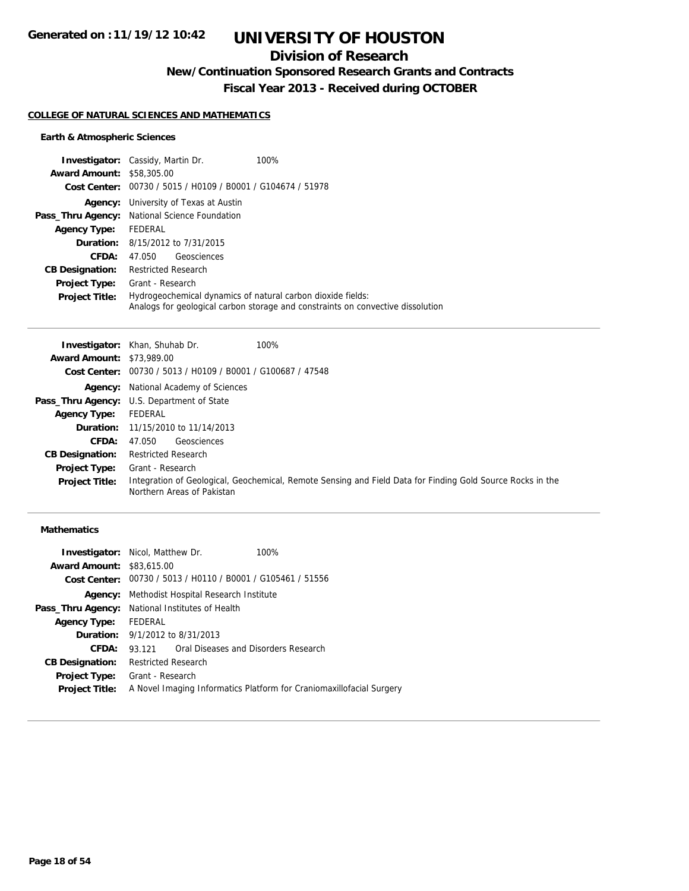# UNIVERSITY OF HOUSTON

## Division of Research

### New/Continuation Sponsored Research Grants and Contracts

### Fiscal Year 2013 - Received during OCTOBER

Generated on :11/19/12 10:42

**COLLEGE OF NATURAL SCIENCES AND MATHEMATICS**

**Earth & Atmospheric Sciences**

**Investigator:** Cassidy, Martin Dr. 100%
**Award Amount:** $58,305.00
**Cost Center:** 00730 / 5015 / H0109 / B0001 / G104674 / 51978
**Agency:** University of Texas at Austin
**Pass_Thru Agency:** National Science Foundation
**Agency Type:** FEDERAL
**Duration:** 8/15/2012 to 7/31/2015
**CFDA:** 47.050 Geosciences
**CB Designation:** Restricted Research
**Project Type:** Grant - Research
**Project Title:** Hydrogeochemical dynamics of natural carbon dioxide fields: Analogs for geological carbon storage and constraints on convective dissolution

---

**Investigator:** Khan, Shuhab Dr. 100%
**Award Amount:** $73,989.00
**Cost Center:** 00730 / 5013 / H0109 / B0001 / G100687 / 47548
**Agency:** National Academy of Sciences
**Pass_Thru Agency:** U.S. Department of State
**Agency Type:** FEDERAL
**Duration:** 11/15/2010 to 11/14/2013
**CFDA:** 47.050 Geosciences
**CB Designation:** Restricted Research
**Project Type:** Grant - Research
**Project Title:** Integration of Geological, Geochemical, Remote Sensing and Field Data for Finding Gold Source Rocks in the Northern Areas of Pakistan

---

**Mathematics**

**Investigator:** Nicol, Matthew Dr. 100%
**Award Amount:** $83,615.00
**Cost Center:** 00730 / 5013 / H0110 / B0001 / G105461 / 51556
**Agency:** Methodist Hospital Research Institute
**Pass_Thru Agency:** National Institutes of Health
**Agency Type:** FEDERAL
**Duration:** 9/1/2012 to 8/31/2013
**CFDA:** 93.121 Oral Diseases and Disorders Research
**CB Designation:** Restricted Research
**Project Type:** Grant - Research
**Project Title:** A Novel Imaging Informatics Platform for Craniomaxillofacial Surgery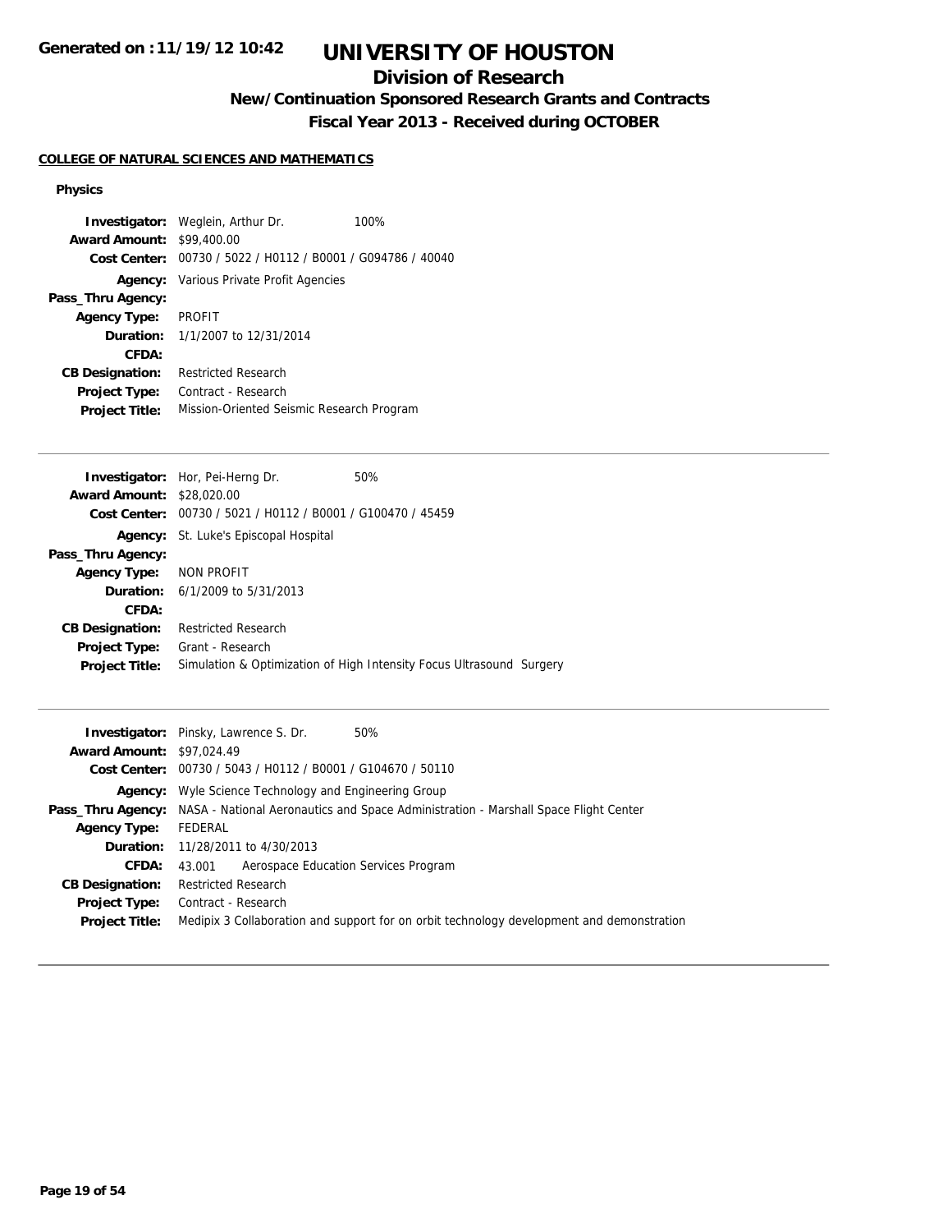Generated on :11/19/12 10:42

# UNIVERSITY OF HOUSTON

## Division of Research

### New/Continuation Sponsored Research Grants and Contracts

### Fiscal Year 2013 - Received during OCTOBER

**COLLEGE OF NATURAL SCIENCES AND MATHEMATICS**

**Physics**

**Investigator:** Weglein, Arthur Dr. 100%
**Award Amount:** $99,400.00
**Cost Center:** 00730 / 5022 / H0112 / B0001 / G094786 / 40040
**Agency:** Various Private Profit Agencies
**Pass_Thru Agency:**
**Agency Type:** PROFIT
**Duration:** 1/1/2007 to 12/31/2014
**CFDA:**
**CB Designation:** Restricted Research
**Project Type:** Contract - Research
**Project Title:** Mission-Oriented Seismic Research Program

---

**Investigator:** Hor, Pei-Herng Dr. 50%
**Award Amount:** $28,020.00
**Cost Center:** 00730 / 5021 / H0112 / B0001 / G100470 / 45459
**Agency:** St. Luke's Episcopal Hospital
**Pass_Thru Agency:**
**Agency Type:** NON PROFIT
**Duration:** 6/1/2009 to 5/31/2013
**CFDA:**
**CB Designation:** Restricted Research
**Project Type:** Grant - Research
**Project Title:** Simulation & Optimization of High Intensity Focus Ultrasound Surgery

---

**Investigator:** Pinsky, Lawrence S. Dr. 50%
**Award Amount:** $97,024.49
**Cost Center:** 00730 / 5043 / H0112 / B0001 / G104670 / 50110
**Agency:** Wyle Science Technology and Engineering Group
**Pass_Thru Agency:** NASA - National Aeronautics and Space Administration - Marshall Space Flight Center
**Agency Type:** FEDERAL
**Duration:** 11/28/2011 to 4/30/2013
**CFDA:** 43.001 Aerospace Education Services Program
**CB Designation:** Restricted Research
**Project Type:** Contract - Research
**Project Title:** Medipix 3 Collaboration and support for on orbit technology development and demonstration

---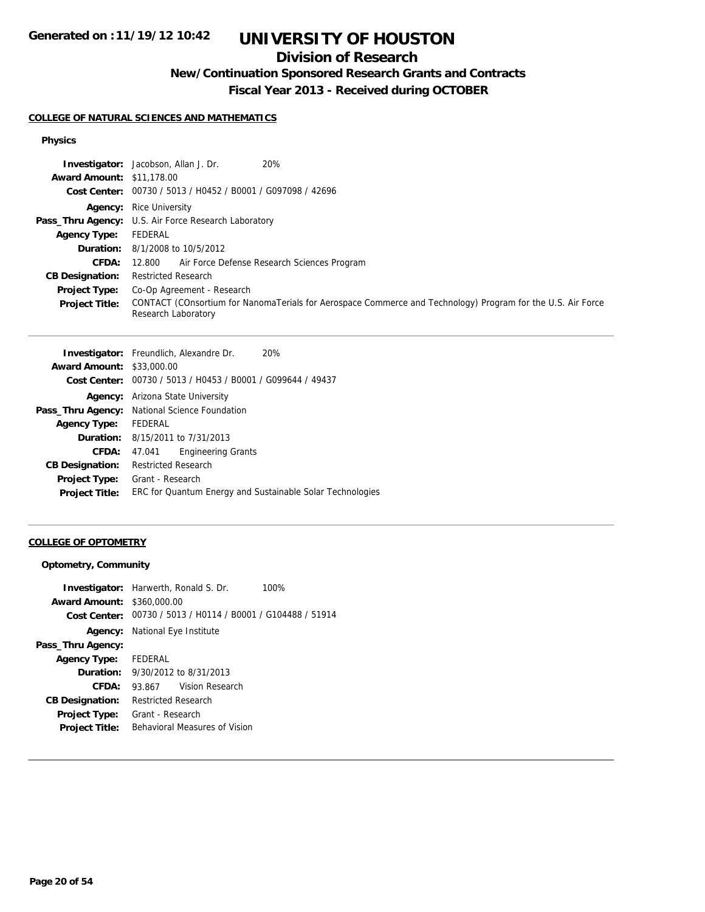# UNIVERSITY OF HOUSTON

## Division of Research

### New/Continuation Sponsored Research Grants and Contracts

### Fiscal Year 2013 - Received during OCTOBER

Generated on :11/19/12 10:42

**COLLEGE OF NATURAL SCIENCES AND MATHEMATICS**

**Physics**

**Investigator:** Jacobson, Allan J. Dr. 20%
**Award Amount:** $11,178.00
**Cost Center:** 00730 / 5013 / H0452 / B0001 / G097098 / 42696
**Agency:** Rice University
**Pass_Thru Agency:** U.S. Air Force Research Laboratory
**Agency Type:** FEDERAL
**Duration:** 8/1/2008 to 10/5/2012
**CFDA:** 12.800 Air Force Defense Research Sciences Program
**CB Designation:** Restricted Research
**Project Type:** Co-Op Agreement - Research
**Project Title:** CONTACT (COnsortium for NanomaTerials for Aerospace Commerce and Technology) Program for the U.S. Air Force Research Laboratory

---

**Investigator:** Freundlich, Alexandre Dr. 20%
**Award Amount:** $33,000.00
**Cost Center:** 00730 / 5013 / H0453 / B0001 / G099644 / 49437
**Agency:** Arizona State University
**Pass_Thru Agency:** National Science Foundation
**Agency Type:** FEDERAL
**Duration:** 8/15/2011 to 7/31/2013
**CFDA:** 47.041 Engineering Grants
**CB Designation:** Restricted Research
**Project Type:** Grant - Research
**Project Title:** ERC for Quantum Energy and Sustainable Solar Technologies

---

**COLLEGE OF OPTOMETRY**

**Optometry, Community**

**Investigator:** Harwerth, Ronald S. Dr. 100%
**Award Amount:** $360,000.00
**Cost Center:** 00730 / 5013 / H0114 / B0001 / G104488 / 51914
**Agency:** National Eye Institute
**Pass_Thru Agency:**
**Agency Type:** FEDERAL
**Duration:** 9/30/2012 to 8/31/2013
**CFDA:** 93.867 Vision Research
**CB Designation:** Restricted Research
**Project Type:** Grant - Research
**Project Title:** Behavioral Measures of Vision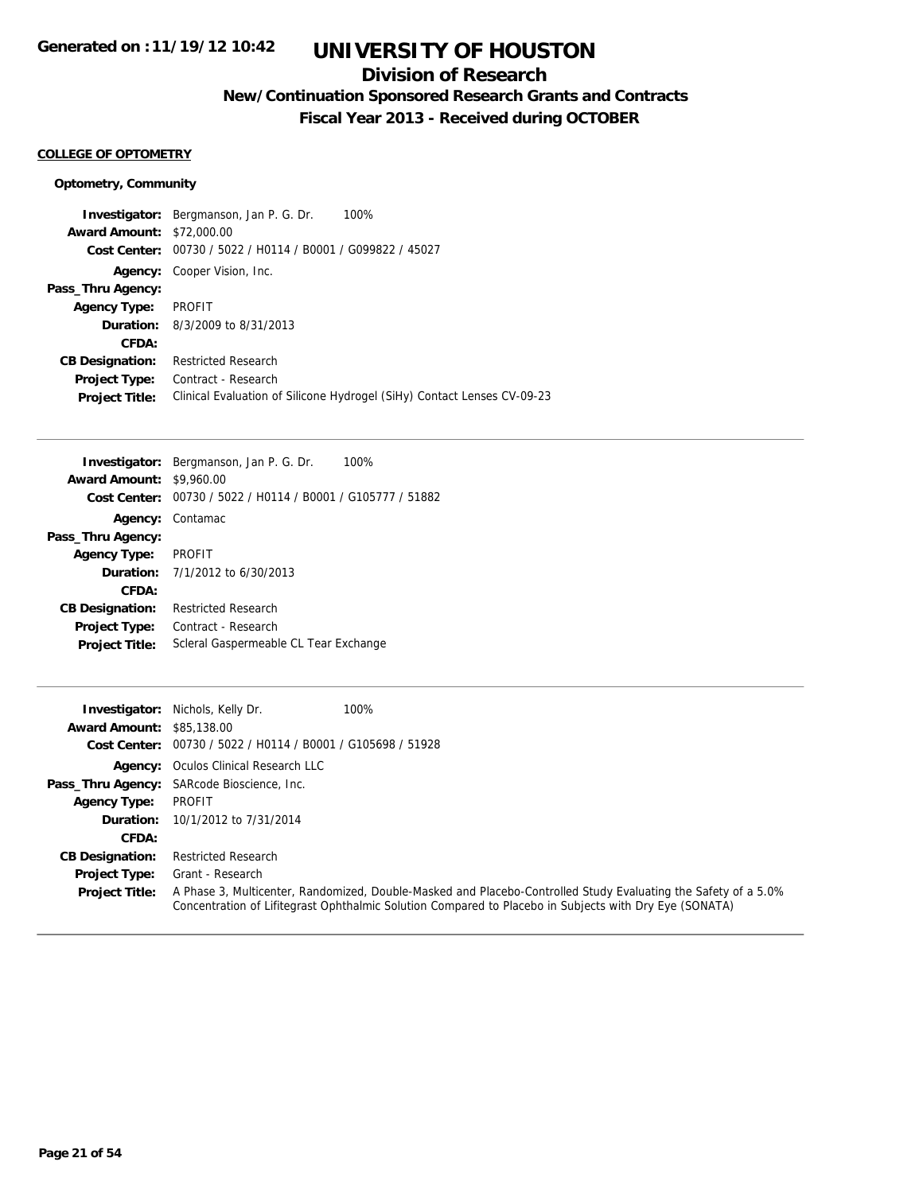Generated on :11/19/12 10:42

# UNIVERSITY OF HOUSTON

## Division of Research

### New/Continuation Sponsored Research Grants and Contracts

### Fiscal Year 2013 - Received during OCTOBER

**COLLEGE OF OPTOMETRY**

**Optometry, Community**

| | |
|---|---|
| **Investigator:** | Bergmanson, Jan P. G. Dr. 100% |
| **Award Amount:** | $72,000.00 |
| **Cost Center:** | 00730 / 5022 / H0114 / B0001 / G099822 / 45027 |
| **Agency:** | Cooper Vision, Inc. |
| **Pass_Thru Agency:** | |
| **Agency Type:** | PROFIT |
| **Duration:** | 8/3/2009 to 8/31/2013 |
| **CFDA:** | |
| **CB Designation:** | Restricted Research |
| **Project Type:** | Contract - Research |
| **Project Title:** | Clinical Evaluation of Silicone Hydrogel (SiHy) Contact Lenses CV-09-23 |

---

| | |
|---|---|
| **Investigator:** | Bergmanson, Jan P. G. Dr. 100% |
| **Award Amount:** | $9,960.00 |
| **Cost Center:** | 00730 / 5022 / H0114 / B0001 / G105777 / 51882 |
| **Agency:** | Contamac |
| **Pass_Thru Agency:** | |
| **Agency Type:** | PROFIT |
| **Duration:** | 7/1/2012 to 6/30/2013 |
| **CFDA:** | |
| **CB Designation:** | Restricted Research |
| **Project Type:** | Contract - Research |
| **Project Title:** | Scleral Gaspermeable CL Tear Exchange |

---

| | |
|---|---|
| **Investigator:** | Nichols, Kelly Dr. 100% |
| **Award Amount:** | $85,138.00 |
| **Cost Center:** | 00730 / 5022 / H0114 / B0001 / G105698 / 51928 |
| **Agency:** | Oculos Clinical Research LLC |
| **Pass_Thru Agency:** | SARcode Bioscience, Inc. |
| **Agency Type:** | PROFIT |
| **Duration:** | 10/1/2012 to 7/31/2014 |
| **CFDA:** | |
| **CB Designation:** | Restricted Research |
| **Project Type:** | Grant - Research |
| **Project Title:** | A Phase 3, Multicenter, Randomized, Double-Masked and Placebo-Controlled Study Evaluating the Safety of a 5.0% Concentration of Lifitegrast Ophthalmic Solution Compared to Placebo in Subjects with Dry Eye (SONATA) |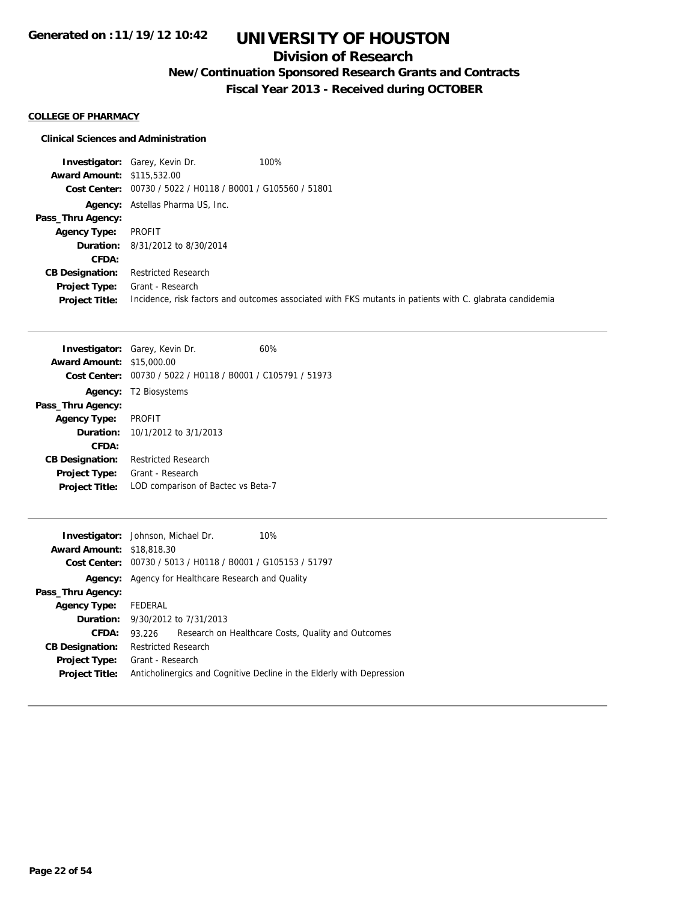# UNIVERSITY OF HOUSTON

## Division of Research

### New/Continuation Sponsored Research Grants and Contracts

### Fiscal Year 2013 - Received during OCTOBER

Generated on : 11/19/12 10:42

**COLLEGE OF PHARMACY**

**Clinical Sciences and Administration**

**Investigator:** Garey, Kevin Dr. 100%
**Award Amount:** $115,532.00
**Cost Center:** 00730 / 5022 / H0118 / B0001 / G105560 / 51801
**Agency:** Astellas Pharma US, Inc.
**Pass_Thru Agency:**
**Agency Type:** PROFIT
**Duration:** 8/31/2012 to 8/30/2014
**CFDA:**
**CB Designation:** Restricted Research
**Project Type:** Grant - Research
**Project Title:** Incidence, risk factors and outcomes associated with FKS mutants in patients with C. glabrata candidemia

---

**Investigator:** Garey, Kevin Dr. 60%
**Award Amount:** $15,000.00
**Cost Center:** 00730 / 5022 / H0118 / B0001 / C105791 / 51973
**Agency:** T2 Biosystems
**Pass_Thru Agency:**
**Agency Type:** PROFIT
**Duration:** 10/1/2012 to 3/1/2013
**CFDA:**
**CB Designation:** Restricted Research
**Project Type:** Grant - Research
**Project Title:** LOD comparison of Bactec vs Beta-7

---

**Investigator:** Johnson, Michael Dr. 10%
**Award Amount:** $18,818.30
**Cost Center:** 00730 / 5013 / H0118 / B0001 / G105153 / 51797
**Agency:** Agency for Healthcare Research and Quality
**Pass_Thru Agency:**
**Agency Type:** FEDERAL
**Duration:** 9/30/2012 to 7/31/2013
**CFDA:** 93.226 Research on Healthcare Costs, Quality and Outcomes
**CB Designation:** Restricted Research
**Project Type:** Grant - Research
**Project Title:** Anticholinergics and Cognitive Decline in the Elderly with Depression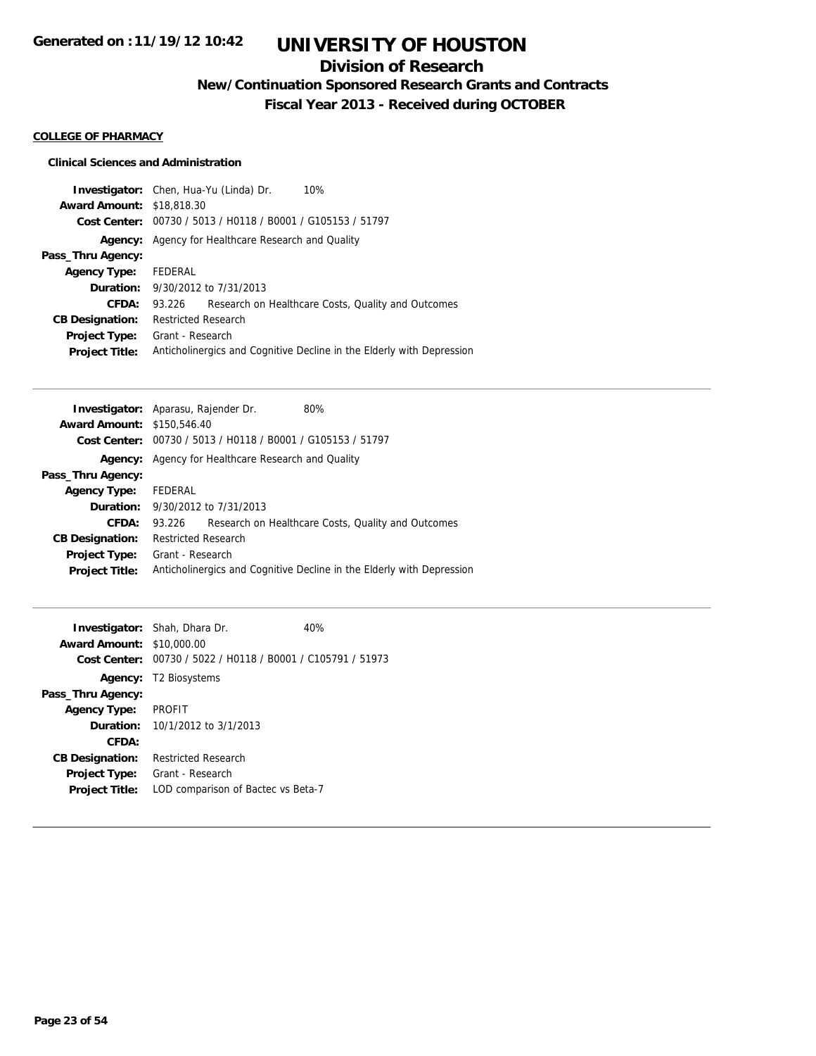**Generated on :11/19/12 10:42**

# UNIVERSITY OF HOUSTON

## Division of Research

### New/Continuation Sponsored Research Grants and Contracts

### Fiscal Year 2013 - Received during OCTOBER

**COLLEGE OF PHARMACY**

**Clinical Sciences and Administration**

**Investigator:** Chen, Hua-Yu (Linda) Dr. 10%
**Award Amount:** $18,818.30
**Cost Center:** 00730 / 5013 / H0118 / B0001 / G105153 / 51797
**Agency:** Agency for Healthcare Research and Quality
**Pass_Thru Agency:**
**Agency Type:** FEDERAL
**Duration:** 9/30/2012 to 7/31/2013
**CFDA:** 93.226 Research on Healthcare Costs, Quality and Outcomes
**CB Designation:** Restricted Research
**Project Type:** Grant - Research
**Project Title:** Anticholinergics and Cognitive Decline in the Elderly with Depression

---

**Investigator:** Aparasu, Rajender Dr. 80%
**Award Amount:** $150,546.40
**Cost Center:** 00730 / 5013 / H0118 / B0001 / G105153 / 51797
**Agency:** Agency for Healthcare Research and Quality
**Pass_Thru Agency:**
**Agency Type:** FEDERAL
**Duration:** 9/30/2012 to 7/31/2013
**CFDA:** 93.226 Research on Healthcare Costs, Quality and Outcomes
**CB Designation:** Restricted Research
**Project Type:** Grant - Research
**Project Title:** Anticholinergics and Cognitive Decline in the Elderly with Depression

---

**Investigator:** Shah, Dhara Dr. 40%
**Award Amount:** $10,000.00
**Cost Center:** 00730 / 5022 / H0118 / B0001 / C105791 / 51973
**Agency:** T2 Biosystems
**Pass_Thru Agency:**
**Agency Type:** PROFIT
**Duration:** 10/1/2012 to 3/1/2013
**CFDA:**
**CB Designation:** Restricted Research
**Project Type:** Grant - Research
**Project Title:** LOD comparison of Bactec vs Beta-7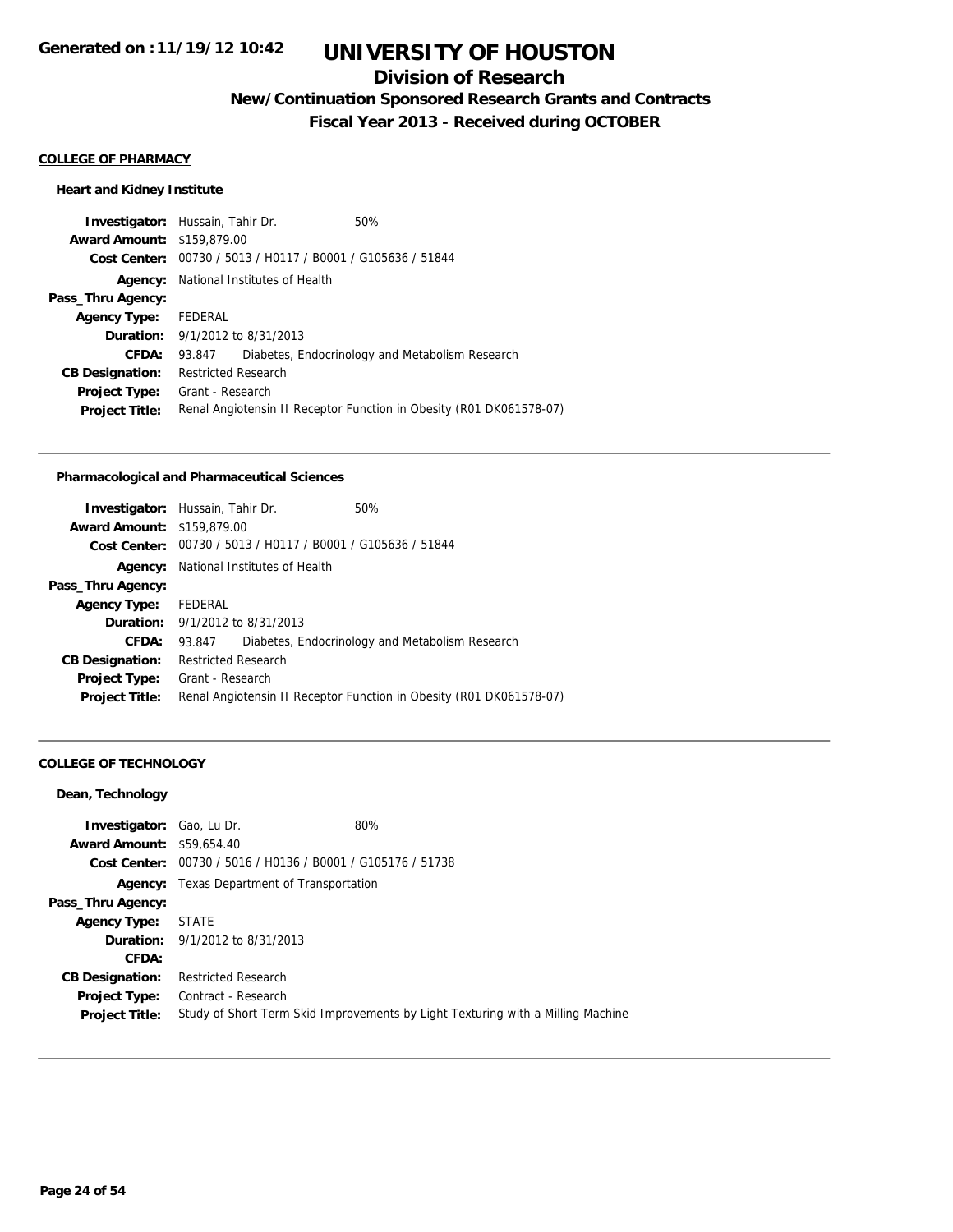## COLLEGE OF PHARMACY

### Heart and Kidney Institute

**Investigator:** Hussain, Tahir Dr. 50%
**Award Amount:** $159,879.00
**Cost Center:** 00730 / 5013 / H0117 / B0001 / G105636 / 51844
**Agency:** National Institutes of Health
**Pass_Thru Agency:**
**Agency Type:** FEDERAL
**Duration:** 9/1/2012 to 8/31/2013
**CFDA:** 93.847 Diabetes, Endocrinology and Metabolism Research
**CB Designation:** Restricted Research
**Project Type:** Grant - Research
**Project Title:** Renal Angiotensin II Receptor Function in Obesity (R01 DK061578-07)

---

### Pharmacological and Pharmaceutical Sciences

**Investigator:** Hussain, Tahir Dr. 50%
**Award Amount:** $159,879.00
**Cost Center:** 00730 / 5013 / H0117 / B0001 / G105636 / 51844
**Agency:** National Institutes of Health
**Pass_Thru Agency:**
**Agency Type:** FEDERAL
**Duration:** 9/1/2012 to 8/31/2013
**CFDA:** 93.847 Diabetes, Endocrinology and Metabolism Research
**CB Designation:** Restricted Research
**Project Type:** Grant - Research
**Project Title:** Renal Angiotensin II Receptor Function in Obesity (R01 DK061578-07)

---

## COLLEGE OF TECHNOLOGY

### Dean, Technology

**Investigator:** Gao, Lu Dr. 80%
**Award Amount:** $59,654.40
**Cost Center:** 00730 / 5016 / H0136 / B0001 / G105176 / 51738
**Agency:** Texas Department of Transportation
**Pass_Thru Agency:**
**Agency Type:** STATE
**Duration:** 9/1/2012 to 8/31/2013
**CFDA:**
**CB Designation:** Restricted Research
**Project Type:** Contract - Research
**Project Title:** Study of Short Term Skid Improvements by Light Texturing with a Milling Machine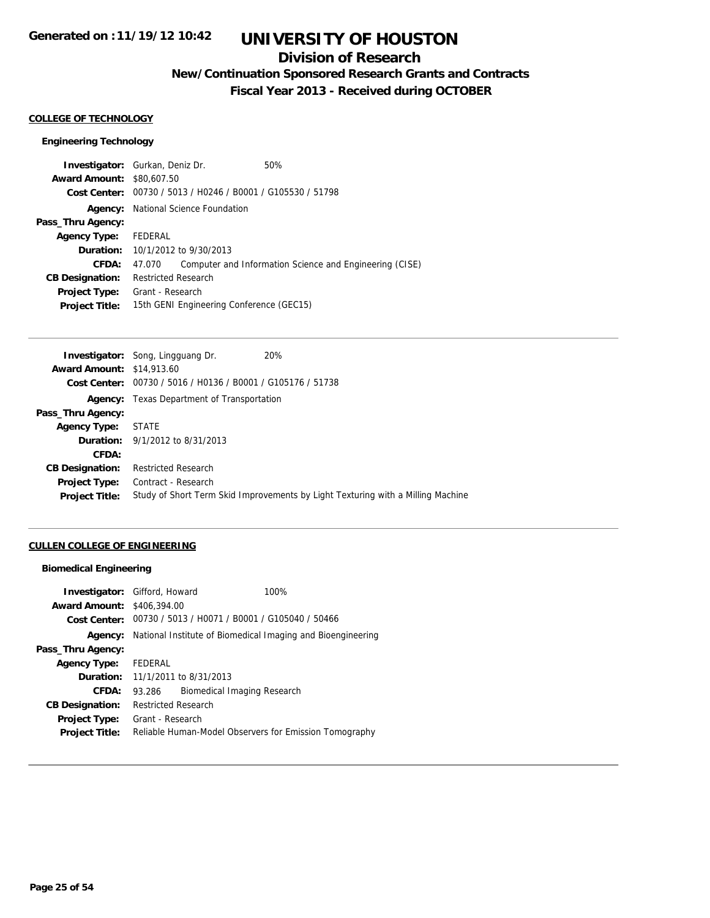# UNIVERSITY OF HOUSTON

## Division of Research

### New/Continuation Sponsored Research Grants and Contracts

### Fiscal Year 2013 - Received during OCTOBER

Generated on :11/19/12 10:42

**COLLEGE OF TECHNOLOGY**

**Engineering Technology**

**Investigator:** Gurkan, Deniz Dr. 50%
**Award Amount:** $80,607.50
**Cost Center:** 00730 / 5013 / H0246 / B0001 / G105530 / 51798
**Agency:** National Science Foundation
**Pass_Thru Agency:**
**Agency Type:** FEDERAL
**Duration:** 10/1/2012 to 9/30/2013
**CFDA:** 47.070 Computer and Information Science and Engineering (CISE)
**CB Designation:** Restricted Research
**Project Type:** Grant - Research
**Project Title:** 15th GENI Engineering Conference (GEC15)

---

**Investigator:** Song, Lingguang Dr. 20%
**Award Amount:** $14,913.60
**Cost Center:** 00730 / 5016 / H0136 / B0001 / G105176 / 51738
**Agency:** Texas Department of Transportation
**Pass_Thru Agency:**
**Agency Type:** STATE
**Duration:** 9/1/2012 to 8/31/2013
**CFDA:**
**CB Designation:** Restricted Research
**Project Type:** Contract - Research
**Project Title:** Study of Short Term Skid Improvements by Light Texturing with a Milling Machine

---

**CULLEN COLLEGE OF ENGINEERING**

**Biomedical Engineering**

**Investigator:** Gifford, Howard 100%
**Award Amount:** $406,394.00
**Cost Center:** 00730 / 5013 / H0071 / B0001 / G105040 / 50466
**Agency:** National Institute of Biomedical Imaging and Bioengineering
**Pass_Thru Agency:**
**Agency Type:** FEDERAL
**Duration:** 11/1/2011 to 8/31/2013
**CFDA:** 93.286 Biomedical Imaging Research
**CB Designation:** Restricted Research
**Project Type:** Grant - Research
**Project Title:** Reliable Human-Model Observers for Emission Tomography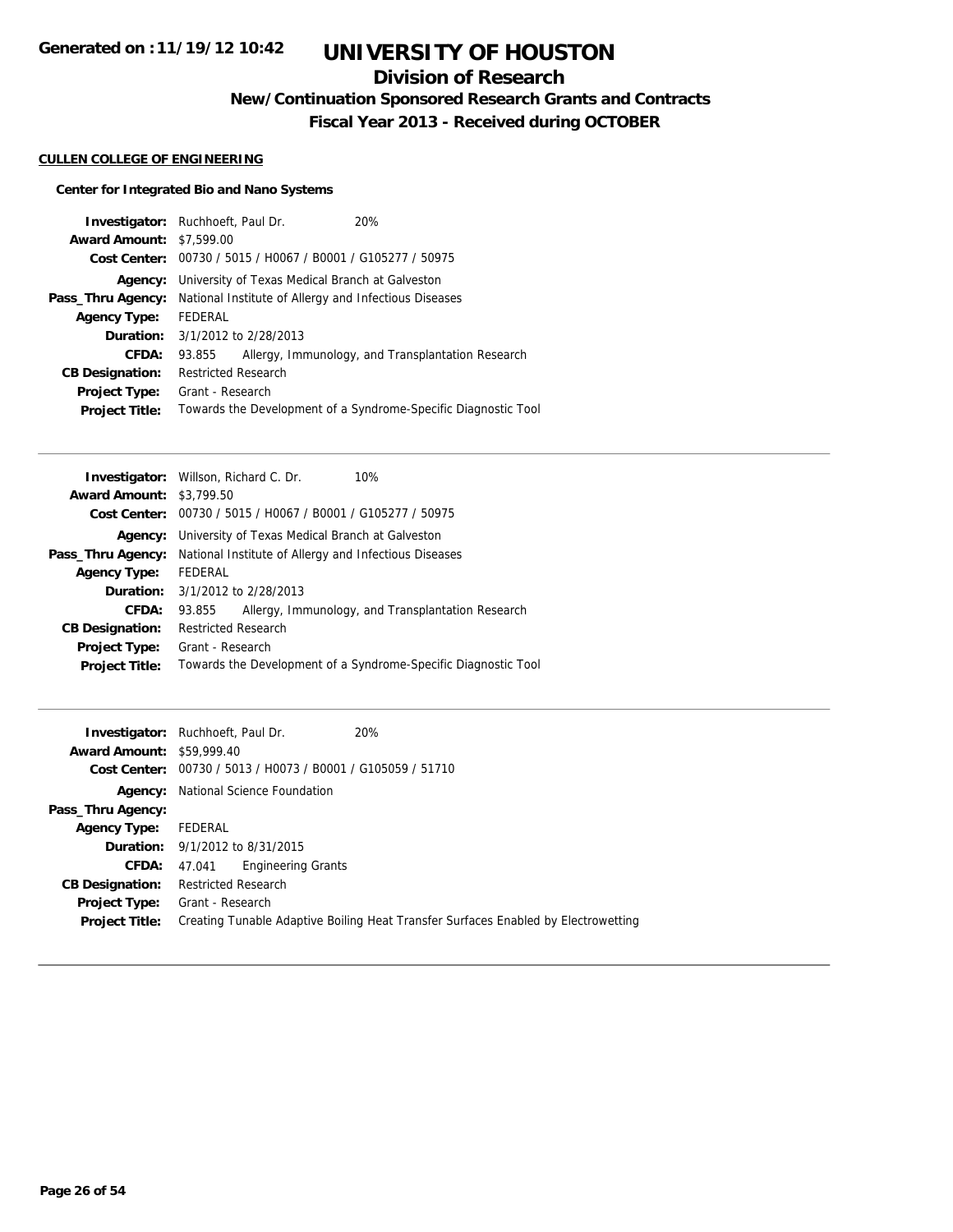# UNIVERSITY OF HOUSTON

## Division of Research

### New/Continuation Sponsored Research Grants and Contracts

### Fiscal Year 2013 - Received during OCTOBER

Generated on :11/19/12 10:42

**CULLEN COLLEGE OF ENGINEERING**

**Center for Integrated Bio and Nano Systems**

**Investigator:** Ruchhoeft, Paul Dr. 20%
**Award Amount:** $7,599.00
**Cost Center:** 00730 / 5015 / H0067 / B0001 / G105277 / 50975
**Agency:** University of Texas Medical Branch at Galveston
**Pass_Thru Agency:** National Institute of Allergy and Infectious Diseases
**Agency Type:** FEDERAL
**Duration:** 3/1/2012 to 2/28/2013
**CFDA:** 93.855 Allergy, Immunology, and Transplantation Research
**CB Designation:** Restricted Research
**Project Type:** Grant - Research
**Project Title:** Towards the Development of a Syndrome-Specific Diagnostic Tool

---

**Investigator:** Willson, Richard C. Dr. 10%
**Award Amount:** $3,799.50
**Cost Center:** 00730 / 5015 / H0067 / B0001 / G105277 / 50975
**Agency:** University of Texas Medical Branch at Galveston
**Pass_Thru Agency:** National Institute of Allergy and Infectious Diseases
**Agency Type:** FEDERAL
**Duration:** 3/1/2012 to 2/28/2013
**CFDA:** 93.855 Allergy, Immunology, and Transplantation Research
**CB Designation:** Restricted Research
**Project Type:** Grant - Research
**Project Title:** Towards the Development of a Syndrome-Specific Diagnostic Tool

---

**Investigator:** Ruchhoeft, Paul Dr. 20%
**Award Amount:** $59,999.40
**Cost Center:** 00730 / 5013 / H0073 / B0001 / G105059 / 51710
**Agency:** National Science Foundation
**Pass_Thru Agency:**
**Agency Type:** FEDERAL
**Duration:** 9/1/2012 to 8/31/2015
**CFDA:** 47.041 Engineering Grants
**CB Designation:** Restricted Research
**Project Type:** Grant - Research
**Project Title:** Creating Tunable Adaptive Boiling Heat Transfer Surfaces Enabled by Electrowetting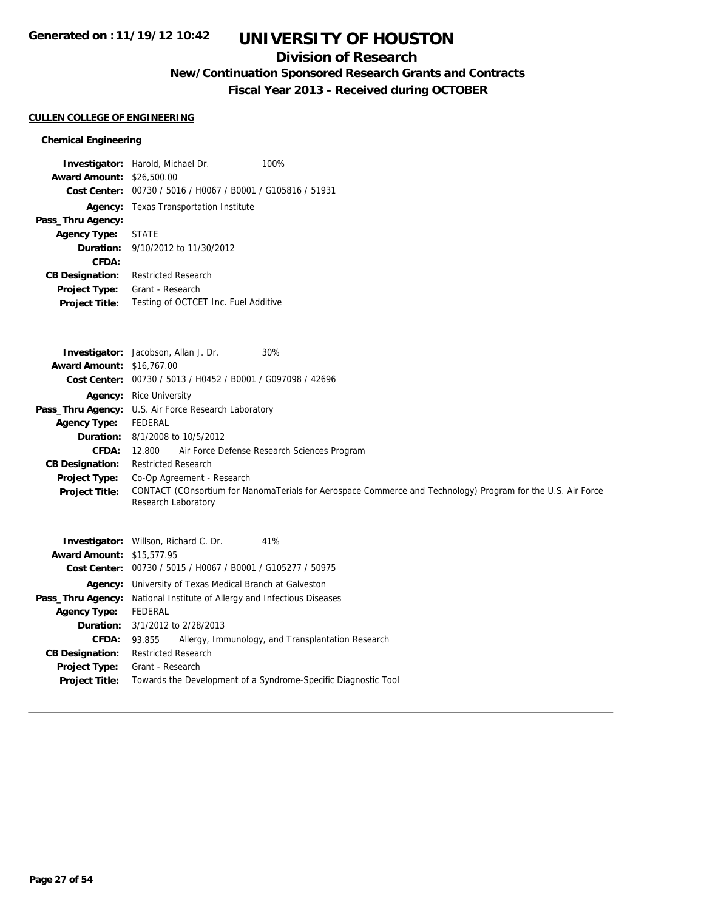# UNIVERSITY OF HOUSTON

## Division of Research

### New/Continuation Sponsored Research Grants and Contracts

### Fiscal Year 2013 - Received during OCTOBER

Generated on :11/19/12 10:42

**CULLEN COLLEGE OF ENGINEERING**

**Chemical Engineering**

**Investigator:** Harold, Michael Dr. 100%
**Award Amount:** $26,500.00
**Cost Center:** 00730 / 5016 / H0067 / B0001 / G105816 / 51931
**Agency:** Texas Transportation Institute
**Pass_Thru Agency:**
**Agency Type:** STATE
**Duration:** 9/10/2012 to 11/30/2012
**CFDA:**
**CB Designation:** Restricted Research
**Project Type:** Grant - Research
**Project Title:** Testing of OCTCET Inc. Fuel Additive

---

**Investigator:** Jacobson, Allan J. Dr. 30%
**Award Amount:** $16,767.00
**Cost Center:** 00730 / 5013 / H0452 / B0001 / G097098 / 42696
**Agency:** Rice University
**Pass_Thru Agency:** U.S. Air Force Research Laboratory
**Agency Type:** FEDERAL
**Duration:** 8/1/2008 to 10/5/2012
**CFDA:** 12.800 Air Force Defense Research Sciences Program
**CB Designation:** Restricted Research
**Project Type:** Co-Op Agreement - Research
**Project Title:** CONTACT (COnsortium for NanomaTerials for Aerospace Commerce and Technology) Program for the U.S. Air Force Research Laboratory

---

**Investigator:** Willson, Richard C. Dr. 41%
**Award Amount:** $15,577.95
**Cost Center:** 00730 / 5015 / H0067 / B0001 / G105277 / 50975
**Agency:** University of Texas Medical Branch at Galveston
**Pass_Thru Agency:** National Institute of Allergy and Infectious Diseases
**Agency Type:** FEDERAL
**Duration:** 3/1/2012 to 2/28/2013
**CFDA:** 93.855 Allergy, Immunology, and Transplantation Research
**CB Designation:** Restricted Research
**Project Type:** Grant - Research
**Project Title:** Towards the Development of a Syndrome-Specific Diagnostic Tool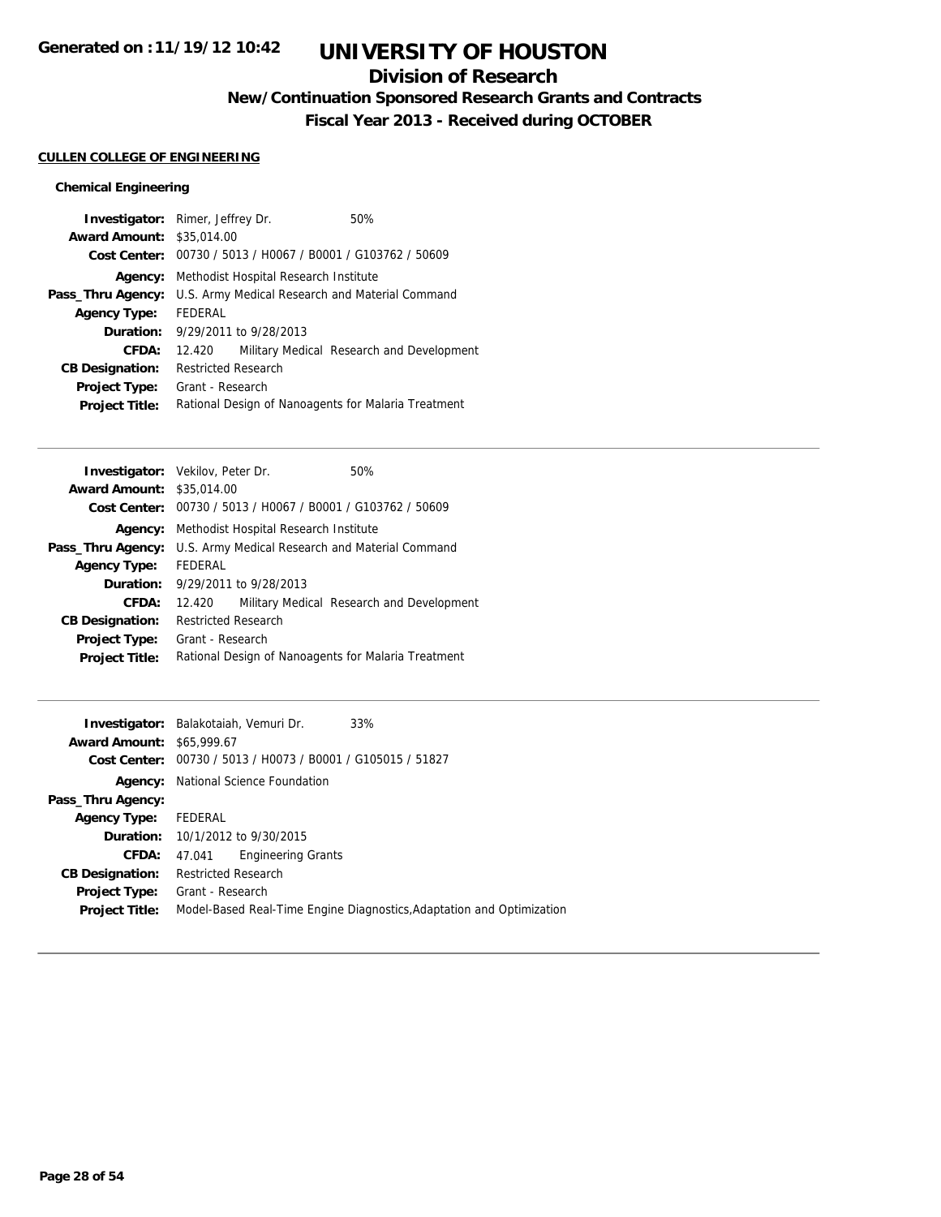# UNIVERSITY OF HOUSTON

## Division of Research

### New/Continuation Sponsored Research Grants and Contracts

### Fiscal Year 2013 - Received during OCTOBER

**CULLEN COLLEGE OF ENGINEERING**

**Chemical Engineering**

**Investigator:** Rimer, Jeffrey Dr. 50%
**Award Amount:** \$35,014.00
**Cost Center:** 00730 / 5013 / H0067 / B0001 / G103762 / 50609
**Agency:** Methodist Hospital Research Institute
**Pass_Thru Agency:** U.S. Army Medical Research and Material Command
**Agency Type:** FEDERAL
**Duration:** 9/29/2011 to 9/28/2013
**CFDA:** 12.420 Military Medical Research and Development
**CB Designation:** Restricted Research
**Project Type:** Grant - Research
**Project Title:** Rational Design of Nanoagents for Malaria Treatment

---

**Investigator:** Vekilov, Peter Dr. 50%
**Award Amount:** \$35,014.00
**Cost Center:** 00730 / 5013 / H0067 / B0001 / G103762 / 50609
**Agency:** Methodist Hospital Research Institute
**Pass_Thru Agency:** U.S. Army Medical Research and Material Command
**Agency Type:** FEDERAL
**Duration:** 9/29/2011 to 9/28/2013
**CFDA:** 12.420 Military Medical Research and Development
**CB Designation:** Restricted Research
**Project Type:** Grant - Research
**Project Title:** Rational Design of Nanoagents for Malaria Treatment

---

**Investigator:** Balakotaiah, Vemuri Dr. 33%
**Award Amount:** \$65,999.67
**Cost Center:** 00730 / 5013 / H0073 / B0001 / G105015 / 51827
**Agency:** National Science Foundation
**Pass_Thru Agency:**
**Agency Type:** FEDERAL
**Duration:** 10/1/2012 to 9/30/2015
**CFDA:** 47.041 Engineering Grants
**CB Designation:** Restricted Research
**Project Type:** Grant - Research
**Project Title:** Model-Based Real-Time Engine Diagnostics,Adaptation and Optimization

---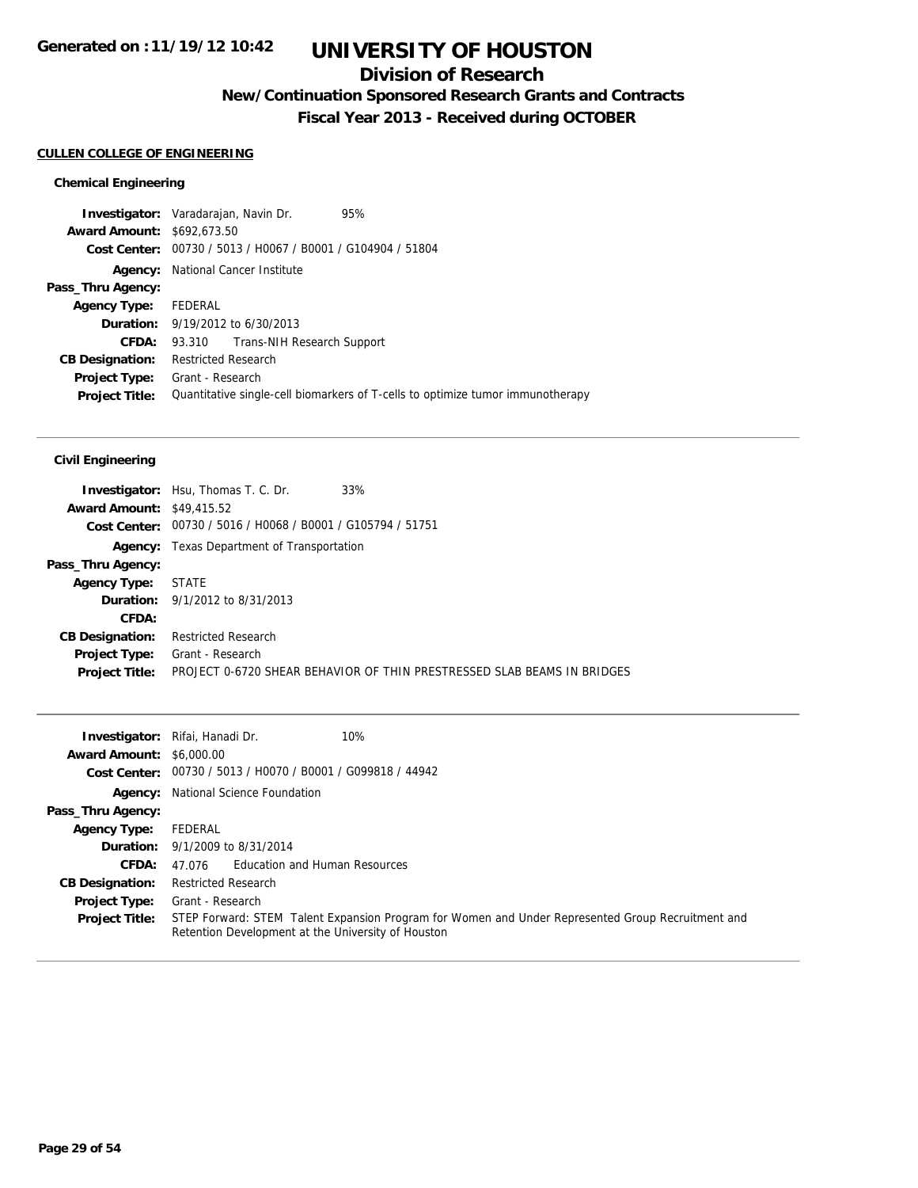**Generated on :11/19/12 10:42**

# UNIVERSITY OF HOUSTON

## Division of Research

### New/Continuation Sponsored Research Grants and Contracts

### Fiscal Year 2013 - Received during OCTOBER

**CULLEN COLLEGE OF ENGINEERING**

#### Chemical Engineering

| | |
|---|---|
| **Investigator:** | Varadarajan, Navin Dr. 95% |
| **Award Amount:** | $692,673.50 |
| **Cost Center:** | 00730 / 5013 / H0067 / B0001 / G104904 / 51804 |
| **Agency:** | National Cancer Institute |
| **Pass_Thru Agency:** | |
| **Agency Type:** | FEDERAL |
| **Duration:** | 9/19/2012 to 6/30/2013 |
| **CFDA:** | 93.310 Trans-NIH Research Support |
| **CB Designation:** | Restricted Research |
| **Project Type:** | Grant - Research |
| **Project Title:** | Quantitative single-cell biomarkers of T-cells to optimize tumor immunotherapy |

#### Civil Engineering

| | |
|---|---|
| **Investigator:** | Hsu, Thomas T. C. Dr. 33% |
| **Award Amount:** | $49,415.52 |
| **Cost Center:** | 00730 / 5016 / H0068 / B0001 / G105794 / 51751 |
| **Agency:** | Texas Department of Transportation |
| **Pass_Thru Agency:** | |
| **Agency Type:** | STATE |
| **Duration:** | 9/1/2012 to 8/31/2013 |
| **CFDA:** | |
| **CB Designation:** | Restricted Research |
| **Project Type:** | Grant - Research |
| **Project Title:** | PROJECT 0-6720 SHEAR BEHAVIOR OF THIN PRESTRESSED SLAB BEAMS IN BRIDGES |

| | |
|---|---|
| **Investigator:** | Rifai, Hanadi Dr. 10% |
| **Award Amount:** | $6,000.00 |
| **Cost Center:** | 00730 / 5013 / H0070 / B0001 / G099818 / 44942 |
| **Agency:** | National Science Foundation |
| **Pass_Thru Agency:** | |
| **Agency Type:** | FEDERAL |
| **Duration:** | 9/1/2009 to 8/31/2014 |
| **CFDA:** | 47.076 Education and Human Resources |
| **CB Designation:** | Restricted Research |
| **Project Type:** | Grant - Research |
| **Project Title:** | STEP Forward: STEM Talent Expansion Program for Women and Under Represented Group Recruitment and Retention Development at the University of Houston |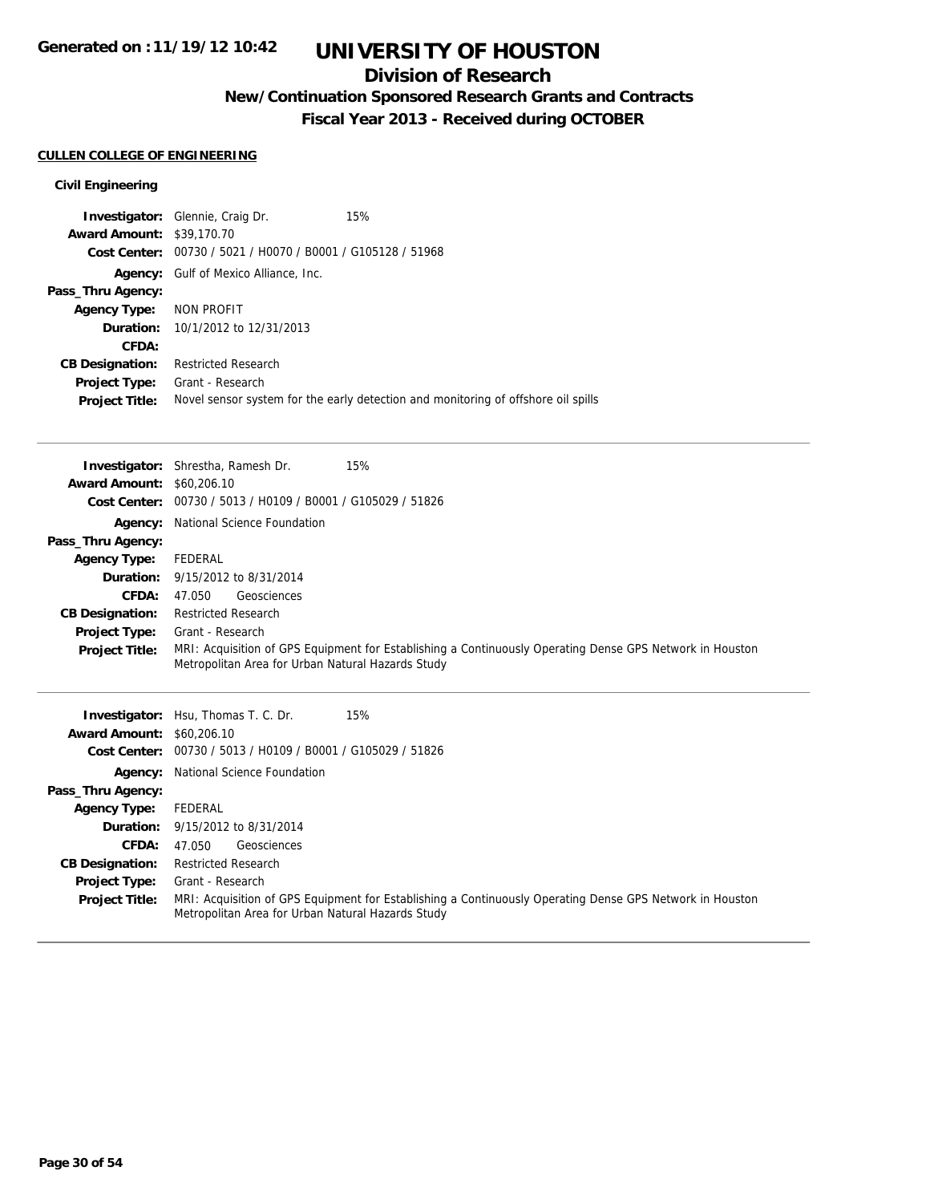# UNIVERSITY OF HOUSTON

## Division of Research

### New/Continuation Sponsored Research Grants and Contracts

### Fiscal Year 2013 - Received during OCTOBER

**CULLEN COLLEGE OF ENGINEERING**

**Civil Engineering**

**Investigator:** Glennie, Craig Dr. 15%
**Award Amount:** \$39,170.70
**Cost Center:** 00730 / 5021 / H0070 / B0001 / G105128 / 51968
**Agency:** Gulf of Mexico Alliance, Inc.
**Pass_Thru Agency:**
**Agency Type:** NON PROFIT
**Duration:** 10/1/2012 to 12/31/2013
**CFDA:**
**CB Designation:** Restricted Research
**Project Type:** Grant - Research
**Project Title:** Novel sensor system for the early detection and monitoring of offshore oil spills

---

**Investigator:** Shrestha, Ramesh Dr. 15%
**Award Amount:** \$60,206.10
**Cost Center:** 00730 / 5013 / H0109 / B0001 / G105029 / 51826
**Agency:** National Science Foundation
**Pass_Thru Agency:**
**Agency Type:** FEDERAL
**Duration:** 9/15/2012 to 8/31/2014
**CFDA:** 47.050 Geosciences
**CB Designation:** Restricted Research
**Project Type:** Grant - Research
**Project Title:** MRI: Acquisition of GPS Equipment for Establishing a Continuously Operating Dense GPS Network in Houston Metropolitan Area for Urban Natural Hazards Study

---

**Investigator:** Hsu, Thomas T. C. Dr. 15%
**Award Amount:** \$60,206.10
**Cost Center:** 00730 / 5013 / H0109 / B0001 / G105029 / 51826
**Agency:** National Science Foundation
**Pass_Thru Agency:**
**Agency Type:** FEDERAL
**Duration:** 9/15/2012 to 8/31/2014
**CFDA:** 47.050 Geosciences
**CB Designation:** Restricted Research
**Project Type:** Grant - Research
**Project Title:** MRI: Acquisition of GPS Equipment for Establishing a Continuously Operating Dense GPS Network in Houston Metropolitan Area for Urban Natural Hazards Study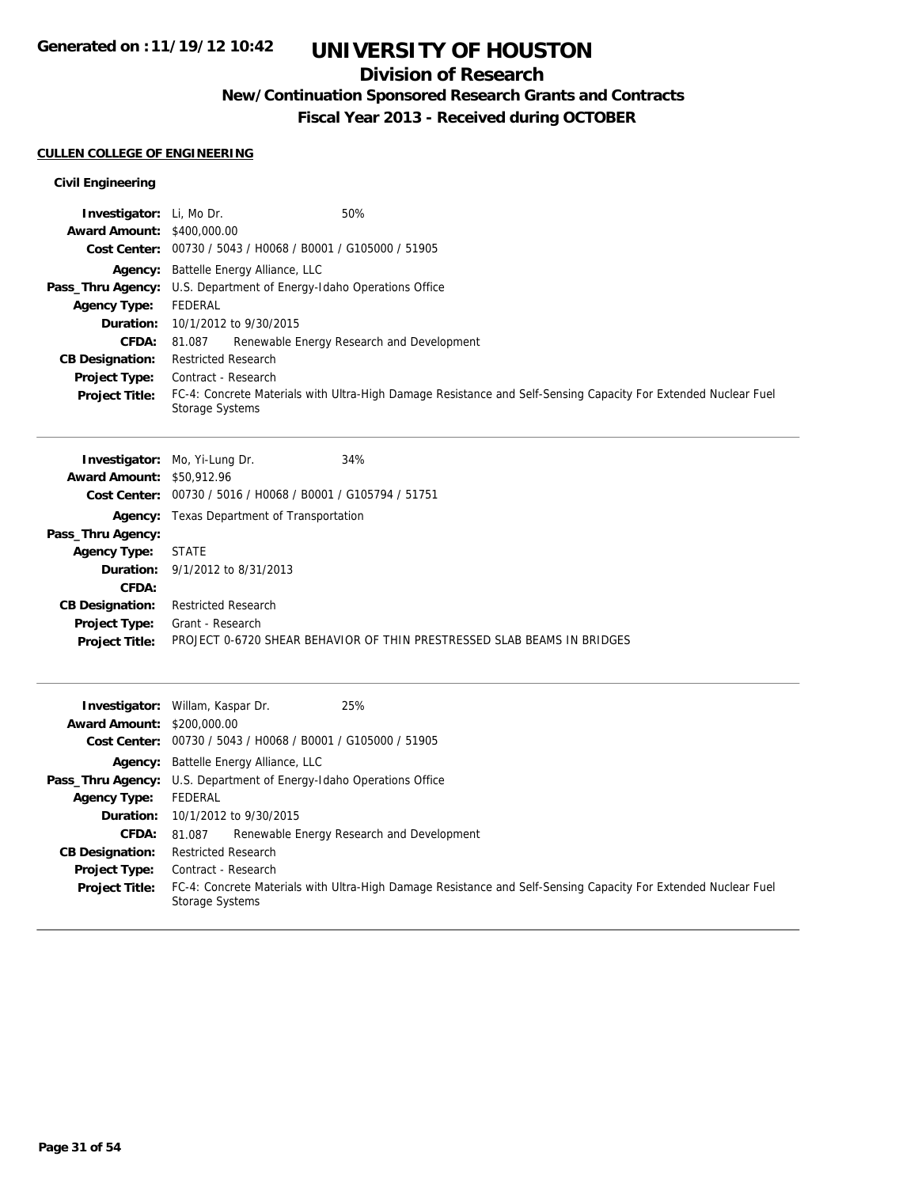# UNIVERSITY OF HOUSTON

## Division of Research

### New/Continuation Sponsored Research Grants and Contracts

### Fiscal Year 2013 - Received during OCTOBER

**CULLEN COLLEGE OF ENGINEERING**

**Civil Engineering**

| | | |
|---|---|---|
| **Investigator:** | Li, Mo Dr. | 50% |
| **Award Amount:** | $400,000.00 | |
| **Cost Center:** | 00730 / 5043 / H0068 / B0001 / G105000 / 51905 | |
| **Agency:** | Battelle Energy Alliance, LLC | |
| **Pass_Thru Agency:** | U.S. Department of Energy-Idaho Operations Office | |
| **Agency Type:** | FEDERAL | |
| **Duration:** | 10/1/2012 to 9/30/2015 | |
| **CFDA:** | 81.087 Renewable Energy Research and Development | |
| **CB Designation:** | Restricted Research | |
| **Project Type:** | Contract - Research | |
| **Project Title:** | FC-4: Concrete Materials with Ultra-High Damage Resistance and Self-Sensing Capacity For Extended Nuclear Fuel Storage Systems | |

---

| | | |
|---|---|---|
| **Investigator:** | Mo, Yi-Lung Dr. | 34% |
| **Award Amount:** | $50,912.96 | |
| **Cost Center:** | 00730 / 5016 / H0068 / B0001 / G105794 / 51751 | |
| **Agency:** | Texas Department of Transportation | |
| **Pass_Thru Agency:** | | |
| **Agency Type:** | STATE | |
| **Duration:** | 9/1/2012 to 8/31/2013 | |
| **CFDA:** | | |
| **CB Designation:** | Restricted Research | |
| **Project Type:** | Grant - Research | |
| **Project Title:** | PROJECT 0-6720 SHEAR BEHAVIOR OF THIN PRESTRESSED SLAB BEAMS IN BRIDGES | |

---

| | | |
|---|---|---|
| **Investigator:** | Willam, Kaspar Dr. | 25% |
| **Award Amount:** | $200,000.00 | |
| **Cost Center:** | 00730 / 5043 / H0068 / B0001 / G105000 / 51905 | |
| **Agency:** | Battelle Energy Alliance, LLC | |
| **Pass_Thru Agency:** | U.S. Department of Energy-Idaho Operations Office | |
| **Agency Type:** | FEDERAL | |
| **Duration:** | 10/1/2012 to 9/30/2015 | |
| **CFDA:** | 81.087 Renewable Energy Research and Development | |
| **CB Designation:** | Restricted Research | |
| **Project Type:** | Contract - Research | |
| **Project Title:** | FC-4: Concrete Materials with Ultra-High Damage Resistance and Self-Sensing Capacity For Extended Nuclear Fuel Storage Systems | |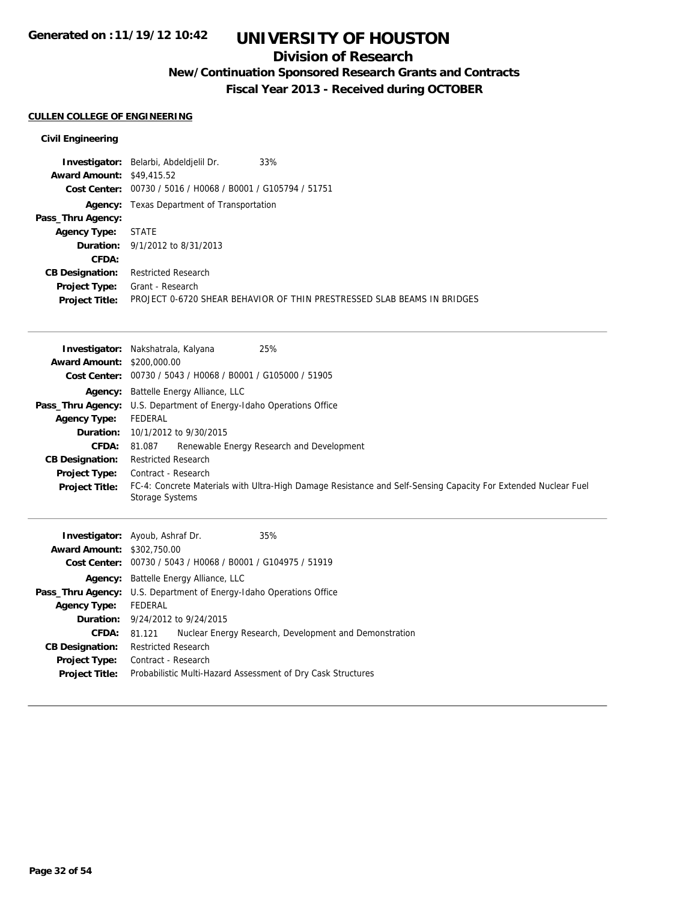# UNIVERSITY OF HOUSTON

## Division of Research

### New/Continuation Sponsored Research Grants and Contracts

### Fiscal Year 2013 - Received during OCTOBER

**CULLEN COLLEGE OF ENGINEERING**

**Civil Engineering**

**Investigator:** Belarbi, Abdeldjelil Dr. 33%
**Award Amount:** $49,415.52
**Cost Center:** 00730 / 5016 / H0068 / B0001 / G105794 / 51751
**Agency:** Texas Department of Transportation
**Pass_Thru Agency:**
**Agency Type:** STATE
**Duration:** 9/1/2012 to 8/31/2013
**CFDA:**
**CB Designation:** Restricted Research
**Project Type:** Grant - Research
**Project Title:** PROJECT 0-6720 SHEAR BEHAVIOR OF THIN PRESTRESSED SLAB BEAMS IN BRIDGES

---

**Investigator:** Nakshatrala, Kalyana 25%
**Award Amount:** $200,000.00
**Cost Center:** 00730 / 5043 / H0068 / B0001 / G105000 / 51905
**Agency:** Battelle Energy Alliance, LLC
**Pass_Thru Agency:** U.S. Department of Energy-Idaho Operations Office
**Agency Type:** FEDERAL
**Duration:** 10/1/2012 to 9/30/2015
**CFDA:** 81.087 Renewable Energy Research and Development
**CB Designation:** Restricted Research
**Project Type:** Contract - Research
**Project Title:** FC-4: Concrete Materials with Ultra-High Damage Resistance and Self-Sensing Capacity For Extended Nuclear Fuel Storage Systems

---

**Investigator:** Ayoub, Ashraf Dr. 35%
**Award Amount:** $302,750.00
**Cost Center:** 00730 / 5043 / H0068 / B0001 / G104975 / 51919
**Agency:** Battelle Energy Alliance, LLC
**Pass_Thru Agency:** U.S. Department of Energy-Idaho Operations Office
**Agency Type:** FEDERAL
**Duration:** 9/24/2012 to 9/24/2015
**CFDA:** 81.121 Nuclear Energy Research, Development and Demonstration
**CB Designation:** Restricted Research
**Project Type:** Contract - Research
**Project Title:** Probabilistic Multi-Hazard Assessment of Dry Cask Structures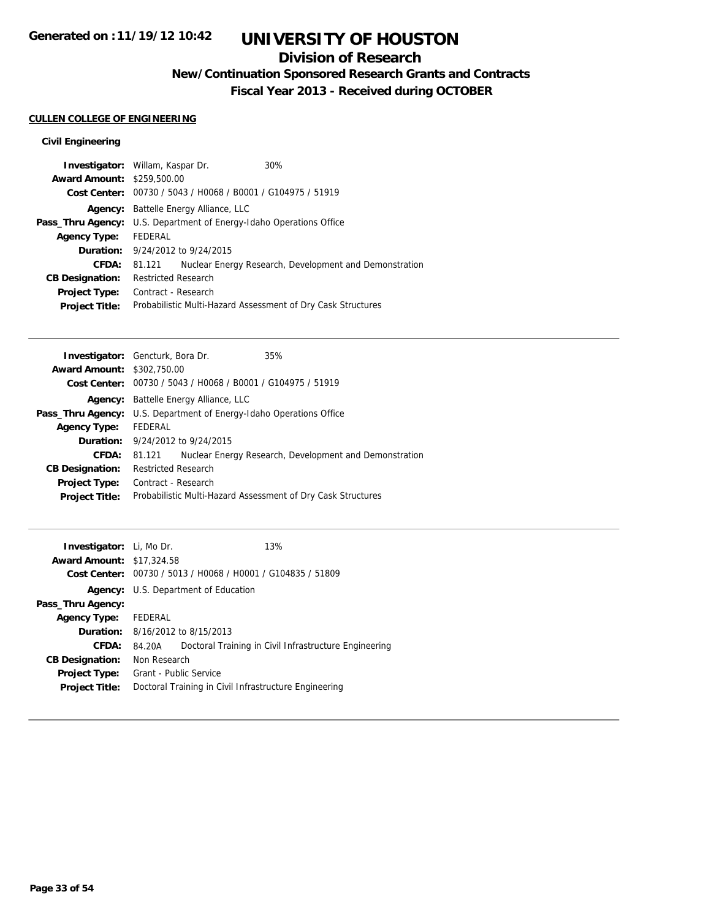# UNIVERSITY OF HOUSTON

## Division of Research

### New/Continuation Sponsored Research Grants and Contracts

### Fiscal Year 2013 - Received during OCTOBER

Generated on :11/19/12 10:42

**CULLEN COLLEGE OF ENGINEERING**

**Civil Engineering**

| | |
|---|---|
| **Investigator:** | Willam, Kaspar Dr. 30% |
| **Award Amount:** | $259,500.00 |
| **Cost Center:** | 00730 / 5043 / H0068 / B0001 / G104975 / 51919 |
| **Agency:** | Battelle Energy Alliance, LLC |
| **Pass_Thru Agency:** | U.S. Department of Energy-Idaho Operations Office |
| **Agency Type:** | FEDERAL |
| **Duration:** | 9/24/2012 to 9/24/2015 |
| **CFDA:** | 81.121 Nuclear Energy Research, Development and Demonstration |
| **CB Designation:** | Restricted Research |
| **Project Type:** | Contract - Research |
| **Project Title:** | Probabilistic Multi-Hazard Assessment of Dry Cask Structures |

---

| | |
|---|---|
| **Investigator:** | Gencturk, Bora Dr. 35% |
| **Award Amount:** | $302,750.00 |
| **Cost Center:** | 00730 / 5043 / H0068 / B0001 / G104975 / 51919 |
| **Agency:** | Battelle Energy Alliance, LLC |
| **Pass_Thru Agency:** | U.S. Department of Energy-Idaho Operations Office |
| **Agency Type:** | FEDERAL |
| **Duration:** | 9/24/2012 to 9/24/2015 |
| **CFDA:** | 81.121 Nuclear Energy Research, Development and Demonstration |
| **CB Designation:** | Restricted Research |
| **Project Type:** | Contract - Research |
| **Project Title:** | Probabilistic Multi-Hazard Assessment of Dry Cask Structures |

---

| | |
|---|---|
| **Investigator:** | Li, Mo Dr. 13% |
| **Award Amount:** | $17,324.58 |
| **Cost Center:** | 00730 / 5013 / H0068 / H0001 / G104835 / 51809 |
| **Agency:** | U.S. Department of Education |
| **Pass_Thru Agency:** | |
| **Agency Type:** | FEDERAL |
| **Duration:** | 8/16/2012 to 8/15/2013 |
| **CFDA:** | 84.20A Doctoral Training in Civil Infrastructure Engineering |
| **CB Designation:** | Non Research |
| **Project Type:** | Grant - Public Service |
| **Project Title:** | Doctoral Training in Civil Infrastructure Engineering |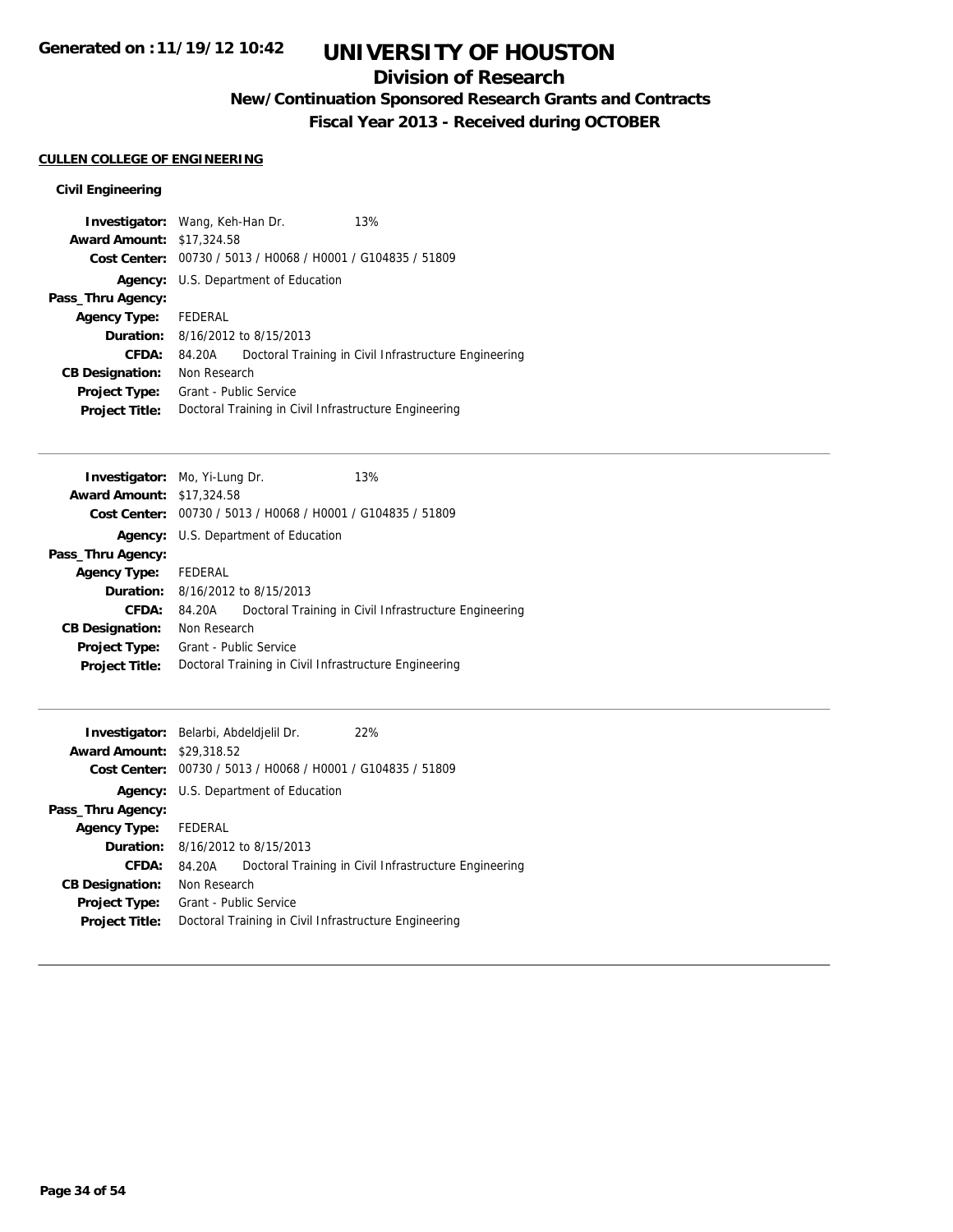# UNIVERSITY OF HOUSTON

## Division of Research

### New/Continuation Sponsored Research Grants and Contracts

### Fiscal Year 2013 - Received during OCTOBER

**CULLEN COLLEGE OF ENGINEERING**

**Civil Engineering**

**Investigator:** Wang, Keh-Han Dr. 13%
**Award Amount:** $17,324.58
**Cost Center:** 00730 / 5013 / H0068 / H0001 / G104835 / 51809
**Agency:** U.S. Department of Education
**Pass_Thru Agency:**
**Agency Type:** FEDERAL
**Duration:** 8/16/2012 to 8/15/2013
**CFDA:** 84.20A Doctoral Training in Civil Infrastructure Engineering
**CB Designation:** Non Research
**Project Type:** Grant - Public Service
**Project Title:** Doctoral Training in Civil Infrastructure Engineering

---

**Investigator:** Mo, Yi-Lung Dr. 13%
**Award Amount:** $17,324.58
**Cost Center:** 00730 / 5013 / H0068 / H0001 / G104835 / 51809
**Agency:** U.S. Department of Education
**Pass_Thru Agency:**
**Agency Type:** FEDERAL
**Duration:** 8/16/2012 to 8/15/2013
**CFDA:** 84.20A Doctoral Training in Civil Infrastructure Engineering
**CB Designation:** Non Research
**Project Type:** Grant - Public Service
**Project Title:** Doctoral Training in Civil Infrastructure Engineering

---

**Investigator:** Belarbi, Abdeldjelil Dr. 22%
**Award Amount:** $29,318.52
**Cost Center:** 00730 / 5013 / H0068 / H0001 / G104835 / 51809
**Agency:** U.S. Department of Education
**Pass_Thru Agency:**
**Agency Type:** FEDERAL
**Duration:** 8/16/2012 to 8/15/2013
**CFDA:** 84.20A Doctoral Training in Civil Infrastructure Engineering
**CB Designation:** Non Research
**Project Type:** Grant - Public Service
**Project Title:** Doctoral Training in Civil Infrastructure Engineering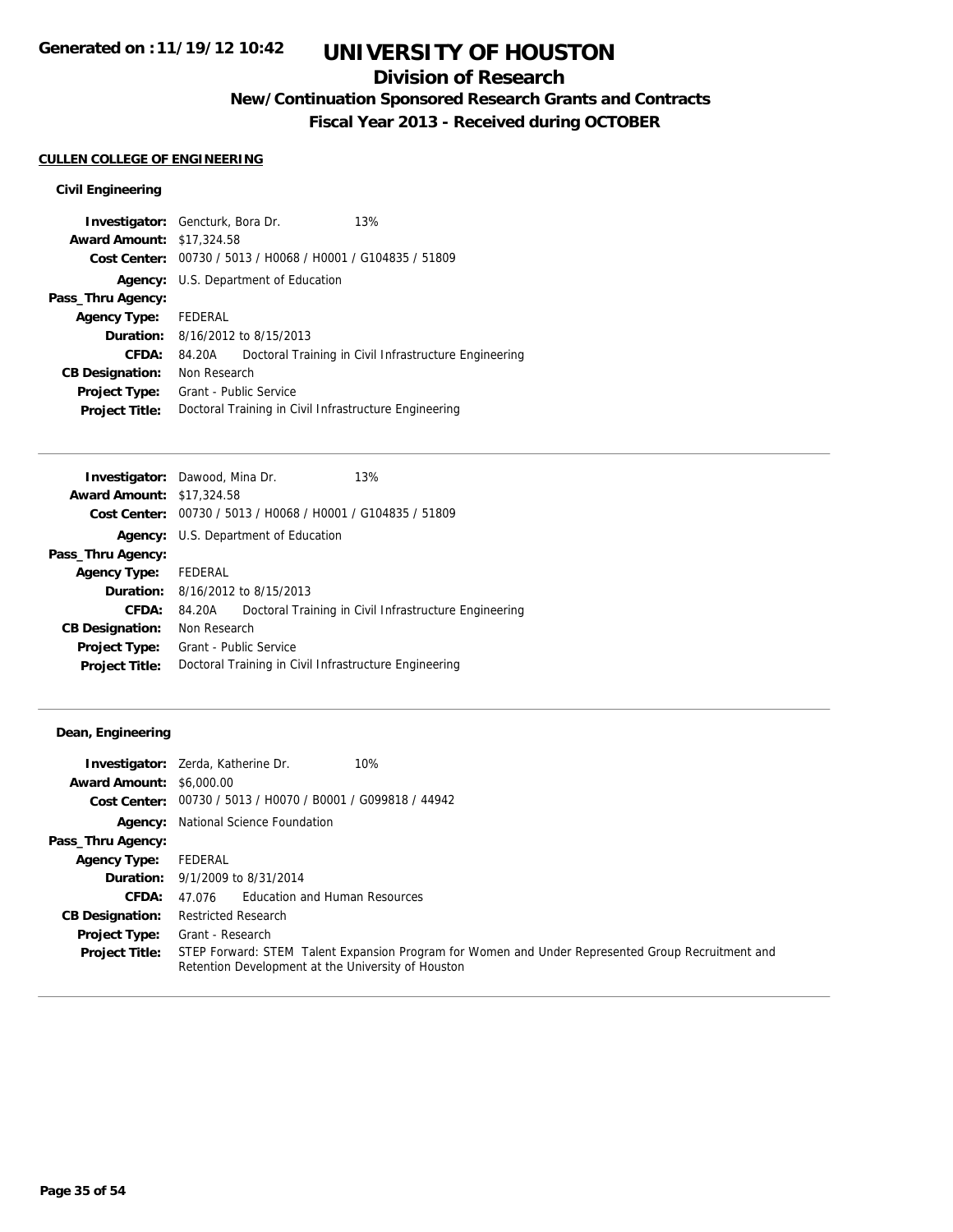**Generated on :11/19/12 10:42**

# UNIVERSITY OF HOUSTON

## Division of Research

### New/Continuation Sponsored Research Grants and Contracts

### Fiscal Year 2013 - Received during OCTOBER

**CULLEN COLLEGE OF ENGINEERING**

**Civil Engineering**

| | |
|---|---|
| **Investigator:** | Gencturk, Bora Dr. 13% |
| **Award Amount:** | $17,324.58 |
| **Cost Center:** | 00730 / 5013 / H0068 / H0001 / G104835 / 51809 |
| **Agency:** | U.S. Department of Education |
| **Pass_Thru Agency:** | |
| **Agency Type:** | FEDERAL |
| **Duration:** | 8/16/2012 to 8/15/2013 |
| **CFDA:** | 84.20A Doctoral Training in Civil Infrastructure Engineering |
| **CB Designation:** | Non Research |
| **Project Type:** | Grant - Public Service |
| **Project Title:** | Doctoral Training in Civil Infrastructure Engineering |

| | |
|---|---|
| **Investigator:** | Dawood, Mina Dr. 13% |
| **Award Amount:** | $17,324.58 |
| **Cost Center:** | 00730 / 5013 / H0068 / H0001 / G104835 / 51809 |
| **Agency:** | U.S. Department of Education |
| **Pass_Thru Agency:** | |
| **Agency Type:** | FEDERAL |
| **Duration:** | 8/16/2012 to 8/15/2013 |
| **CFDA:** | 84.20A Doctoral Training in Civil Infrastructure Engineering |
| **CB Designation:** | Non Research |
| **Project Type:** | Grant - Public Service |
| **Project Title:** | Doctoral Training in Civil Infrastructure Engineering |

**Dean, Engineering**

| | |
|---|---|
| **Investigator:** | Zerda, Katherine Dr. 10% |
| **Award Amount:** | $6,000.00 |
| **Cost Center:** | 00730 / 5013 / H0070 / B0001 / G099818 / 44942 |
| **Agency:** | National Science Foundation |
| **Pass_Thru Agency:** | |
| **Agency Type:** | FEDERAL |
| **Duration:** | 9/1/2009 to 8/31/2014 |
| **CFDA:** | 47.076 Education and Human Resources |
| **CB Designation:** | Restricted Research |
| **Project Type:** | Grant - Research |
| **Project Title:** | STEP Forward: STEM Talent Expansion Program for Women and Under Represented Group Recruitment and Retention Development at the University of Houston |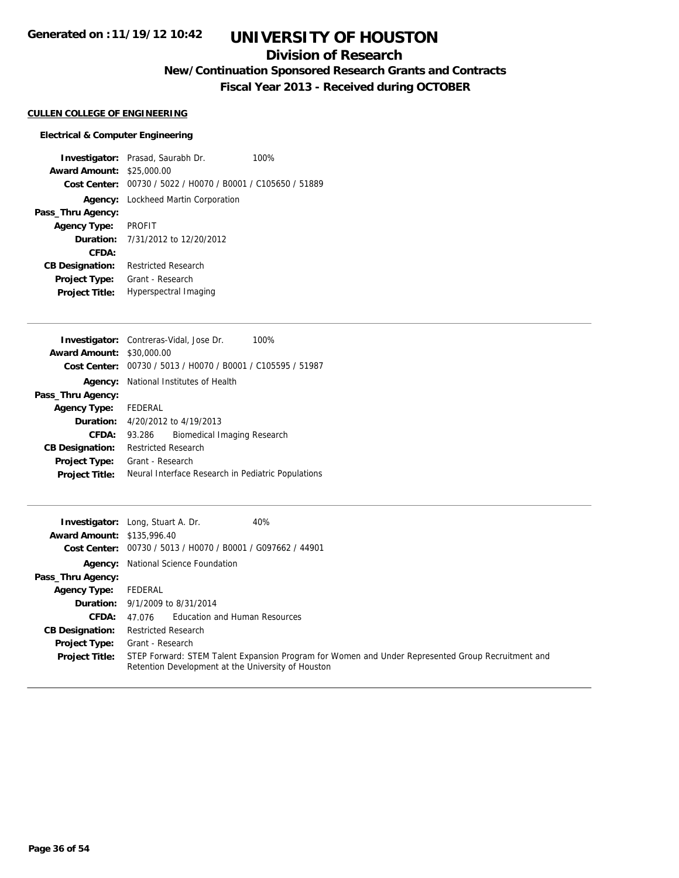# UNIVERSITY OF HOUSTON

## Division of Research

### New/Continuation Sponsored Research Grants and Contracts

### Fiscal Year 2013 - Received during OCTOBER

Generated on : 11/19/12 10:42

**CULLEN COLLEGE OF ENGINEERING**

**Electrical & Computer Engineering**

| | |
|---|---|
| **Investigator:** | Prasad, Saurabh Dr. 100% |
| **Award Amount:** | $25,000.00 |
| **Cost Center:** | 00730 / 5022 / H0070 / B0001 / C105650 / 51889 |
| **Agency:** | Lockheed Martin Corporation |
| **Pass_Thru Agency:** | |
| **Agency Type:** | PROFIT |
| **Duration:** | 7/31/2012 to 12/20/2012 |
| **CFDA:** | |
| **CB Designation:** | Restricted Research |
| **Project Type:** | Grant - Research |
| **Project Title:** | Hyperspectral Imaging |

---

| | |
|---|---|
| **Investigator:** | Contreras-Vidal, Jose Dr. 100% |
| **Award Amount:** | $30,000.00 |
| **Cost Center:** | 00730 / 5013 / H0070 / B0001 / C105595 / 51987 |
| **Agency:** | National Institutes of Health |
| **Pass_Thru Agency:** | |
| **Agency Type:** | FEDERAL |
| **Duration:** | 4/20/2012 to 4/19/2013 |
| **CFDA:** | 93.286 Biomedical Imaging Research |
| **CB Designation:** | Restricted Research |
| **Project Type:** | Grant - Research |
| **Project Title:** | Neural Interface Research in Pediatric Populations |

---

| | |
|---|---|
| **Investigator:** | Long, Stuart A. Dr. 40% |
| **Award Amount:** | $135,996.40 |
| **Cost Center:** | 00730 / 5013 / H0070 / B0001 / G097662 / 44901 |
| **Agency:** | National Science Foundation |
| **Pass_Thru Agency:** | |
| **Agency Type:** | FEDERAL |
| **Duration:** | 9/1/2009 to 8/31/2014 |
| **CFDA:** | 47.076 Education and Human Resources |
| **CB Designation:** | Restricted Research |
| **Project Type:** | Grant - Research |
| **Project Title:** | STEP Forward: STEM Talent Expansion Program for Women and Under Represented Group Recruitment and Retention Development at the University of Houston |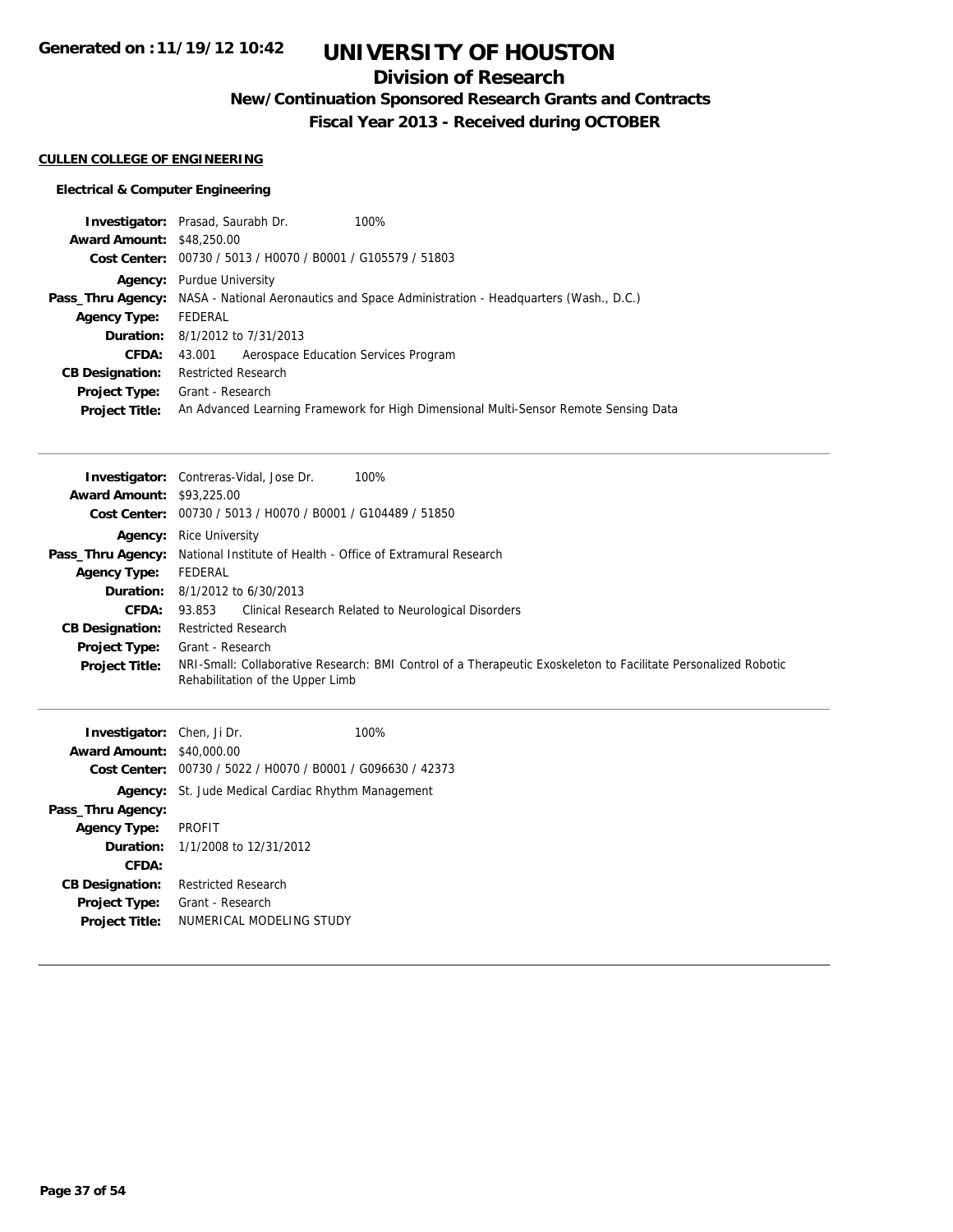# UNIVERSITY OF HOUSTON

## Division of Research

### New/Continuation Sponsored Research Grants and Contracts

### Fiscal Year 2013 - Received during OCTOBER

**CULLEN COLLEGE OF ENGINEERING**

**Electrical & Computer Engineering**

**Investigator:** Prasad, Saurabh Dr. 100%
**Award Amount:** $48,250.00
**Cost Center:** 00730 / 5013 / H0070 / B0001 / G105579 / 51803
**Agency:** Purdue University
**Pass_Thru Agency:** NASA - National Aeronautics and Space Administration - Headquarters (Wash., D.C.)
**Agency Type:** FEDERAL
**Duration:** 8/1/2012 to 7/31/2013
**CFDA:** 43.001 Aerospace Education Services Program
**CB Designation:** Restricted Research
**Project Type:** Grant - Research
**Project Title:** An Advanced Learning Framework for High Dimensional Multi-Sensor Remote Sensing Data

---

**Investigator:** Contreras-Vidal, Jose Dr. 100%
**Award Amount:** $93,225.00
**Cost Center:** 00730 / 5013 / H0070 / B0001 / G104489 / 51850
**Agency:** Rice University
**Pass_Thru Agency:** National Institute of Health - Office of Extramural Research
**Agency Type:** FEDERAL
**Duration:** 8/1/2012 to 6/30/2013
**CFDA:** 93.853 Clinical Research Related to Neurological Disorders
**CB Designation:** Restricted Research
**Project Type:** Grant - Research
**Project Title:** NRI-Small: Collaborative Research: BMI Control of a Therapeutic Exoskeleton to Facilitate Personalized Robotic Rehabilitation of the Upper Limb

---

**Investigator:** Chen, Ji Dr. 100%
**Award Amount:** $40,000.00
**Cost Center:** 00730 / 5022 / H0070 / B0001 / G096630 / 42373
**Agency:** St. Jude Medical Cardiac Rhythm Management
**Pass_Thru Agency:**
**Agency Type:** PROFIT
**Duration:** 1/1/2008 to 12/31/2012
**CFDA:**
**CB Designation:** Restricted Research
**Project Type:** Grant - Research
**Project Title:** NUMERICAL MODELING STUDY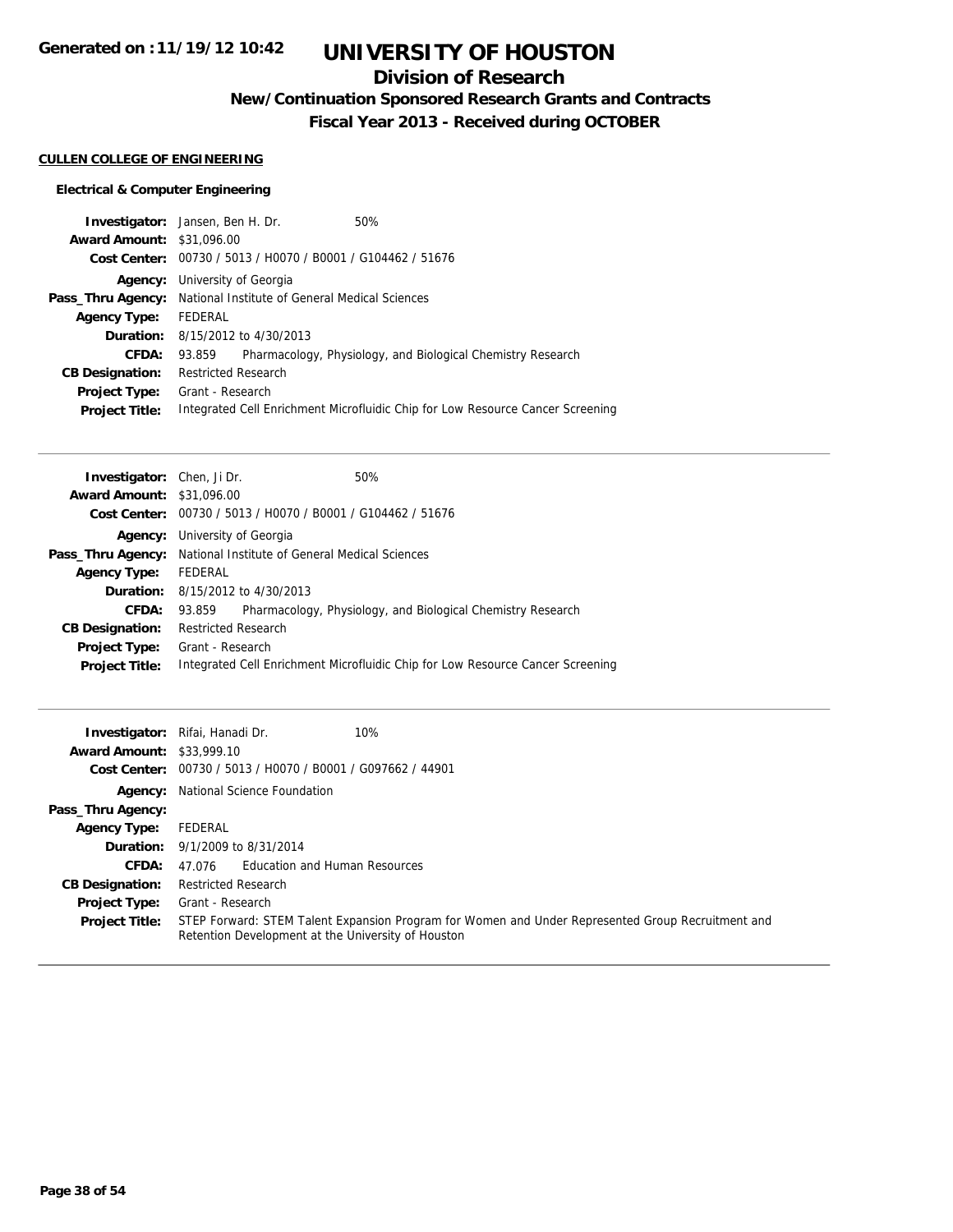# UNIVERSITY OF HOUSTON

## Division of Research

### New/Continuation Sponsored Research Grants and Contracts

### Fiscal Year 2013 - Received during OCTOBER

Generated on :11/19/12 10:42

**CULLEN COLLEGE OF ENGINEERING**

**Electrical & Computer Engineering**

| | |
|---|---|
| **Investigator:** | Jansen, Ben H. Dr. 50% |
| **Award Amount:** | $31,096.00 |
| **Cost Center:** | 00730 / 5013 / H0070 / B0001 / G104462 / 51676 |
| **Agency:** | University of Georgia |
| **Pass_Thru Agency:** | National Institute of General Medical Sciences |
| **Agency Type:** | FEDERAL |
| **Duration:** | 8/15/2012 to 4/30/2013 |
| **CFDA:** | 93.859 Pharmacology, Physiology, and Biological Chemistry Research |
| **CB Designation:** | Restricted Research |
| **Project Type:** | Grant - Research |
| **Project Title:** | Integrated Cell Enrichment Microfluidic Chip for Low Resource Cancer Screening |

---

| | |
|---|---|
| **Investigator:** | Chen, Ji Dr. 50% |
| **Award Amount:** | $31,096.00 |
| **Cost Center:** | 00730 / 5013 / H0070 / B0001 / G104462 / 51676 |
| **Agency:** | University of Georgia |
| **Pass_Thru Agency:** | National Institute of General Medical Sciences |
| **Agency Type:** | FEDERAL |
| **Duration:** | 8/15/2012 to 4/30/2013 |
| **CFDA:** | 93.859 Pharmacology, Physiology, and Biological Chemistry Research |
| **CB Designation:** | Restricted Research |
| **Project Type:** | Grant - Research |
| **Project Title:** | Integrated Cell Enrichment Microfluidic Chip for Low Resource Cancer Screening |

---

| | |
|---|---|
| **Investigator:** | Rifai, Hanadi Dr. 10% |
| **Award Amount:** | $33,999.10 |
| **Cost Center:** | 00730 / 5013 / H0070 / B0001 / G097662 / 44901 |
| **Agency:** | National Science Foundation |
| **Pass_Thru Agency:** | |
| **Agency Type:** | FEDERAL |
| **Duration:** | 9/1/2009 to 8/31/2014 |
| **CFDA:** | 47.076 Education and Human Resources |
| **CB Designation:** | Restricted Research |
| **Project Type:** | Grant - Research |
| **Project Title:** | STEP Forward: STEM Talent Expansion Program for Women and Under Represented Group Recruitment and Retention Development at the University of Houston |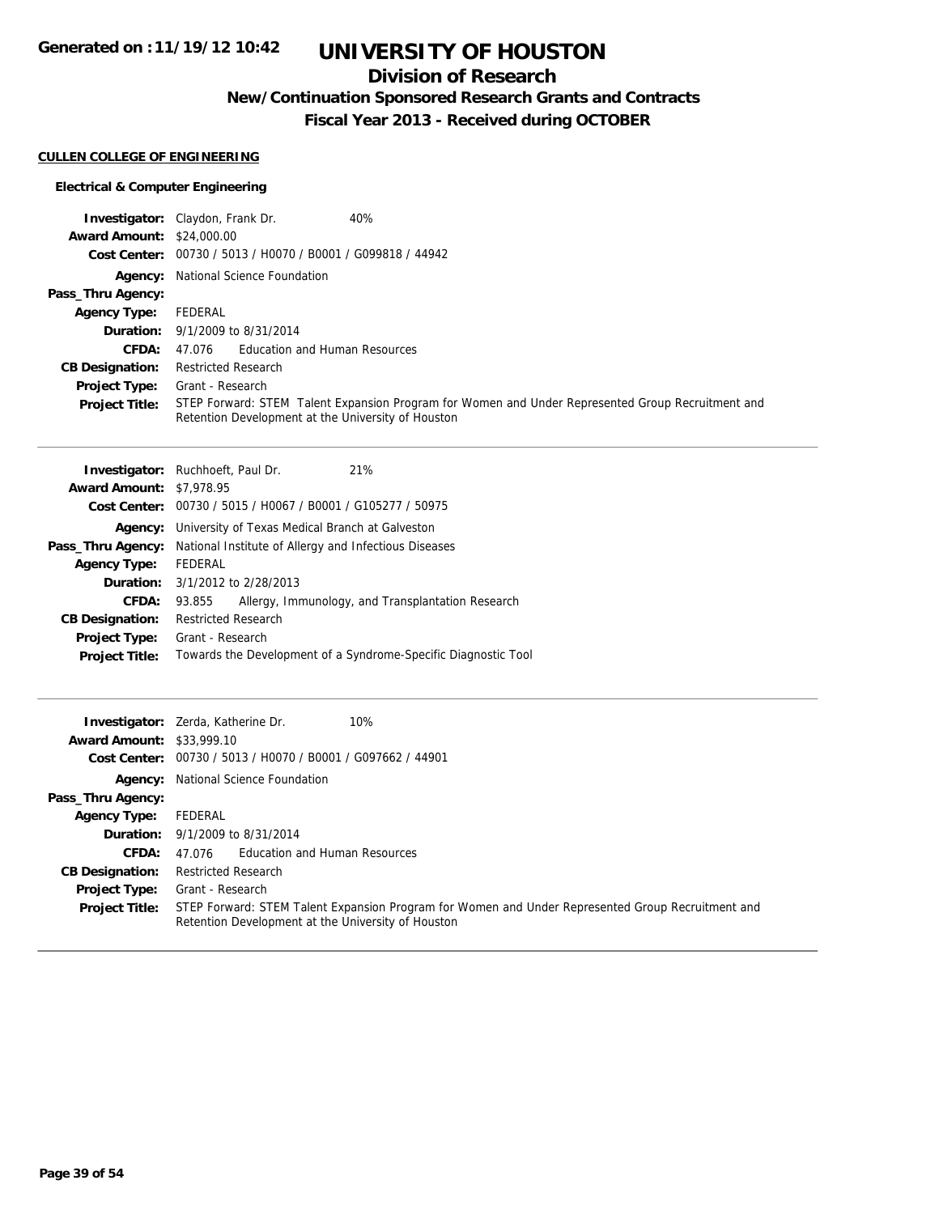# UNIVERSITY OF HOUSTON

## Division of Research

### New/Continuation Sponsored Research Grants and Contracts

### Fiscal Year 2013 - Received during OCTOBER

Generated on :11/19/12 10:42

**CULLEN COLLEGE OF ENGINEERING**

**Electrical & Computer Engineering**

**Investigator:** Claydon, Frank Dr. 40%
**Award Amount:** $24,000.00
**Cost Center:** 00730 / 5013 / H0070 / B0001 / G099818 / 44942
**Agency:** National Science Foundation
**Pass_Thru Agency:**
**Agency Type:** FEDERAL
**Duration:** 9/1/2009 to 8/31/2014
**CFDA:** 47.076 Education and Human Resources
**CB Designation:** Restricted Research
**Project Type:** Grant - Research
**Project Title:** STEP Forward: STEM Talent Expansion Program for Women and Under Represented Group Recruitment and Retention Development at the University of Houston

---

**Investigator:** Ruchhoeft, Paul Dr. 21%
**Award Amount:** $7,978.95
**Cost Center:** 00730 / 5015 / H0067 / B0001 / G105277 / 50975
**Agency:** University of Texas Medical Branch at Galveston
**Pass_Thru Agency:** National Institute of Allergy and Infectious Diseases
**Agency Type:** FEDERAL
**Duration:** 3/1/2012 to 2/28/2013
**CFDA:** 93.855 Allergy, Immunology, and Transplantation Research
**CB Designation:** Restricted Research
**Project Type:** Grant - Research
**Project Title:** Towards the Development of a Syndrome-Specific Diagnostic Tool

---

**Investigator:** Zerda, Katherine Dr. 10%
**Award Amount:** $33,999.10
**Cost Center:** 00730 / 5013 / H0070 / B0001 / G097662 / 44901
**Agency:** National Science Foundation
**Pass_Thru Agency:**
**Agency Type:** FEDERAL
**Duration:** 9/1/2009 to 8/31/2014
**CFDA:** 47.076 Education and Human Resources
**CB Designation:** Restricted Research
**Project Type:** Grant - Research
**Project Title:** STEP Forward: STEM Talent Expansion Program for Women and Under Represented Group Recruitment and Retention Development at the University of Houston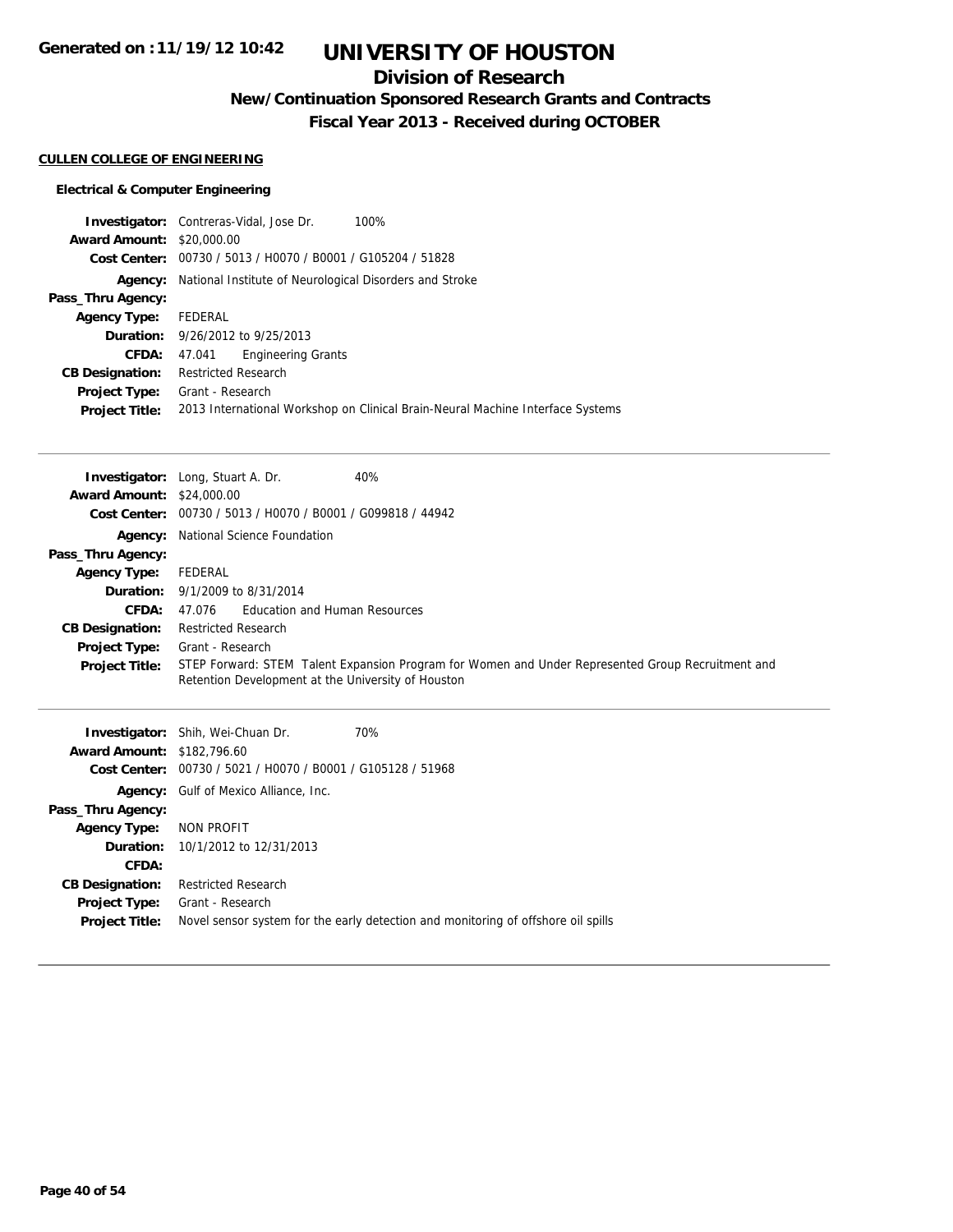# UNIVERSITY OF HOUSTON

## Division of Research

### New/Continuation Sponsored Research Grants and Contracts

### Fiscal Year 2013 - Received during OCTOBER

Generated on :11/19/12 10:42

**CULLEN COLLEGE OF ENGINEERING**

**Electrical & Computer Engineering**

**Investigator:** Contreras-Vidal, Jose Dr. 100%
**Award Amount:** $20,000.00
**Cost Center:** 00730 / 5013 / H0070 / B0001 / G105204 / 51828
**Agency:** National Institute of Neurological Disorders and Stroke
**Pass_Thru Agency:**
**Agency Type:** FEDERAL
**Duration:** 9/26/2012 to 9/25/2013
**CFDA:** 47.041 Engineering Grants
**CB Designation:** Restricted Research
**Project Type:** Grant - Research
**Project Title:** 2013 International Workshop on Clinical Brain-Neural Machine Interface Systems

---

**Investigator:** Long, Stuart A. Dr. 40%
**Award Amount:** $24,000.00
**Cost Center:** 00730 / 5013 / H0070 / B0001 / G099818 / 44942
**Agency:** National Science Foundation
**Pass_Thru Agency:**
**Agency Type:** FEDERAL
**Duration:** 9/1/2009 to 8/31/2014
**CFDA:** 47.076 Education and Human Resources
**CB Designation:** Restricted Research
**Project Type:** Grant - Research
**Project Title:** STEP Forward: STEM Talent Expansion Program for Women and Under Represented Group Recruitment and Retention Development at the University of Houston

---

**Investigator:** Shih, Wei-Chuan Dr. 70%
**Award Amount:** $182,796.60
**Cost Center:** 00730 / 5021 / H0070 / B0001 / G105128 / 51968
**Agency:** Gulf of Mexico Alliance, Inc.
**Pass_Thru Agency:**
**Agency Type:** NON PROFIT
**Duration:** 10/1/2012 to 12/31/2013
**CFDA:**
**CB Designation:** Restricted Research
**Project Type:** Grant - Research
**Project Title:** Novel sensor system for the early detection and monitoring of offshore oil spills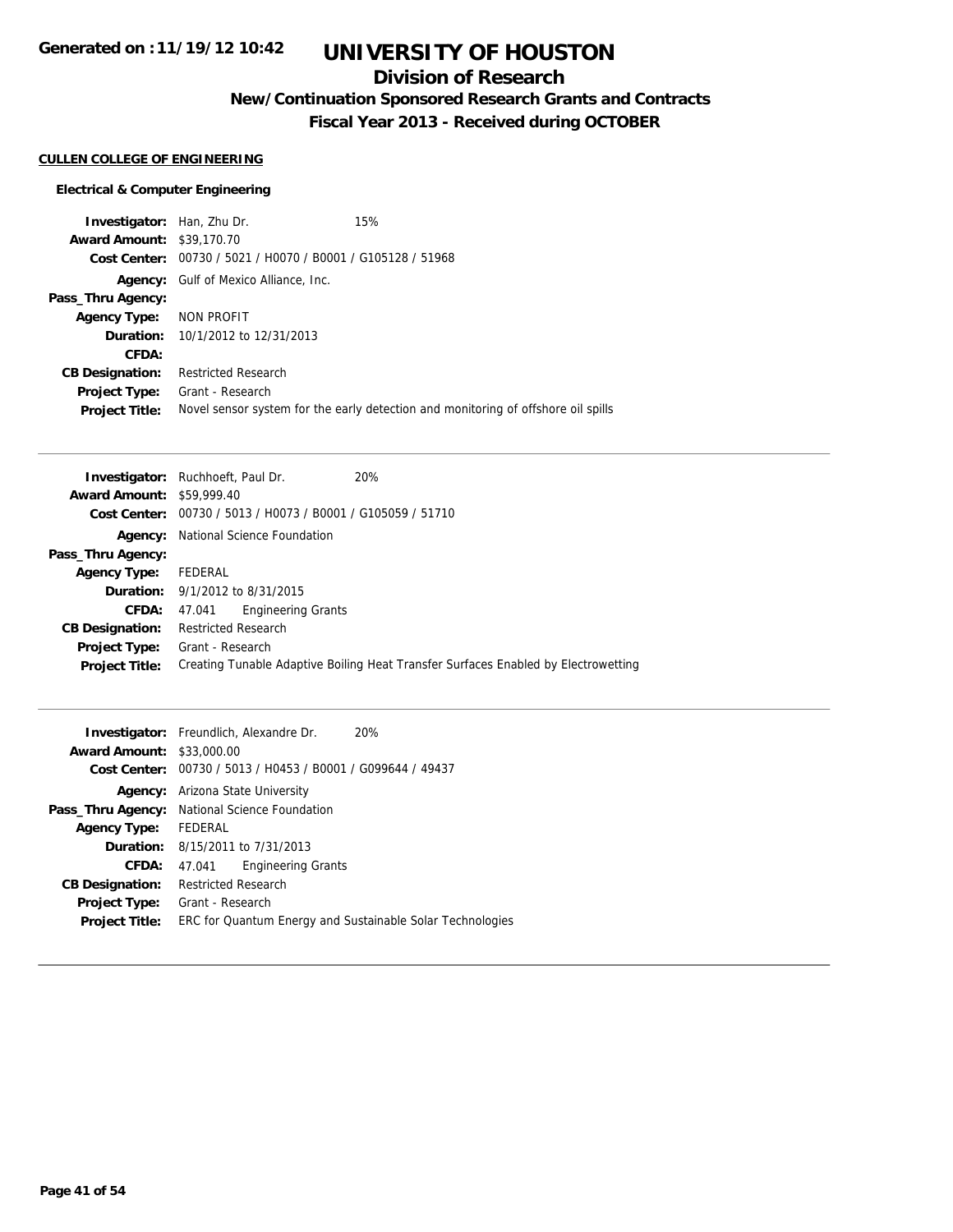**Generated on :11/19/12 10:42**

# UNIVERSITY OF HOUSTON

## Division of Research

### New/Continuation Sponsored Research Grants and Contracts

### Fiscal Year 2013 - Received during OCTOBER

**CULLEN COLLEGE OF ENGINEERING**

**Electrical & Computer Engineering**

**Investigator:** Han, Zhu Dr. 15%
**Award Amount:** $39,170.70
**Cost Center:** 00730 / 5021 / H0070 / B0001 / G105128 / 51968
**Agency:** Gulf of Mexico Alliance, Inc.
**Pass_Thru Agency:**
**Agency Type:** NON PROFIT
**Duration:** 10/1/2012 to 12/31/2013
**CFDA:**
**CB Designation:** Restricted Research
**Project Type:** Grant - Research
**Project Title:** Novel sensor system for the early detection and monitoring of offshore oil spills

---

**Investigator:** Ruchhoeft, Paul Dr. 20%
**Award Amount:** $59,999.40
**Cost Center:** 00730 / 5013 / H0073 / B0001 / G105059 / 51710
**Agency:** National Science Foundation
**Pass_Thru Agency:**
**Agency Type:** FEDERAL
**Duration:** 9/1/2012 to 8/31/2015
**CFDA:** 47.041 Engineering Grants
**CB Designation:** Restricted Research
**Project Type:** Grant - Research
**Project Title:** Creating Tunable Adaptive Boiling Heat Transfer Surfaces Enabled by Electrowetting

---

**Investigator:** Freundlich, Alexandre Dr. 20%
**Award Amount:** $33,000.00
**Cost Center:** 00730 / 5013 / H0453 / B0001 / G099644 / 49437
**Agency:** Arizona State University
**Pass_Thru Agency:** National Science Foundation
**Agency Type:** FEDERAL
**Duration:** 8/15/2011 to 7/31/2013
**CFDA:** 47.041 Engineering Grants
**CB Designation:** Restricted Research
**Project Type:** Grant - Research
**Project Title:** ERC for Quantum Energy and Sustainable Solar Technologies

---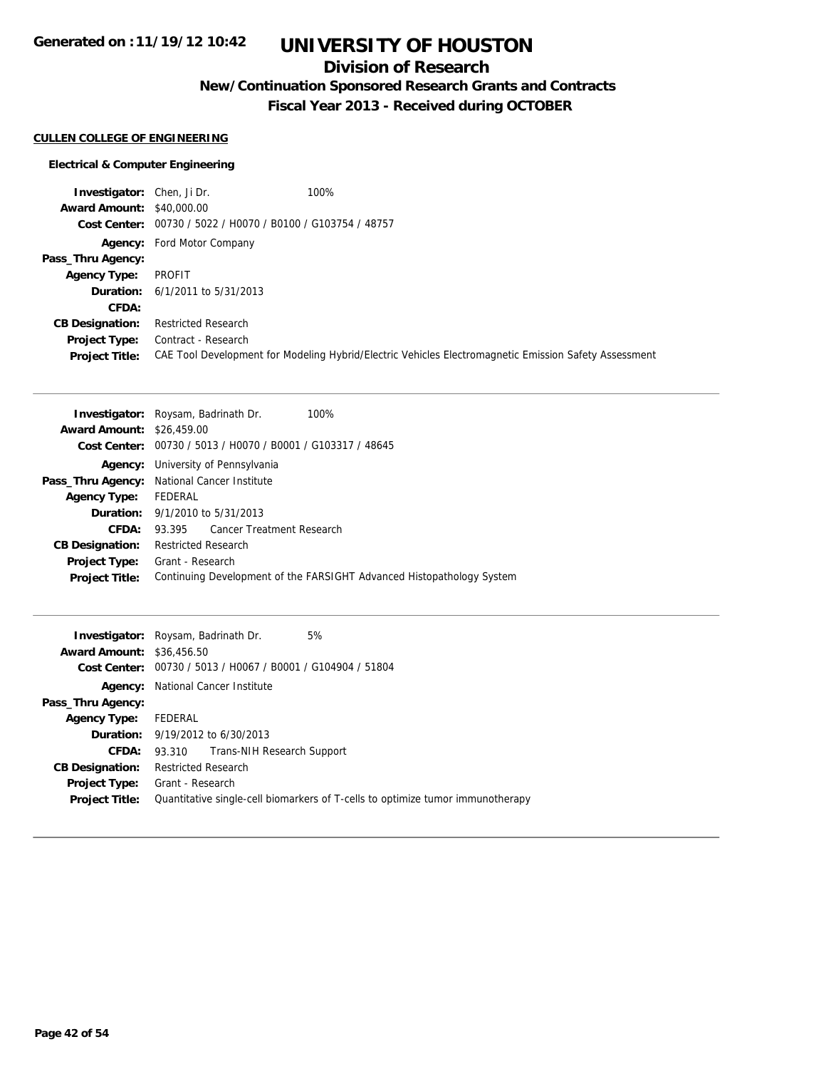**Generated on :11/19/12 10:42**

# UNIVERSITY OF HOUSTON

## Division of Research

### New/Continuation Sponsored Research Grants and Contracts

### Fiscal Year 2013 - Received during OCTOBER

**CULLEN COLLEGE OF ENGINEERING**

**Electrical & Computer Engineering**

| | |
|---|---|
| **Investigator:** | Chen, Ji Dr. 100% |
| **Award Amount:** | $40,000.00 |
| **Cost Center:** | 00730 / 5022 / H0070 / B0100 / G103754 / 48757 |
| **Agency:** | Ford Motor Company |
| **Pass_Thru Agency:** | |
| **Agency Type:** | PROFIT |
| **Duration:** | 6/1/2011 to 5/31/2013 |
| **CFDA:** | |
| **CB Designation:** | Restricted Research |
| **Project Type:** | Contract - Research |
| **Project Title:** | CAE Tool Development for Modeling Hybrid/Electric Vehicles Electromagnetic Emission Safety Assessment |

---

| | |
|---|---|
| **Investigator:** | Roysam, Badrinath Dr. 100% |
| **Award Amount:** | $26,459.00 |
| **Cost Center:** | 00730 / 5013 / H0070 / B0001 / G103317 / 48645 |
| **Agency:** | University of Pennsylvania |
| **Pass_Thru Agency:** | National Cancer Institute |
| **Agency Type:** | FEDERAL |
| **Duration:** | 9/1/2010 to 5/31/2013 |
| **CFDA:** | 93.395 Cancer Treatment Research |
| **CB Designation:** | Restricted Research |
| **Project Type:** | Grant - Research |
| **Project Title:** | Continuing Development of the FARSIGHT Advanced Histopathology System |

---

| | |
|---|---|
| **Investigator:** | Roysam, Badrinath Dr. 5% |
| **Award Amount:** | $36,456.50 |
| **Cost Center:** | 00730 / 5013 / H0067 / B0001 / G104904 / 51804 |
| **Agency:** | National Cancer Institute |
| **Pass_Thru Agency:** | |
| **Agency Type:** | FEDERAL |
| **Duration:** | 9/19/2012 to 6/30/2013 |
| **CFDA:** | 93.310 Trans-NIH Research Support |
| **CB Designation:** | Restricted Research |
| **Project Type:** | Grant - Research |
| **Project Title:** | Quantitative single-cell biomarkers of T-cells to optimize tumor immunotherapy |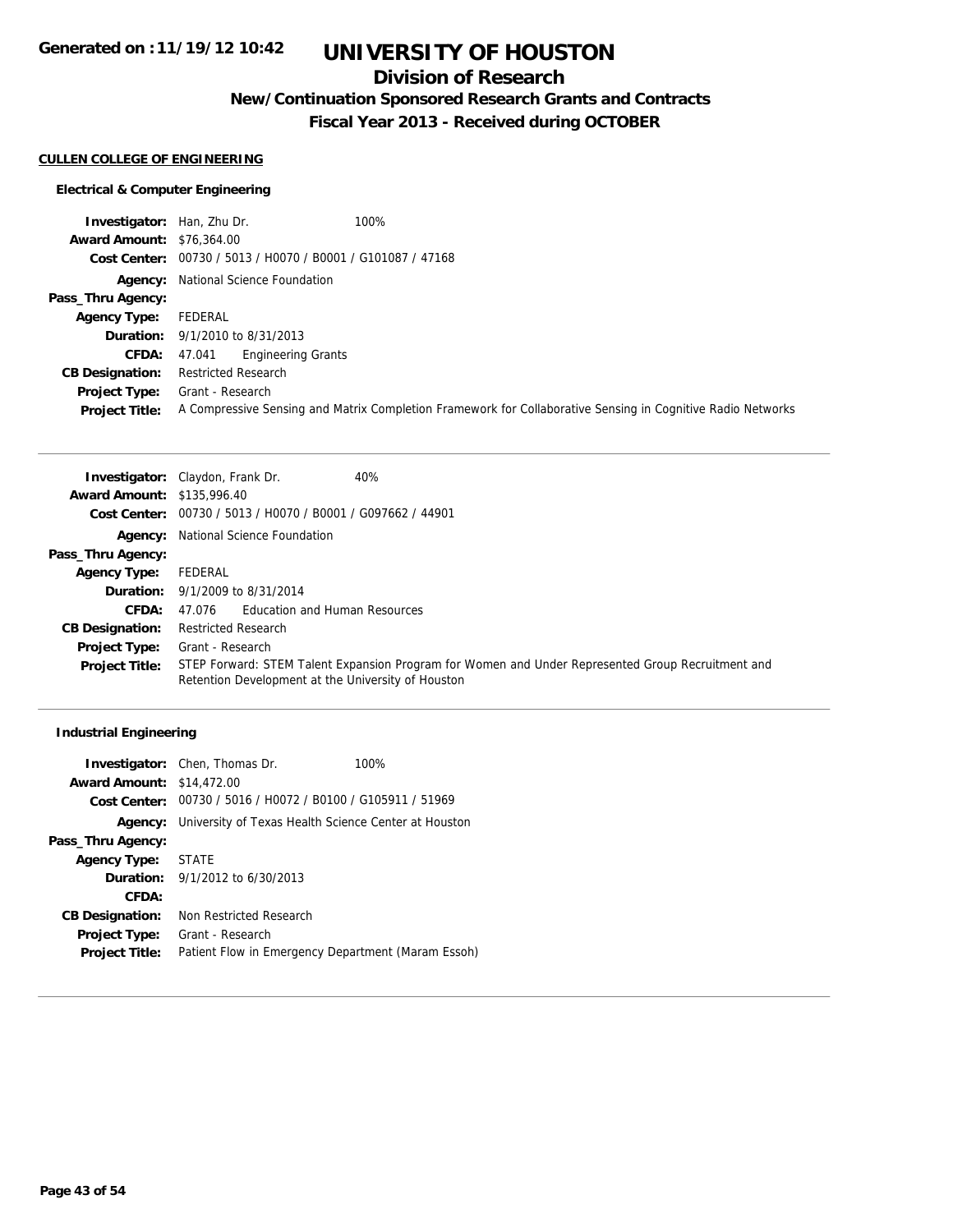# UNIVERSITY OF HOUSTON

## Division of Research

### New/Continuation Sponsored Research Grants and Contracts

### Fiscal Year 2013 - Received during OCTOBER

Generated on :11/19/12 10:42

**CULLEN COLLEGE OF ENGINEERING**

**Electrical & Computer Engineering**

| | |
|---|---|
| **Investigator:** | Han, Zhu Dr. 100% |
| **Award Amount:** | $76,364.00 |
| **Cost Center:** | 00730 / 5013 / H0070 / B0001 / G101087 / 47168 |
| **Agency:** | National Science Foundation |
| **Pass_Thru Agency:** | |
| **Agency Type:** | FEDERAL |
| **Duration:** | 9/1/2010 to 8/31/2013 |
| **CFDA:** | 47.041 Engineering Grants |
| **CB Designation:** | Restricted Research |
| **Project Type:** | Grant - Research |
| **Project Title:** | A Compressive Sensing and Matrix Completion Framework for Collaborative Sensing in Cognitive Radio Networks |

---

| | |
|---|---|
| **Investigator:** | Claydon, Frank Dr. 40% |
| **Award Amount:** | $135,996.40 |
| **Cost Center:** | 00730 / 5013 / H0070 / B0001 / G097662 / 44901 |
| **Agency:** | National Science Foundation |
| **Pass_Thru Agency:** | |
| **Agency Type:** | FEDERAL |
| **Duration:** | 9/1/2009 to 8/31/2014 |
| **CFDA:** | 47.076 Education and Human Resources |
| **CB Designation:** | Restricted Research |
| **Project Type:** | Grant - Research |
| **Project Title:** | STEP Forward: STEM Talent Expansion Program for Women and Under Represented Group Recruitment and Retention Development at the University of Houston |

---

**Industrial Engineering**

| | |
|---|---|
| **Investigator:** | Chen, Thomas Dr. 100% |
| **Award Amount:** | $14,472.00 |
| **Cost Center:** | 00730 / 5016 / H0072 / B0100 / G105911 / 51969 |
| **Agency:** | University of Texas Health Science Center at Houston |
| **Pass_Thru Agency:** | |
| **Agency Type:** | STATE |
| **Duration:** | 9/1/2012 to 6/30/2013 |
| **CFDA:** | |
| **CB Designation:** | Non Restricted Research |
| **Project Type:** | Grant - Research |
| **Project Title:** | Patient Flow in Emergency Department (Maram Essoh) |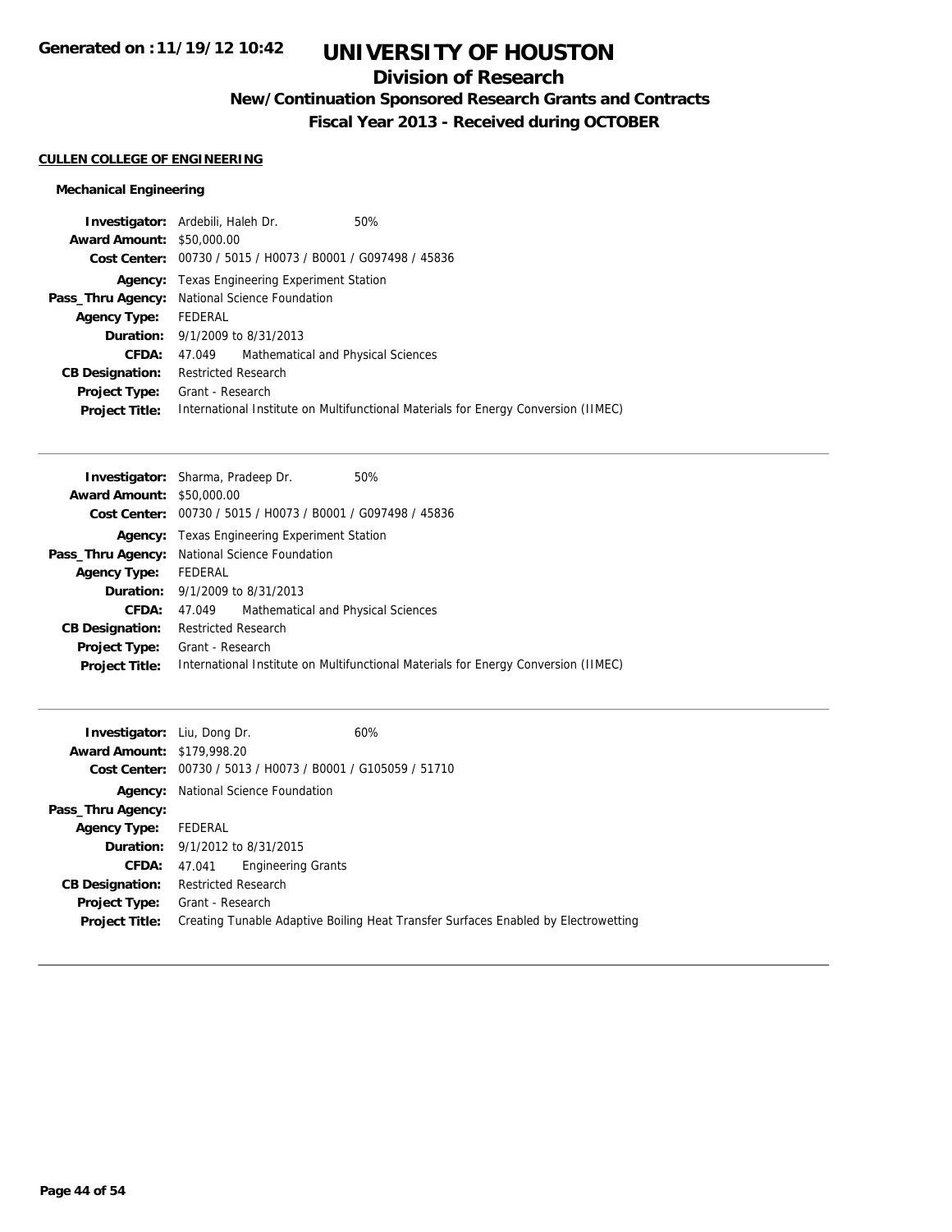## CULLEN COLLEGE OF ENGINEERING

### Mechanical Engineering

**Investigator:** Ardebili, Haleh Dr. 50%
**Award Amount:** $50,000.00
**Cost Center:** 00730 / 5015 / H0073 / B0001 / G097498 / 45836
**Agency:** Texas Engineering Experiment Station
**Pass_Thru Agency:** National Science Foundation
**Agency Type:** FEDERAL
**Duration:** 9/1/2009 to 8/31/2013
**CFDA:** 47.049 Mathematical and Physical Sciences
**CB Designation:** Restricted Research
**Project Type:** Grant - Research
**Project Title:** International Institute on Multifunctional Materials for Energy Conversion (IIMEC)

---

**Investigator:** Sharma, Pradeep Dr. 50%
**Award Amount:** $50,000.00
**Cost Center:** 00730 / 5015 / H0073 / B0001 / G097498 / 45836
**Agency:** Texas Engineering Experiment Station
**Pass_Thru Agency:** National Science Foundation
**Agency Type:** FEDERAL
**Duration:** 9/1/2009 to 8/31/2013
**CFDA:** 47.049 Mathematical and Physical Sciences
**CB Designation:** Restricted Research
**Project Type:** Grant - Research
**Project Title:** International Institute on Multifunctional Materials for Energy Conversion (IIMEC)

---

**Investigator:** Liu, Dong Dr. 60%
**Award Amount:** $179,998.20
**Cost Center:** 00730 / 5013 / H0073 / B0001 / G105059 / 51710
**Agency:** National Science Foundation
**Pass_Thru Agency:**
**Agency Type:** FEDERAL
**Duration:** 9/1/2012 to 8/31/2015
**CFDA:** 47.041 Engineering Grants
**CB Designation:** Restricted Research
**Project Type:** Grant - Research
**Project Title:** Creating Tunable Adaptive Boiling Heat Transfer Surfaces Enabled by Electrowetting

---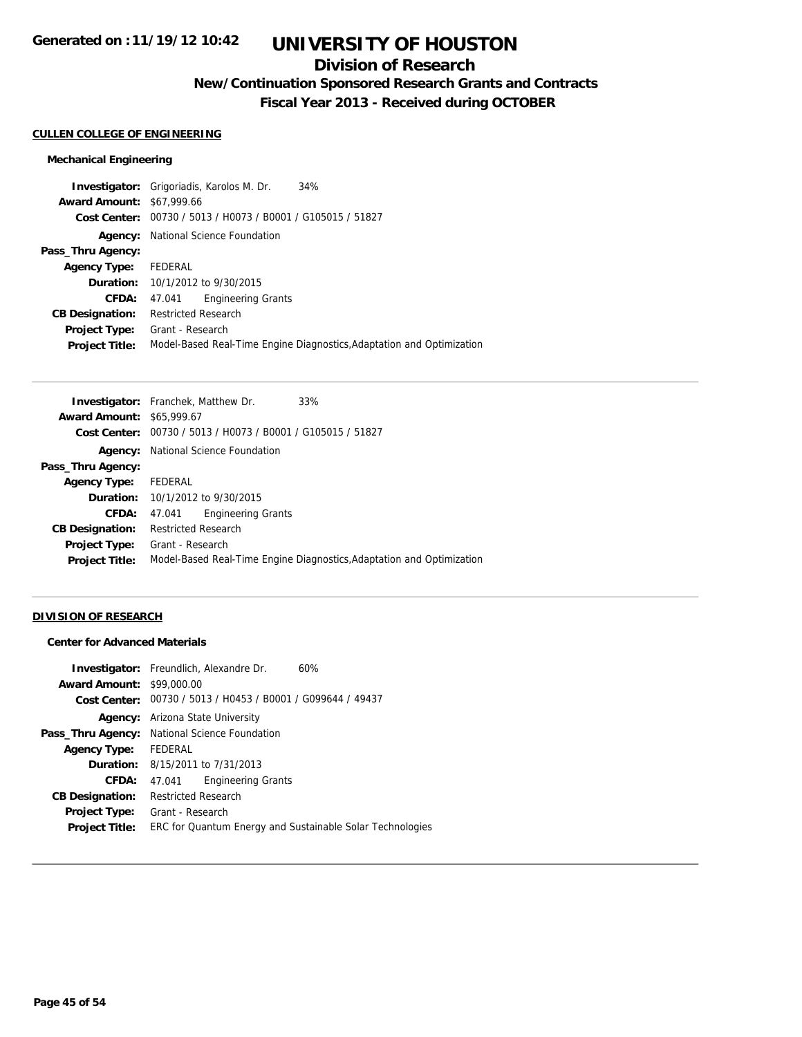Generated on :11/19/12 10:42

# UNIVERSITY OF HOUSTON

## Division of Research

### New/Continuation Sponsored Research Grants and Contracts

### Fiscal Year 2013 - Received during OCTOBER

**CULLEN COLLEGE OF ENGINEERING**

**Mechanical Engineering**

| | |
|---|---|
| **Investigator:** | Grigoriadis, Karolos M. Dr. 34% |
| **Award Amount:** | $67,999.66 |
| **Cost Center:** | 00730 / 5013 / H0073 / B0001 / G105015 / 51827 |
| **Agency:** | National Science Foundation |
| **Pass_Thru Agency:** | |
| **Agency Type:** | FEDERAL |
| **Duration:** | 10/1/2012 to 9/30/2015 |
| **CFDA:** | 47.041 Engineering Grants |
| **CB Designation:** | Restricted Research |
| **Project Type:** | Grant - Research |
| **Project Title:** | Model-Based Real-Time Engine Diagnostics,Adaptation and Optimization |

| | |
|---|---|
| **Investigator:** | Franchek, Matthew Dr. 33% |
| **Award Amount:** | $65,999.67 |
| **Cost Center:** | 00730 / 5013 / H0073 / B0001 / G105015 / 51827 |
| **Agency:** | National Science Foundation |
| **Pass_Thru Agency:** | |
| **Agency Type:** | FEDERAL |
| **Duration:** | 10/1/2012 to 9/30/2015 |
| **CFDA:** | 47.041 Engineering Grants |
| **CB Designation:** | Restricted Research |
| **Project Type:** | Grant - Research |
| **Project Title:** | Model-Based Real-Time Engine Diagnostics,Adaptation and Optimization |

**DIVISION OF RESEARCH**

**Center for Advanced Materials**

| | |
|---|---|
| **Investigator:** | Freundlich, Alexandre Dr. 60% |
| **Award Amount:** | $99,000.00 |
| **Cost Center:** | 00730 / 5013 / H0453 / B0001 / G099644 / 49437 |
| **Agency:** | Arizona State University |
| **Pass_Thru Agency:** | National Science Foundation |
| **Agency Type:** | FEDERAL |
| **Duration:** | 8/15/2011 to 7/31/2013 |
| **CFDA:** | 47.041 Engineering Grants |
| **CB Designation:** | Restricted Research |
| **Project Type:** | Grant - Research |
| **Project Title:** | ERC for Quantum Energy and Sustainable Solar Technologies |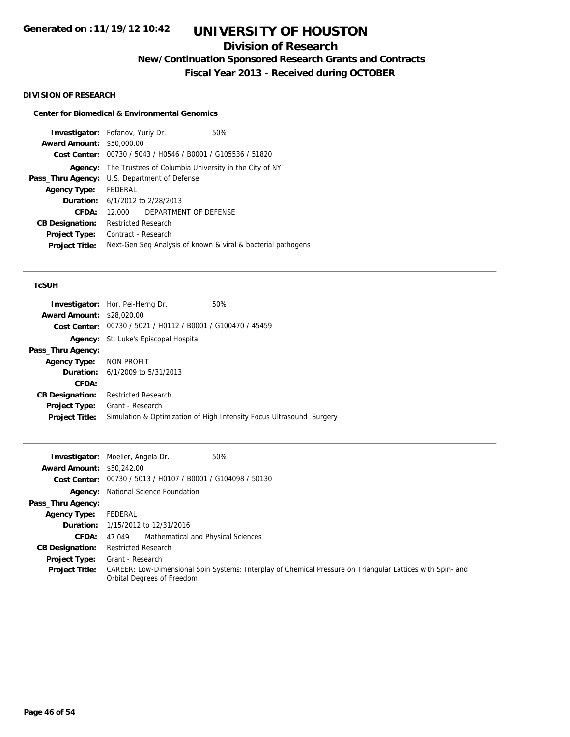# UNIVERSITY OF HOUSTON

## Division of Research

### New/Continuation Sponsored Research Grants and Contracts

### Fiscal Year 2013 - Received during OCTOBER

Generated on :11/19/12 10:42

**DIVISION OF RESEARCH**

**Center for Biomedical & Environmental Genomics**

| | |
|---|---|
| **Investigator:** | Fofanov, Yuriy Dr. 50% |
| **Award Amount:** | $50,000.00 |
| **Cost Center:** | 00730 / 5043 / H0546 / B0001 / G105536 / 51820 |
| **Agency:** | The Trustees of Columbia University in the City of NY |
| **Pass_Thru Agency:** | U.S. Department of Defense |
| **Agency Type:** | FEDERAL |
| **Duration:** | 6/1/2012 to 2/28/2013 |
| **CFDA:** | 12.000 DEPARTMENT OF DEFENSE |
| **CB Designation:** | Restricted Research |
| **Project Type:** | Contract - Research |
| **Project Title:** | Next-Gen Seq Analysis of known & viral & bacterial pathogens |

**TcSUH**

| | |
|---|---|
| **Investigator:** | Hor, Pei-Herng Dr. 50% |
| **Award Amount:** | $28,020.00 |
| **Cost Center:** | 00730 / 5021 / H0112 / B0001 / G100470 / 45459 |
| **Agency:** | St. Luke's Episcopal Hospital |
| **Pass_Thru Agency:** | |
| **Agency Type:** | NON PROFIT |
| **Duration:** | 6/1/2009 to 5/31/2013 |
| **CFDA:** | |
| **CB Designation:** | Restricted Research |
| **Project Type:** | Grant - Research |
| **Project Title:** | Simulation & Optimization of High Intensity Focus Ultrasound Surgery |

| | |
|---|---|
| **Investigator:** | Moeller, Angela Dr. 50% |
| **Award Amount:** | $50,242.00 |
| **Cost Center:** | 00730 / 5013 / H0107 / B0001 / G104098 / 50130 |
| **Agency:** | National Science Foundation |
| **Pass_Thru Agency:** | |
| **Agency Type:** | FEDERAL |
| **Duration:** | 1/15/2012 to 12/31/2016 |
| **CFDA:** | 47.049 Mathematical and Physical Sciences |
| **CB Designation:** | Restricted Research |
| **Project Type:** | Grant - Research |
| **Project Title:** | CAREER: Low-Dimensional Spin Systems: Interplay of Chemical Pressure on Triangular Lattices with Spin- and Orbital Degrees of Freedom |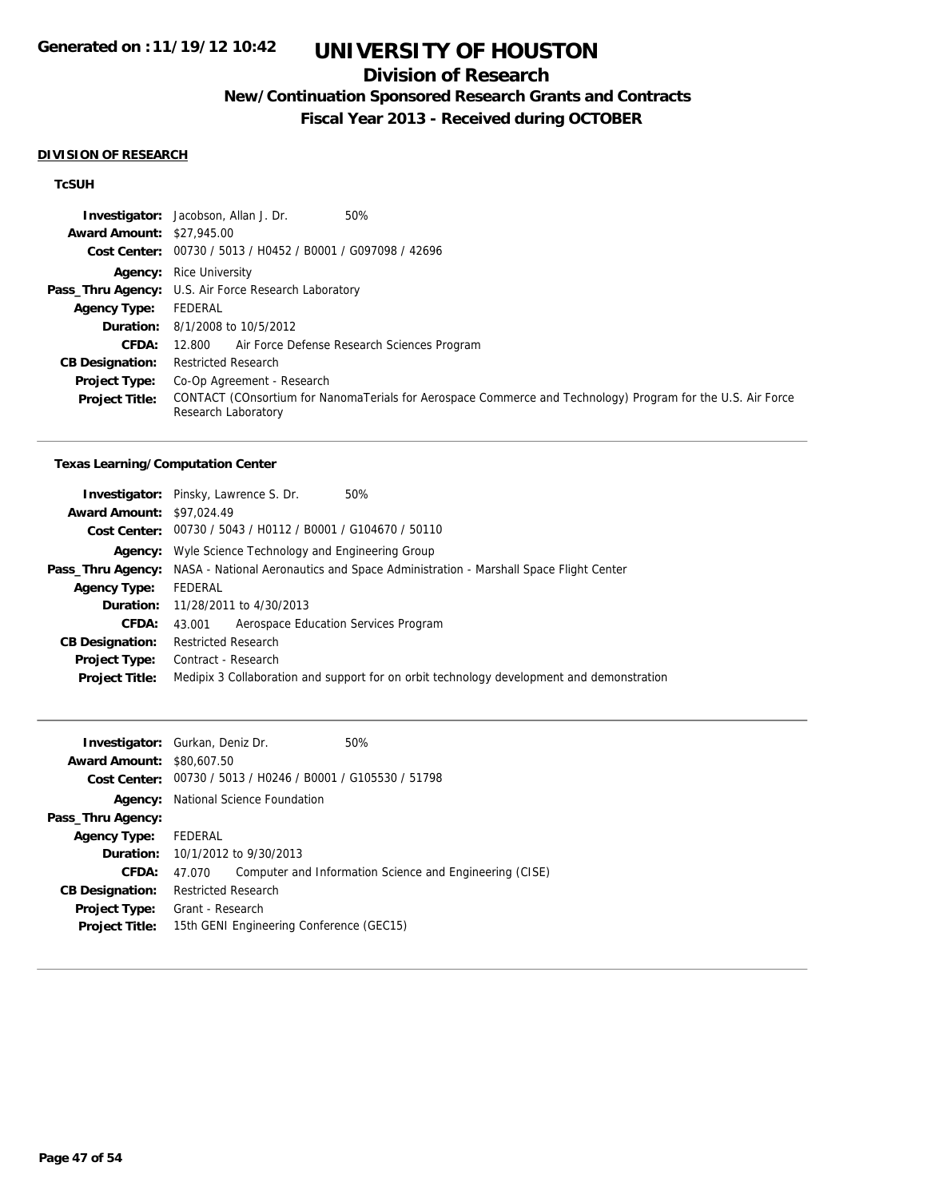**Generated on :11/19/12 10:42**

# UNIVERSITY OF HOUSTON

## Division of Research

### New/Continuation Sponsored Research Grants and Contracts

### Fiscal Year 2013 - Received during OCTOBER

**DIVISION OF RESEARCH**

**TcSUH**

**Investigator:** Jacobson, Allan J. Dr. 50%
**Award Amount:** $27,945.00
**Cost Center:** 00730 / 5013 / H0452 / B0001 / G097098 / 42696
**Agency:** Rice University
**Pass_Thru Agency:** U.S. Air Force Research Laboratory
**Agency Type:** FEDERAL
**Duration:** 8/1/2008 to 10/5/2012
**CFDA:** 12.800 Air Force Defense Research Sciences Program
**CB Designation:** Restricted Research
**Project Type:** Co-Op Agreement - Research
**Project Title:** CONTACT (COnsortium for NanomaTerials for Aerospace Commerce and Technology) Program for the U.S. Air Force Research Laboratory

---

**Texas Learning/Computation Center**

**Investigator:** Pinsky, Lawrence S. Dr. 50%
**Award Amount:** $97,024.49
**Cost Center:** 00730 / 5043 / H0112 / B0001 / G104670 / 50110
**Agency:** Wyle Science Technology and Engineering Group
**Pass_Thru Agency:** NASA - National Aeronautics and Space Administration - Marshall Space Flight Center
**Agency Type:** FEDERAL
**Duration:** 11/28/2011 to 4/30/2013
**CFDA:** 43.001 Aerospace Education Services Program
**CB Designation:** Restricted Research
**Project Type:** Contract - Research
**Project Title:** Medipix 3 Collaboration and support for on orbit technology development and demonstration

---

**Investigator:** Gurkan, Deniz Dr. 50%
**Award Amount:** $80,607.50
**Cost Center:** 00730 / 5013 / H0246 / B0001 / G105530 / 51798
**Agency:** National Science Foundation
**Pass_Thru Agency:**
**Agency Type:** FEDERAL
**Duration:** 10/1/2012 to 9/30/2013
**CFDA:** 47.070 Computer and Information Science and Engineering (CISE)
**CB Designation:** Restricted Research
**Project Type:** Grant - Research
**Project Title:** 15th GENI Engineering Conference (GEC15)

---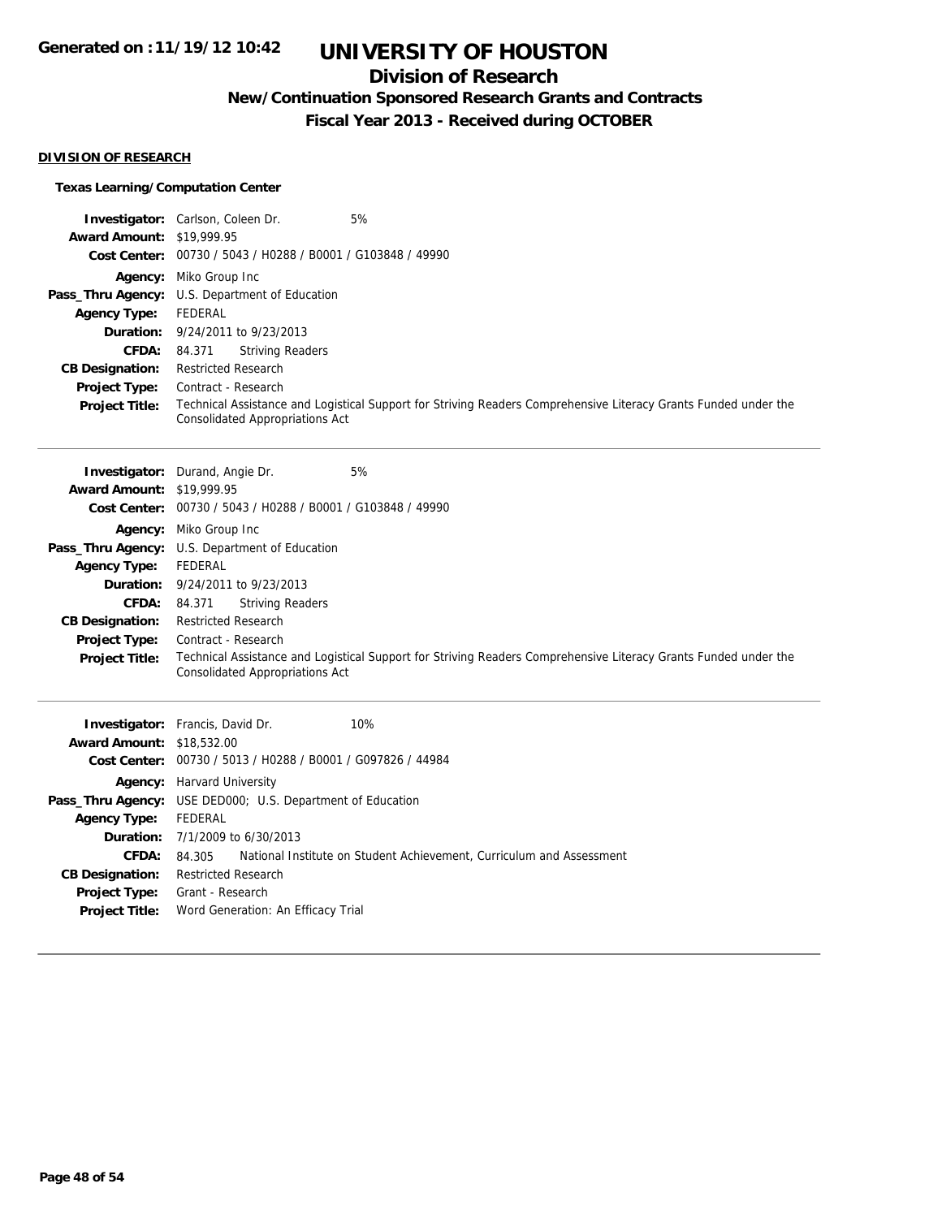## DIVISION OF RESEARCH

### Texas Learning/Computation Center

**Investigator:** Carlson, Coleen Dr. 5%
**Award Amount:** $19,999.95
**Cost Center:** 00730 / 5043 / H0288 / B0001 / G103848 / 49990
**Agency:** Miko Group Inc
**Pass_Thru Agency:** U.S. Department of Education
**Agency Type:** FEDERAL
**Duration:** 9/24/2011 to 9/23/2013
**CFDA:** 84.371 Striving Readers
**CB Designation:** Restricted Research
**Project Type:** Contract - Research
**Project Title:** Technical Assistance and Logistical Support for Striving Readers Comprehensive Literacy Grants Funded under the Consolidated Appropriations Act

---

**Investigator:** Durand, Angie Dr. 5%
**Award Amount:** $19,999.95
**Cost Center:** 00730 / 5043 / H0288 / B0001 / G103848 / 49990
**Agency:** Miko Group Inc
**Pass_Thru Agency:** U.S. Department of Education
**Agency Type:** FEDERAL
**Duration:** 9/24/2011 to 9/23/2013
**CFDA:** 84.371 Striving Readers
**CB Designation:** Restricted Research
**Project Type:** Contract - Research
**Project Title:** Technical Assistance and Logistical Support for Striving Readers Comprehensive Literacy Grants Funded under the Consolidated Appropriations Act

---

**Investigator:** Francis, David Dr. 10%
**Award Amount:** $18,532.00
**Cost Center:** 00730 / 5013 / H0288 / B0001 / G097826 / 44984
**Agency:** Harvard University
**Pass_Thru Agency:** USE DED000; U.S. Department of Education
**Agency Type:** FEDERAL
**Duration:** 7/1/2009 to 6/30/2013
**CFDA:** 84.305 National Institute on Student Achievement, Curriculum and Assessment
**CB Designation:** Restricted Research
**Project Type:** Grant - Research
**Project Title:** Word Generation: An Efficacy Trial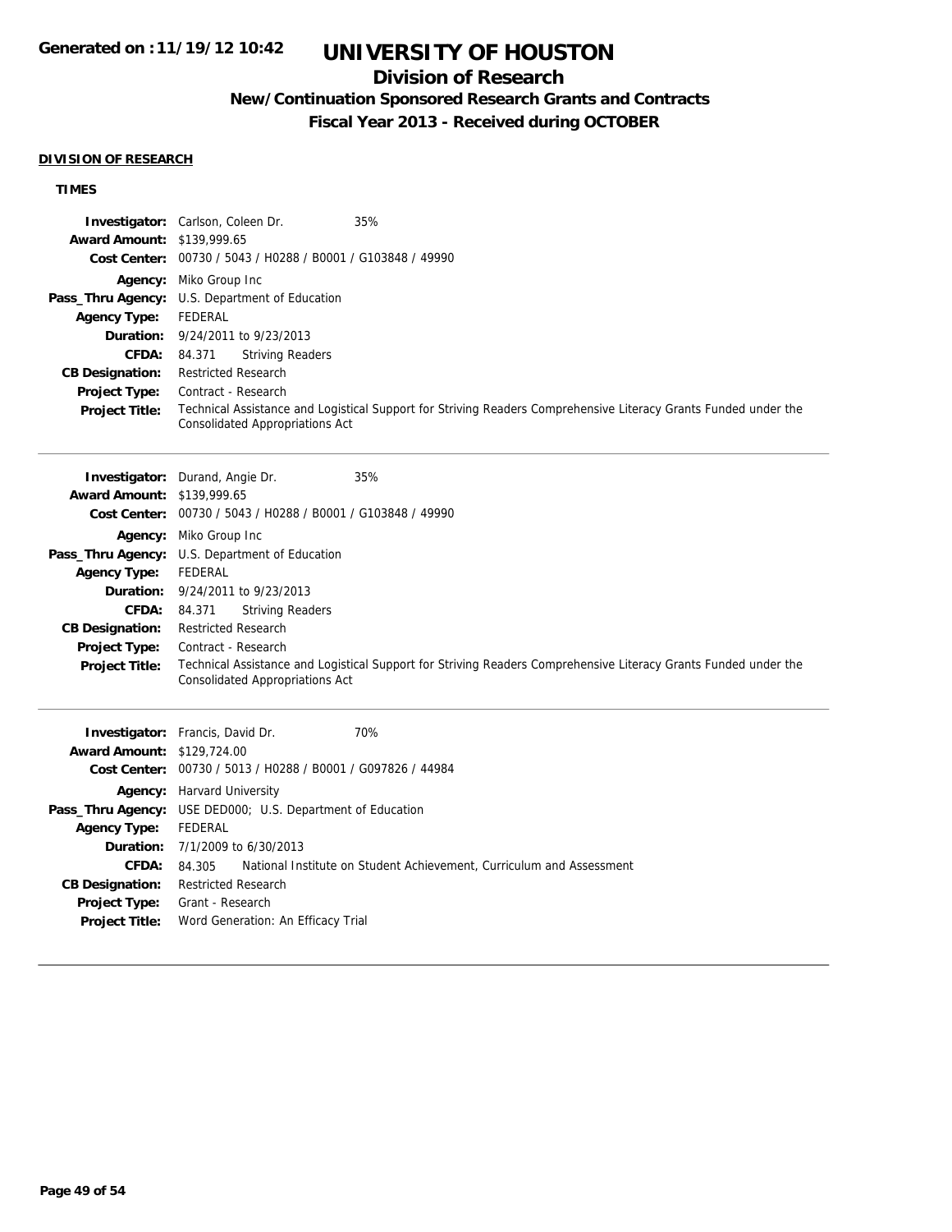# UNIVERSITY OF HOUSTON

## Division of Research

### New/Continuation Sponsored Research Grants and Contracts

### Fiscal Year 2013 - Received during OCTOBER

**DIVISION OF RESEARCH**

**TIMES**

**Investigator:** Carlson, Coleen Dr. 35%
**Award Amount:** $139,999.65
**Cost Center:** 00730 / 5043 / H0288 / B0001 / G103848 / 49990
**Agency:** Miko Group Inc
**Pass_Thru Agency:** U.S. Department of Education
**Agency Type:** FEDERAL
**Duration:** 9/24/2011 to 9/23/2013
**CFDA:** 84.371 Striving Readers
**CB Designation:** Restricted Research
**Project Type:** Contract - Research
**Project Title:** Technical Assistance and Logistical Support for Striving Readers Comprehensive Literacy Grants Funded under the Consolidated Appropriations Act

---

**Investigator:** Durand, Angie Dr. 35%
**Award Amount:** $139,999.65
**Cost Center:** 00730 / 5043 / H0288 / B0001 / G103848 / 49990
**Agency:** Miko Group Inc
**Pass_Thru Agency:** U.S. Department of Education
**Agency Type:** FEDERAL
**Duration:** 9/24/2011 to 9/23/2013
**CFDA:** 84.371 Striving Readers
**CB Designation:** Restricted Research
**Project Type:** Contract - Research
**Project Title:** Technical Assistance and Logistical Support for Striving Readers Comprehensive Literacy Grants Funded under the Consolidated Appropriations Act

---

**Investigator:** Francis, David Dr. 70%
**Award Amount:** $129,724.00
**Cost Center:** 00730 / 5013 / H0288 / B0001 / G097826 / 44984
**Agency:** Harvard University
**Pass_Thru Agency:** USE DED000; U.S. Department of Education
**Agency Type:** FEDERAL
**Duration:** 7/1/2009 to 6/30/2013
**CFDA:** 84.305 National Institute on Student Achievement, Curriculum and Assessment
**CB Designation:** Restricted Research
**Project Type:** Grant - Research
**Project Title:** Word Generation: An Efficacy Trial

---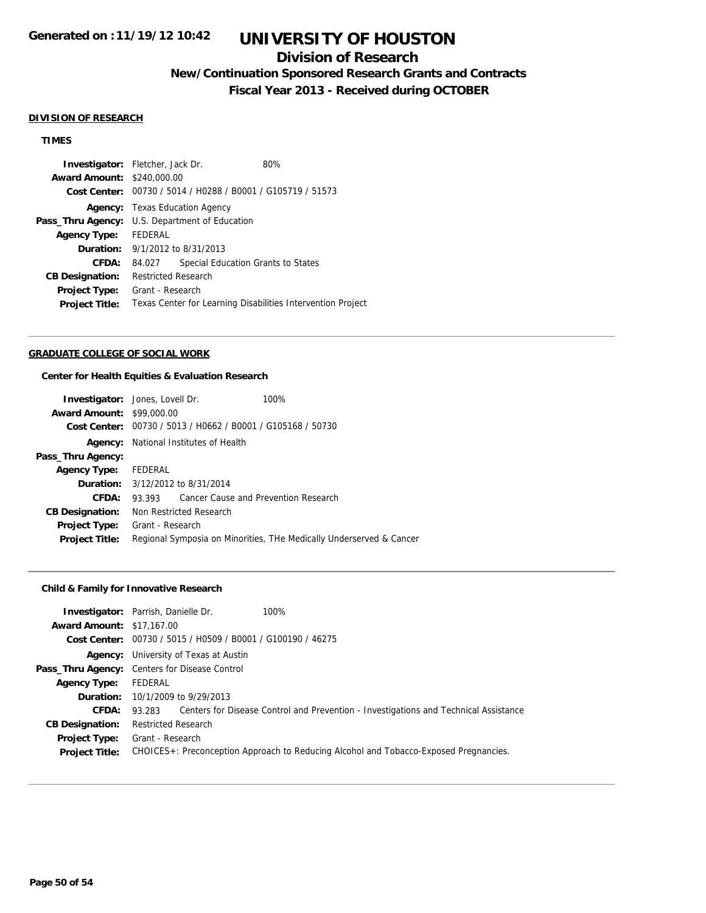# UNIVERSITY OF HOUSTON

## Division of Research

### New/Continuation Sponsored Research Grants and Contracts

### Fiscal Year 2013 - Received during OCTOBER

**DIVISION OF RESEARCH**

**TIMES**

| | | |
|---|---|---|
| **Investigator:** | Fletcher, Jack Dr. | 80% |
| **Award Amount:** | $240,000.00 | |
| **Cost Center:** | 00730 / 5014 / H0288 / B0001 / G105719 / 51573 | |
| **Agency:** | Texas Education Agency | |
| **Pass_Thru Agency:** | U.S. Department of Education | |
| **Agency Type:** | FEDERAL | |
| **Duration:** | 9/1/2012 to 8/31/2013 | |
| **CFDA:** | 84.027 Special Education Grants to States | |
| **CB Designation:** | Restricted Research | |
| **Project Type:** | Grant - Research | |
| **Project Title:** | Texas Center for Learning Disabilities Intervention Project | |

**GRADUATE COLLEGE OF SOCIAL WORK**

**Center for Health Equities & Evaluation Research**

| | | |
|---|---|---|
| **Investigator:** | Jones, Lovell Dr. | 100% |
| **Award Amount:** | $99,000.00 | |
| **Cost Center:** | 00730 / 5013 / H0662 / B0001 / G105168 / 50730 | |
| **Agency:** | National Institutes of Health | |
| **Pass_Thru Agency:** | | |
| **Agency Type:** | FEDERAL | |
| **Duration:** | 3/12/2012 to 8/31/2014 | |
| **CFDA:** | 93.393 Cancer Cause and Prevention Research | |
| **CB Designation:** | Non Restricted Research | |
| **Project Type:** | Grant - Research | |
| **Project Title:** | Regional Symposia on Minorities, THe Medically Underserved & Cancer | |

**Child & Family for Innovative Research**

| | | |
|---|---|---|
| **Investigator:** | Parrish, Danielle Dr. | 100% |
| **Award Amount:** | $17,167.00 | |
| **Cost Center:** | 00730 / 5015 / H0509 / B0001 / G100190 / 46275 | |
| **Agency:** | University of Texas at Austin | |
| **Pass_Thru Agency:** | Centers for Disease Control | |
| **Agency Type:** | FEDERAL | |
| **Duration:** | 10/1/2009 to 9/29/2013 | |
| **CFDA:** | 93.283 Centers for Disease Control and Prevention - Investigations and Technical Assistance | |
| **CB Designation:** | Restricted Research | |
| **Project Type:** | Grant - Research | |
| **Project Title:** | CHOICES+: Preconception Approach to Reducing Alcohol and Tobacco-Exposed Pregnancies. | |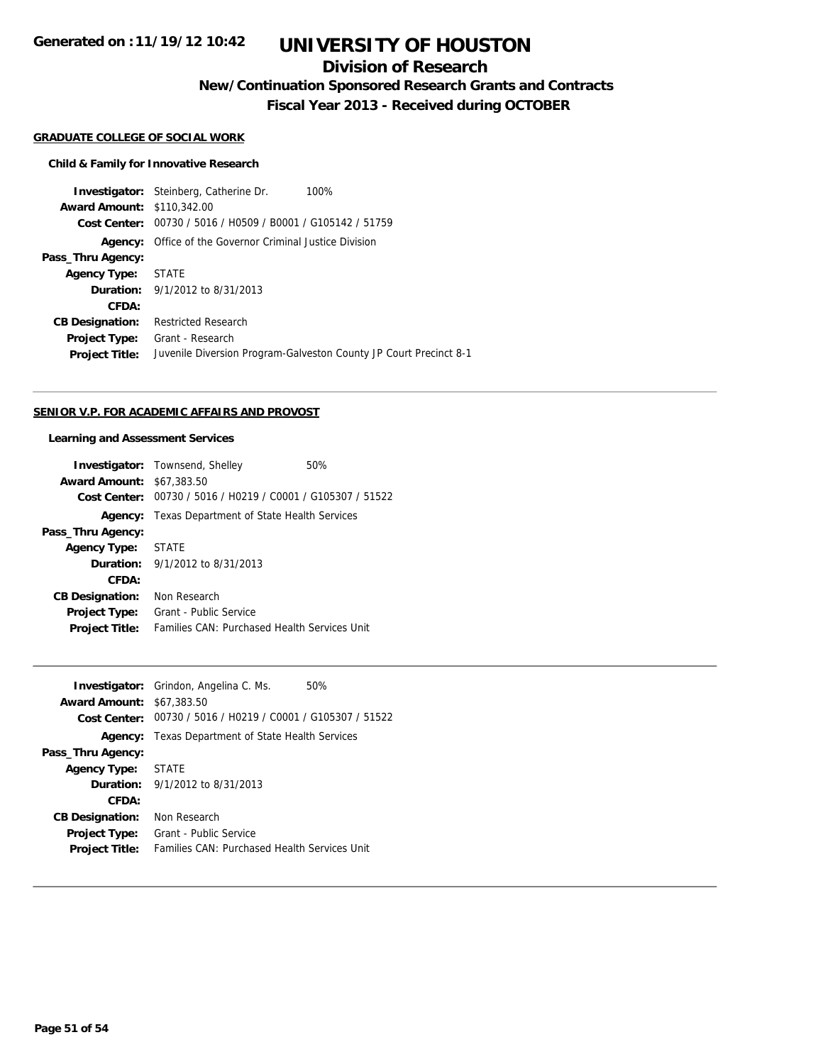# UNIVERSITY OF HOUSTON

## Division of Research

### New/Continuation Sponsored Research Grants and Contracts

### Fiscal Year 2013 - Received during OCTOBER

Generated on :11/19/12 10:42

**GRADUATE COLLEGE OF SOCIAL WORK**

**Child & Family for Innovative Research**

**Investigator:** Steinberg, Catherine Dr. 100%
**Award Amount:** $110,342.00
**Cost Center:** 00730 / 5016 / H0509 / B0001 / G105142 / 51759
**Agency:** Office of the Governor Criminal Justice Division
**Pass_Thru Agency:**
**Agency Type:** STATE
**Duration:** 9/1/2012 to 8/31/2013
**CFDA:**
**CB Designation:** Restricted Research
**Project Type:** Grant - Research
**Project Title:** Juvenile Diversion Program-Galveston County JP Court Precinct 8-1

---

**SENIOR V.P. FOR ACADEMIC AFFAIRS AND PROVOST**

**Learning and Assessment Services**

**Investigator:** Townsend, Shelley 50%
**Award Amount:** $67,383.50
**Cost Center:** 00730 / 5016 / H0219 / C0001 / G105307 / 51522
**Agency:** Texas Department of State Health Services
**Pass_Thru Agency:**
**Agency Type:** STATE
**Duration:** 9/1/2012 to 8/31/2013
**CFDA:**
**CB Designation:** Non Research
**Project Type:** Grant - Public Service
**Project Title:** Families CAN: Purchased Health Services Unit

---

**Investigator:** Grindon, Angelina C. Ms. 50%
**Award Amount:** $67,383.50
**Cost Center:** 00730 / 5016 / H0219 / C0001 / G105307 / 51522
**Agency:** Texas Department of State Health Services
**Pass_Thru Agency:**
**Agency Type:** STATE
**Duration:** 9/1/2012 to 8/31/2013
**CFDA:**
**CB Designation:** Non Research
**Project Type:** Grant - Public Service
**Project Title:** Families CAN: Purchased Health Services Unit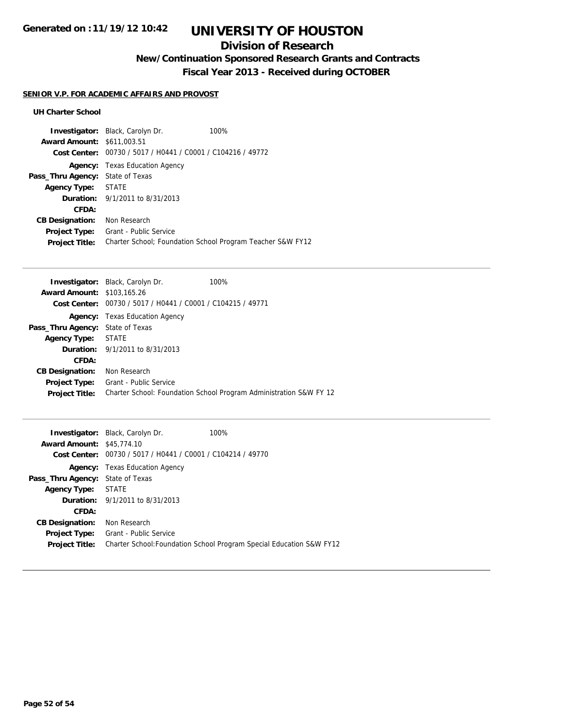# UNIVERSITY OF HOUSTON

## Division of Research

### New/Continuation Sponsored Research Grants and Contracts

### Fiscal Year 2013 - Received during OCTOBER

**SENIOR V.P. FOR ACADEMIC AFFAIRS AND PROVOST**

**UH Charter School**

**Investigator:** Black, Carolyn Dr. 100%
**Award Amount:** $611,003.51
**Cost Center:** 00730 / 5017 / H0441 / C0001 / C104216 / 49772
**Agency:** Texas Education Agency
**Pass_Thru Agency:** State of Texas
**Agency Type:** STATE
**Duration:** 9/1/2011 to 8/31/2013
**CFDA:**
**CB Designation:** Non Research
**Project Type:** Grant - Public Service
**Project Title:** Charter School; Foundation School Program Teacher S&W FY12

---

**Investigator:** Black, Carolyn Dr. 100%
**Award Amount:** $103,165.26
**Cost Center:** 00730 / 5017 / H0441 / C0001 / C104215 / 49771
**Agency:** Texas Education Agency
**Pass_Thru Agency:** State of Texas
**Agency Type:** STATE
**Duration:** 9/1/2011 to 8/31/2013
**CFDA:**
**CB Designation:** Non Research
**Project Type:** Grant - Public Service
**Project Title:** Charter School: Foundation School Program Administration S&W FY 12

---

**Investigator:** Black, Carolyn Dr. 100%
**Award Amount:** $45,774.10
**Cost Center:** 00730 / 5017 / H0441 / C0001 / C104214 / 49770
**Agency:** Texas Education Agency
**Pass_Thru Agency:** State of Texas
**Agency Type:** STATE
**Duration:** 9/1/2011 to 8/31/2013
**CFDA:**
**CB Designation:** Non Research
**Project Type:** Grant - Public Service
**Project Title:** Charter School:Foundation School Program Special Education S&W FY12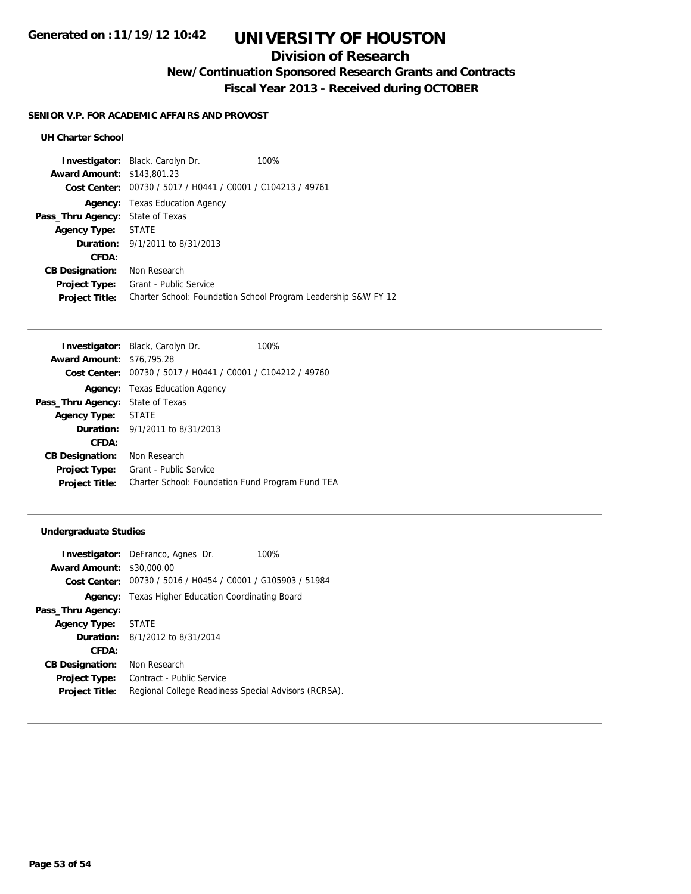# UNIVERSITY OF HOUSTON

## Division of Research

### New/Continuation Sponsored Research Grants and Contracts

### Fiscal Year 2013 - Received during OCTOBER

**SENIOR V.P. FOR ACADEMIC AFFAIRS AND PROVOST**

**UH Charter School**

| | | |
|---|---|---|
| **Investigator:** | Black, Carolyn Dr. | 100% |
| **Award Amount:** | $143,801.23 | |
| **Cost Center:** | 00730 / 5017 / H0441 / C0001 / C104213 / 49761 | |
| **Agency:** | Texas Education Agency | |
| **Pass_Thru Agency:** | State of Texas | |
| **Agency Type:** | STATE | |
| **Duration:** | 9/1/2011 to 8/31/2013 | |
| **CFDA:** | | |
| **CB Designation:** | Non Research | |
| **Project Type:** | Grant - Public Service | |
| **Project Title:** | Charter School: Foundation School Program Leadership S&W FY 12 | |

| | | |
|---|---|---|
| **Investigator:** | Black, Carolyn Dr. | 100% |
| **Award Amount:** | $76,795.28 | |
| **Cost Center:** | 00730 / 5017 / H0441 / C0001 / C104212 / 49760 | |
| **Agency:** | Texas Education Agency | |
| **Pass_Thru Agency:** | State of Texas | |
| **Agency Type:** | STATE | |
| **Duration:** | 9/1/2011 to 8/31/2013 | |
| **CFDA:** | | |
| **CB Designation:** | Non Research | |
| **Project Type:** | Grant - Public Service | |
| **Project Title:** | Charter School: Foundation Fund Program Fund TEA | |

**Undergraduate Studies**

| | | |
|---|---|---|
| **Investigator:** | DeFranco, Agnes Dr. | 100% |
| **Award Amount:** | $30,000.00 | |
| **Cost Center:** | 00730 / 5016 / H0454 / C0001 / G105903 / 51984 | |
| **Agency:** | Texas Higher Education Coordinating Board | |
| **Pass_Thru Agency:** | | |
| **Agency Type:** | STATE | |
| **Duration:** | 8/1/2012 to 8/31/2014 | |
| **CFDA:** | | |
| **CB Designation:** | Non Research | |
| **Project Type:** | Contract - Public Service | |
| **Project Title:** | Regional College Readiness Special Advisors (RCRSA). | |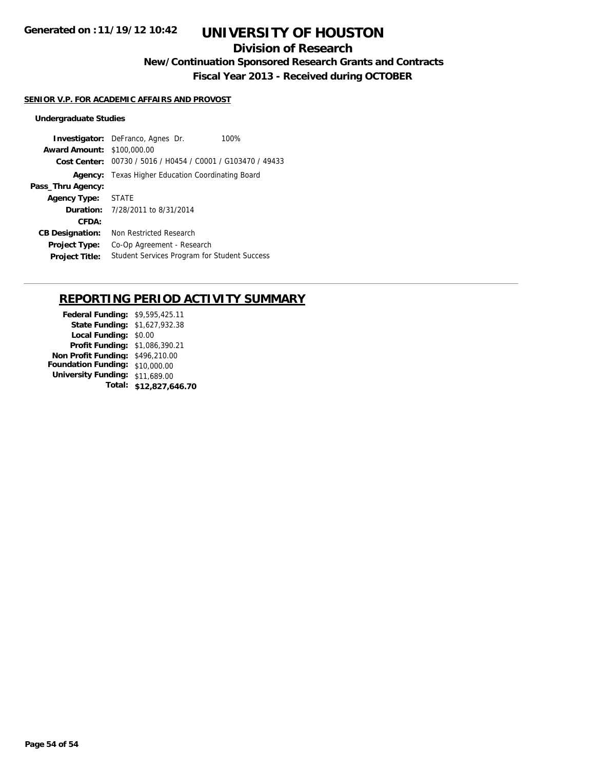**Generated on :11/19/12 10:42**

# UNIVERSITY OF HOUSTON

## Division of Research

### New/Continuation Sponsored Research Grants and Contracts

### Fiscal Year 2013 - Received during OCTOBER

**SENIOR V.P. FOR ACADEMIC AFFAIRS AND PROVOST**

**Undergraduate Studies**

**Investigator:** DeFranco, Agnes Dr. 100%
**Award Amount:** $100,000.00
**Cost Center:** 00730 / 5016 / H0454 / C0001 / G103470 / 49433
**Agency:** Texas Higher Education Coordinating Board
**Pass_Thru Agency:**
**Agency Type:** STATE
**Duration:** 7/28/2011 to 8/31/2014
**CFDA:**
**CB Designation:** Non Restricted Research
**Project Type:** Co-Op Agreement - Research
**Project Title:** Student Services Program for Student Success

---

## REPORTING PERIOD ACTIVITY SUMMARY

**Federal Funding:** $9,595,425.11
**State Funding:** $1,627,932.38
**Local Funding:** $0.00
**Profit Funding:** $1,086,390.21
**Non Profit Funding:** $496,210.00
**Foundation Funding:** $10,000.00
**University Funding:** $11,689.00
**Total:** **$12,827,646.70**